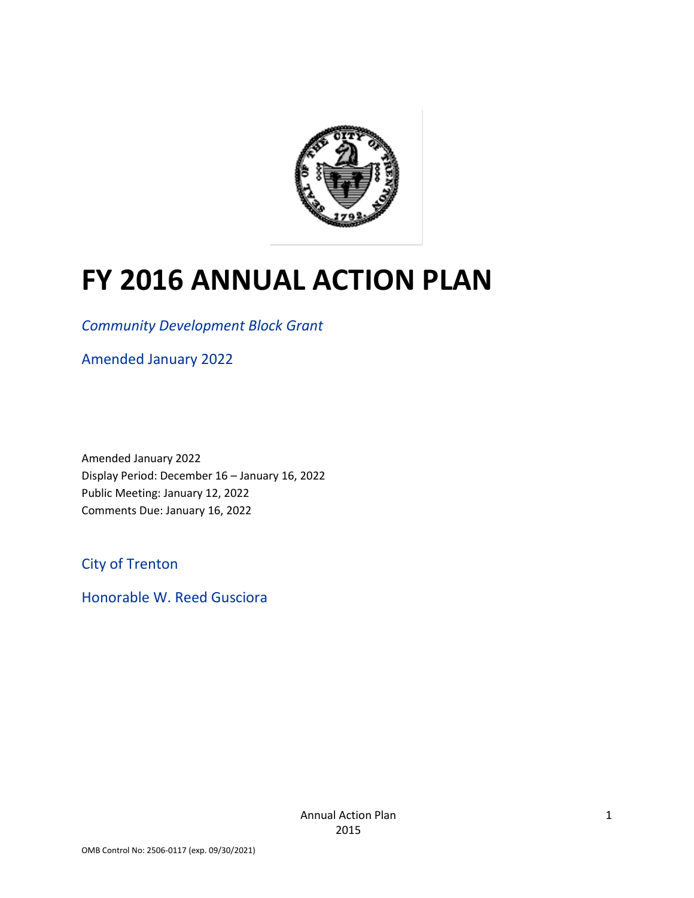# FY 2016 ANNUAL ACTION PLAN

*Community Development Block Grant*

Amended January 2022

Amended January 2022
Display Period: December 16 – January 16, 2022
Public Meeting: January 12, 2022
Comments Due: January 16, 2022

City of Trenton

Honorable W. Reed Gusciora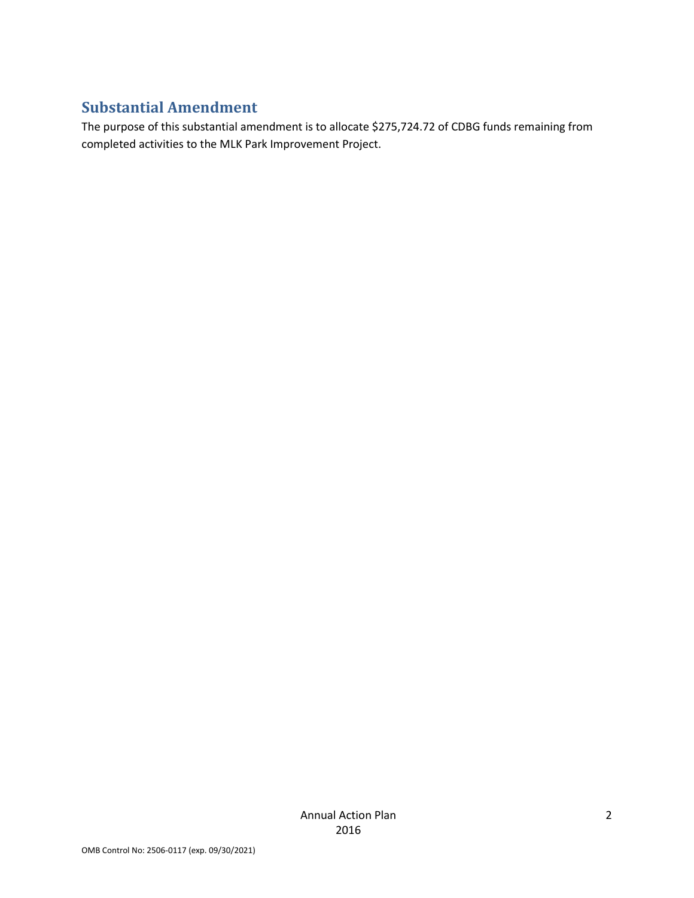## Substantial Amendment

The purpose of this substantial amendment is to allocate $275,724.72 of CDBG funds remaining from completed activities to the MLK Park Improvement Project.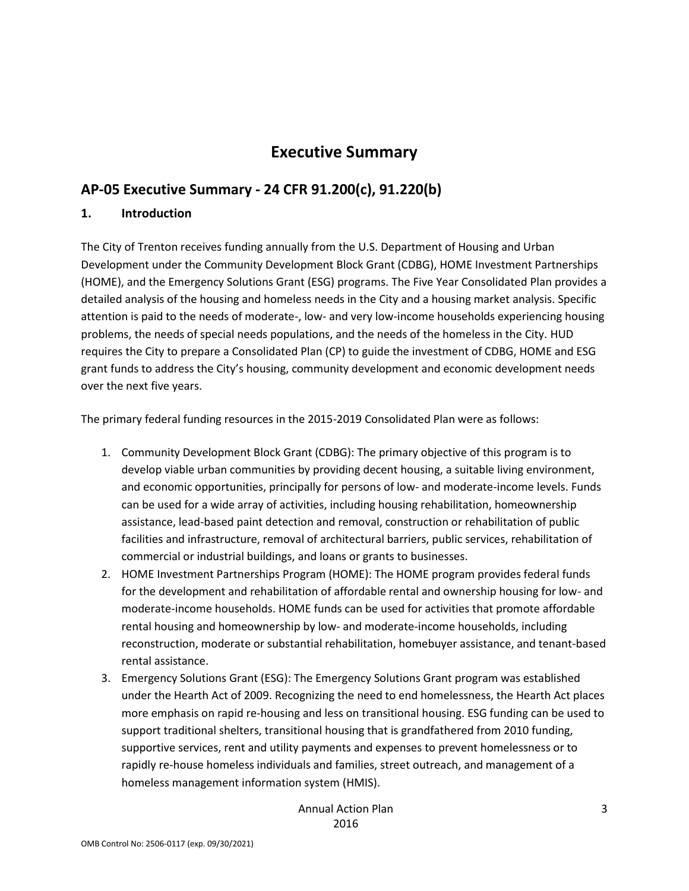# Executive Summary

## AP-05 Executive Summary - 24 CFR 91.200(c), 91.220(b)

### 1. Introduction

The City of Trenton receives funding annually from the U.S. Department of Housing and Urban Development under the Community Development Block Grant (CDBG), HOME Investment Partnerships (HOME), and the Emergency Solutions Grant (ESG) programs. The Five Year Consolidated Plan provides a detailed analysis of the housing and homeless needs in the City and a housing market analysis. Specific attention is paid to the needs of moderate-, low- and very low-income households experiencing housing problems, the needs of special needs populations, and the needs of the homeless in the City. HUD requires the City to prepare a Consolidated Plan (CP) to guide the investment of CDBG, HOME and ESG grant funds to address the City's housing, community development and economic development needs over the next five years.

The primary federal funding resources in the 2015-2019 Consolidated Plan were as follows:

1. Community Development Block Grant (CDBG): The primary objective of this program is to develop viable urban communities by providing decent housing, a suitable living environment, and economic opportunities, principally for persons of low- and moderate-income levels. Funds can be used for a wide array of activities, including housing rehabilitation, homeownership assistance, lead-based paint detection and removal, construction or rehabilitation of public facilities and infrastructure, removal of architectural barriers, public services, rehabilitation of commercial or industrial buildings, and loans or grants to businesses.
2. HOME Investment Partnerships Program (HOME): The HOME program provides federal funds for the development and rehabilitation of affordable rental and ownership housing for low- and moderate-income households. HOME funds can be used for activities that promote affordable rental housing and homeownership by low- and moderate-income households, including reconstruction, moderate or substantial rehabilitation, homebuyer assistance, and tenant-based rental assistance.
3. Emergency Solutions Grant (ESG): The Emergency Solutions Grant program was established under the Hearth Act of 2009. Recognizing the need to end homelessness, the Hearth Act places more emphasis on rapid re-housing and less on transitional housing. ESG funding can be used to support traditional shelters, transitional housing that is grandfathered from 2010 funding, supportive services, rent and utility payments and expenses to prevent homelessness or to rapidly re-house homeless individuals and families, street outreach, and management of a homeless management information system (HMIS).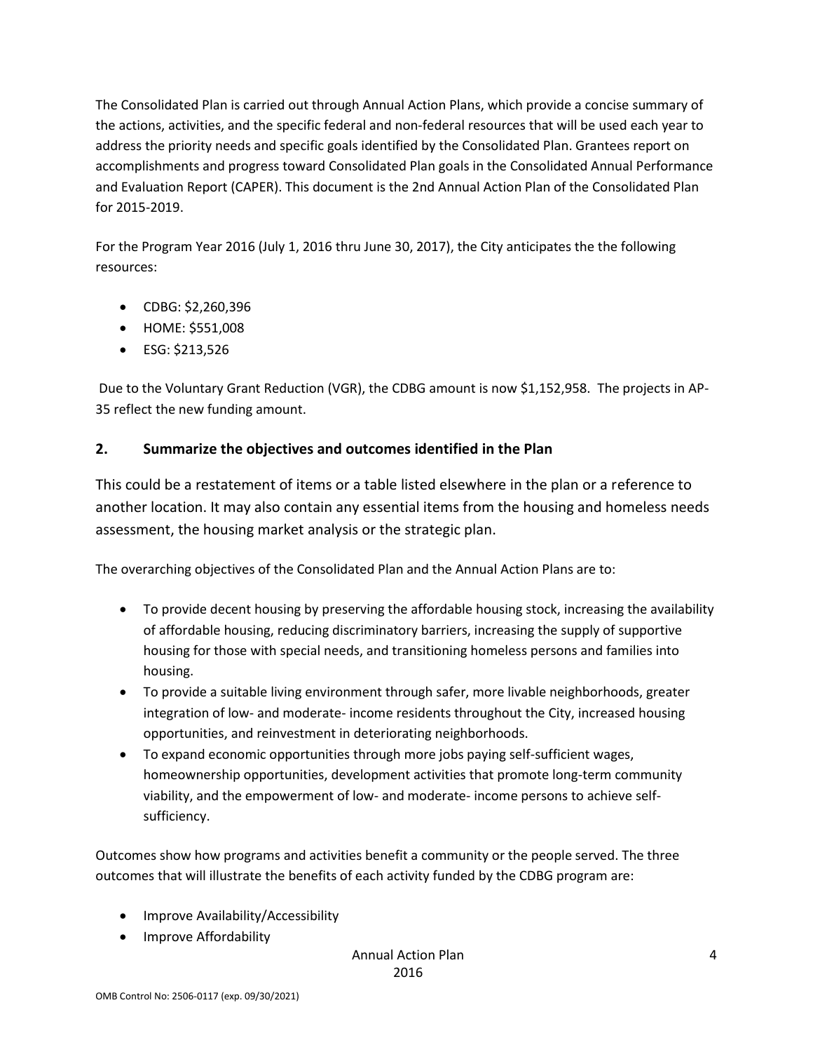The Consolidated Plan is carried out through Annual Action Plans, which provide a concise summary of the actions, activities, and the specific federal and non-federal resources that will be used each year to address the priority needs and specific goals identified by the Consolidated Plan. Grantees report on accomplishments and progress toward Consolidated Plan goals in the Consolidated Annual Performance and Evaluation Report (CAPER). This document is the 2nd Annual Action Plan of the Consolidated Plan for 2015-2019.

For the Program Year 2016 (July 1, 2016 thru June 30, 2017), the City anticipates the the following resources:

- CDBG: $2,260,396
- HOME: $551,008
- ESG: $213,526

Due to the Voluntary Grant Reduction (VGR), the CDBG amount is now $1,152,958. The projects in AP-35 reflect the new funding amount.

## 2. Summarize the objectives and outcomes identified in the Plan

This could be a restatement of items or a table listed elsewhere in the plan or a reference to another location. It may also contain any essential items from the housing and homeless needs assessment, the housing market analysis or the strategic plan.

The overarching objectives of the Consolidated Plan and the Annual Action Plans are to:

- To provide decent housing by preserving the affordable housing stock, increasing the availability of affordable housing, reducing discriminatory barriers, increasing the supply of supportive housing for those with special needs, and transitioning homeless persons and families into housing.
- To provide a suitable living environment through safer, more livable neighborhoods, greater integration of low- and moderate- income residents throughout the City, increased housing opportunities, and reinvestment in deteriorating neighborhoods.
- To expand economic opportunities through more jobs paying self-sufficient wages, homeownership opportunities, development activities that promote long-term community viability, and the empowerment of low- and moderate- income persons to achieve self-sufficiency.

Outcomes show how programs and activities benefit a community or the people served. The three outcomes that will illustrate the benefits of each activity funded by the CDBG program are:

- Improve Availability/Accessibility
- Improve Affordability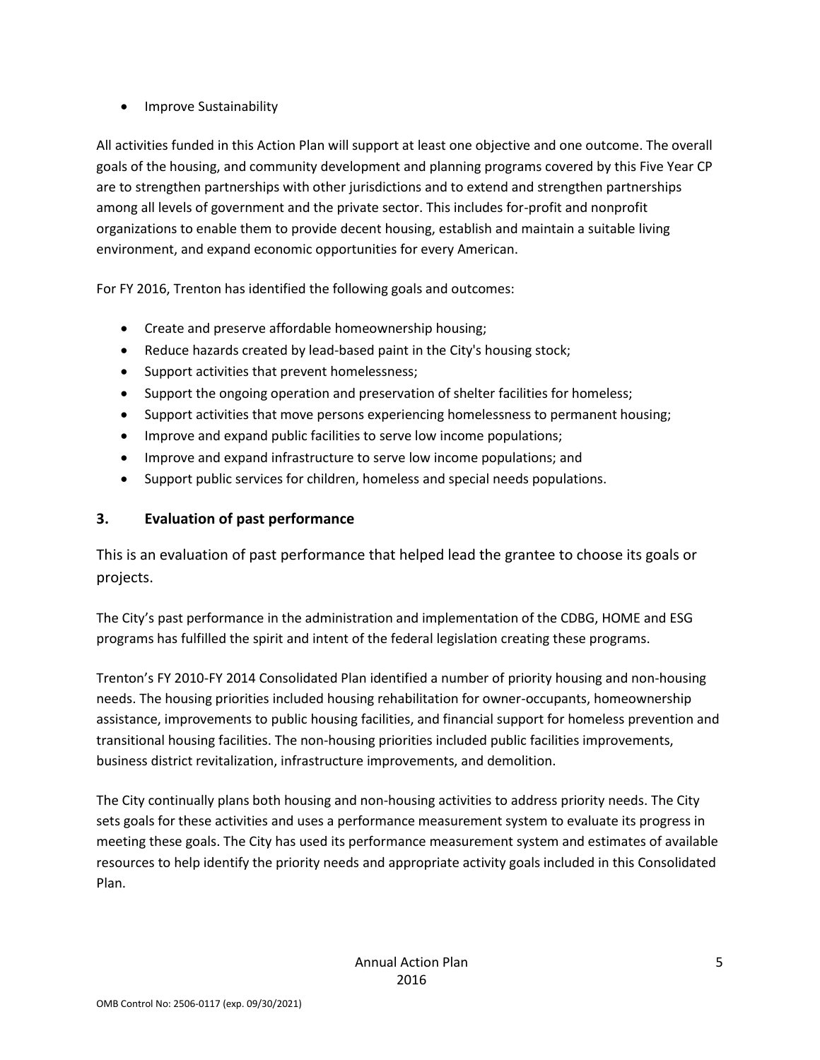- Improve Sustainability

All activities funded in this Action Plan will support at least one objective and one outcome. The overall goals of the housing, and community development and planning programs covered by this Five Year CP are to strengthen partnerships with other jurisdictions and to extend and strengthen partnerships among all levels of government and the private sector. This includes for-profit and nonprofit organizations to enable them to provide decent housing, establish and maintain a suitable living environment, and expand economic opportunities for every American.

For FY 2016, Trenton has identified the following goals and outcomes:

- Create and preserve affordable homeownership housing;
- Reduce hazards created by lead-based paint in the City's housing stock;
- Support activities that prevent homelessness;
- Support the ongoing operation and preservation of shelter facilities for homeless;
- Support activities that move persons experiencing homelessness to permanent housing;
- Improve and expand public facilities to serve low income populations;
- Improve and expand infrastructure to serve low income populations; and
- Support public services for children, homeless and special needs populations.

## 3. Evaluation of past performance

This is an evaluation of past performance that helped lead the grantee to choose its goals or projects.

The City's past performance in the administration and implementation of the CDBG, HOME and ESG programs has fulfilled the spirit and intent of the federal legislation creating these programs.

Trenton's FY 2010-FY 2014 Consolidated Plan identified a number of priority housing and non-housing needs. The housing priorities included housing rehabilitation for owner-occupants, homeownership assistance, improvements to public housing facilities, and financial support for homeless prevention and transitional housing facilities. The non-housing priorities included public facilities improvements, business district revitalization, infrastructure improvements, and demolition.

The City continually plans both housing and non-housing activities to address priority needs. The City sets goals for these activities and uses a performance measurement system to evaluate its progress in meeting these goals. The City has used its performance measurement system and estimates of available resources to help identify the priority needs and appropriate activity goals included in this Consolidated Plan.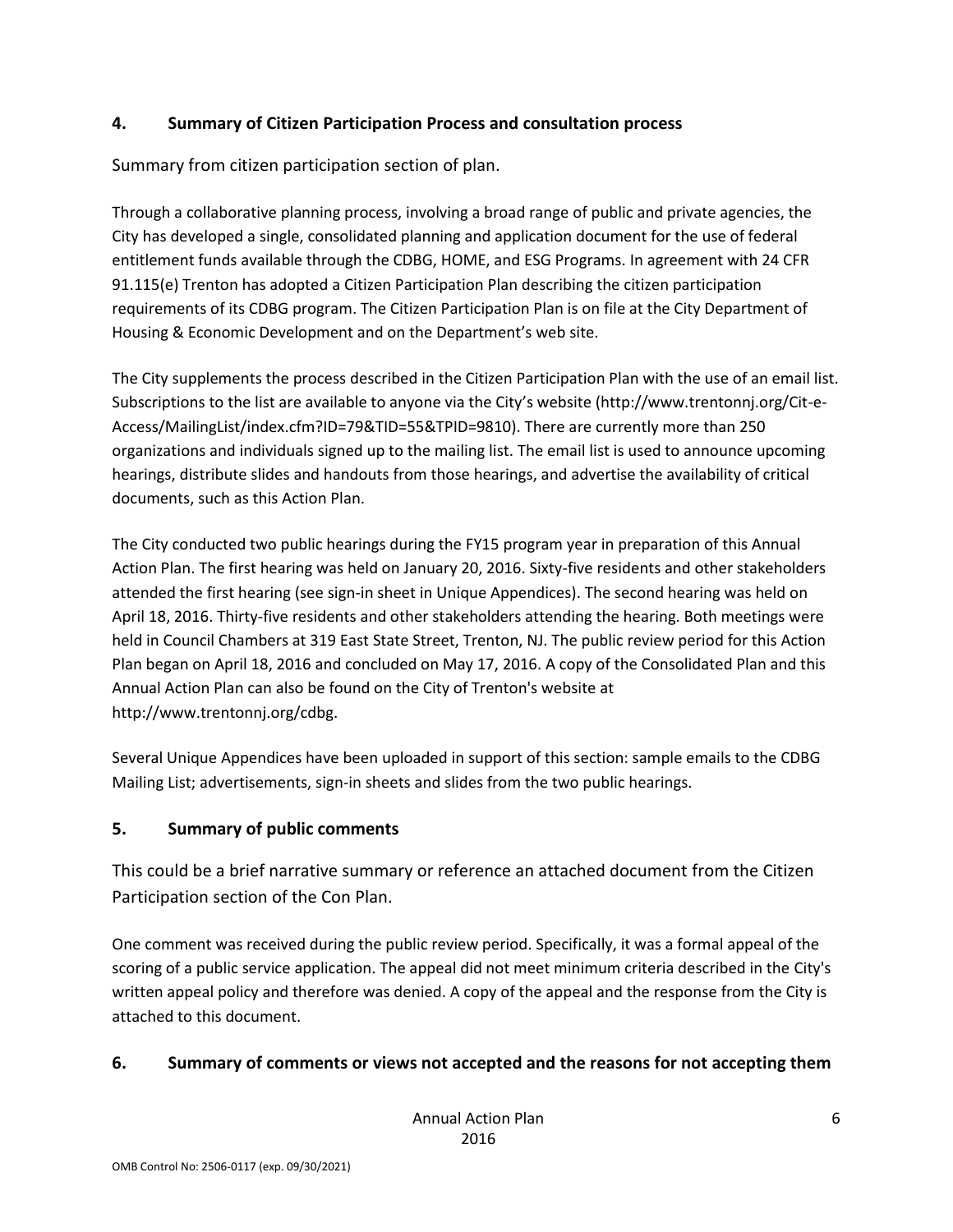## 4. Summary of Citizen Participation Process and consultation process

Summary from citizen participation section of plan.

Through a collaborative planning process, involving a broad range of public and private agencies, the City has developed a single, consolidated planning and application document for the use of federal entitlement funds available through the CDBG, HOME, and ESG Programs. In agreement with 24 CFR 91.115(e) Trenton has adopted a Citizen Participation Plan describing the citizen participation requirements of its CDBG program. The Citizen Participation Plan is on file at the City Department of Housing & Economic Development and on the Department's web site.

The City supplements the process described in the Citizen Participation Plan with the use of an email list. Subscriptions to the list are available to anyone via the City's website (http://www.trentonnj.org/Cit-e-Access/MailingList/index.cfm?ID=79&TID=55&TPID=9810). There are currently more than 250 organizations and individuals signed up to the mailing list. The email list is used to announce upcoming hearings, distribute slides and handouts from those hearings, and advertise the availability of critical documents, such as this Action Plan.

The City conducted two public hearings during the FY15 program year in preparation of this Annual Action Plan. The first hearing was held on January 20, 2016. Sixty-five residents and other stakeholders attended the first hearing (see sign-in sheet in Unique Appendices). The second hearing was held on April 18, 2016. Thirty-five residents and other stakeholders attending the hearing. Both meetings were held in Council Chambers at 319 East State Street, Trenton, NJ. The public review period for this Action Plan began on April 18, 2016 and concluded on May 17, 2016. A copy of the Consolidated Plan and this Annual Action Plan can also be found on the City of Trenton's website at http://www.trentonnj.org/cdbg.

Several Unique Appendices have been uploaded in support of this section: sample emails to the CDBG Mailing List; advertisements, sign-in sheets and slides from the two public hearings.

## 5. Summary of public comments

This could be a brief narrative summary or reference an attached document from the Citizen Participation section of the Con Plan.

One comment was received during the public review period. Specifically, it was a formal appeal of the scoring of a public service application. The appeal did not meet minimum criteria described in the City's written appeal policy and therefore was denied. A copy of the appeal and the response from the City is attached to this document.

## 6. Summary of comments or views not accepted and the reasons for not accepting them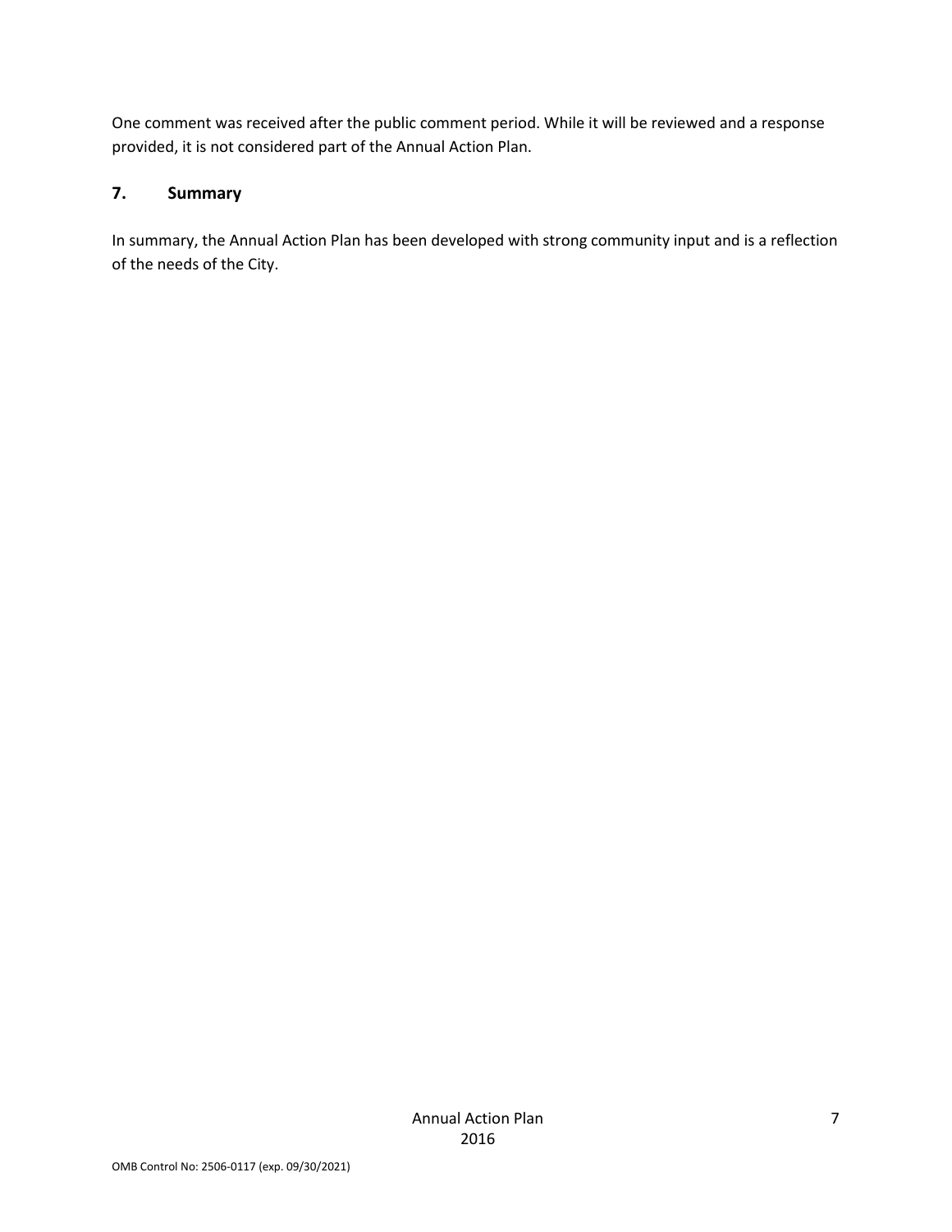One comment was received after the public comment period. While it will be reviewed and a response provided, it is not considered part of the Annual Action Plan.

## 7. Summary

In summary, the Annual Action Plan has been developed with strong community input and is a reflection of the needs of the City.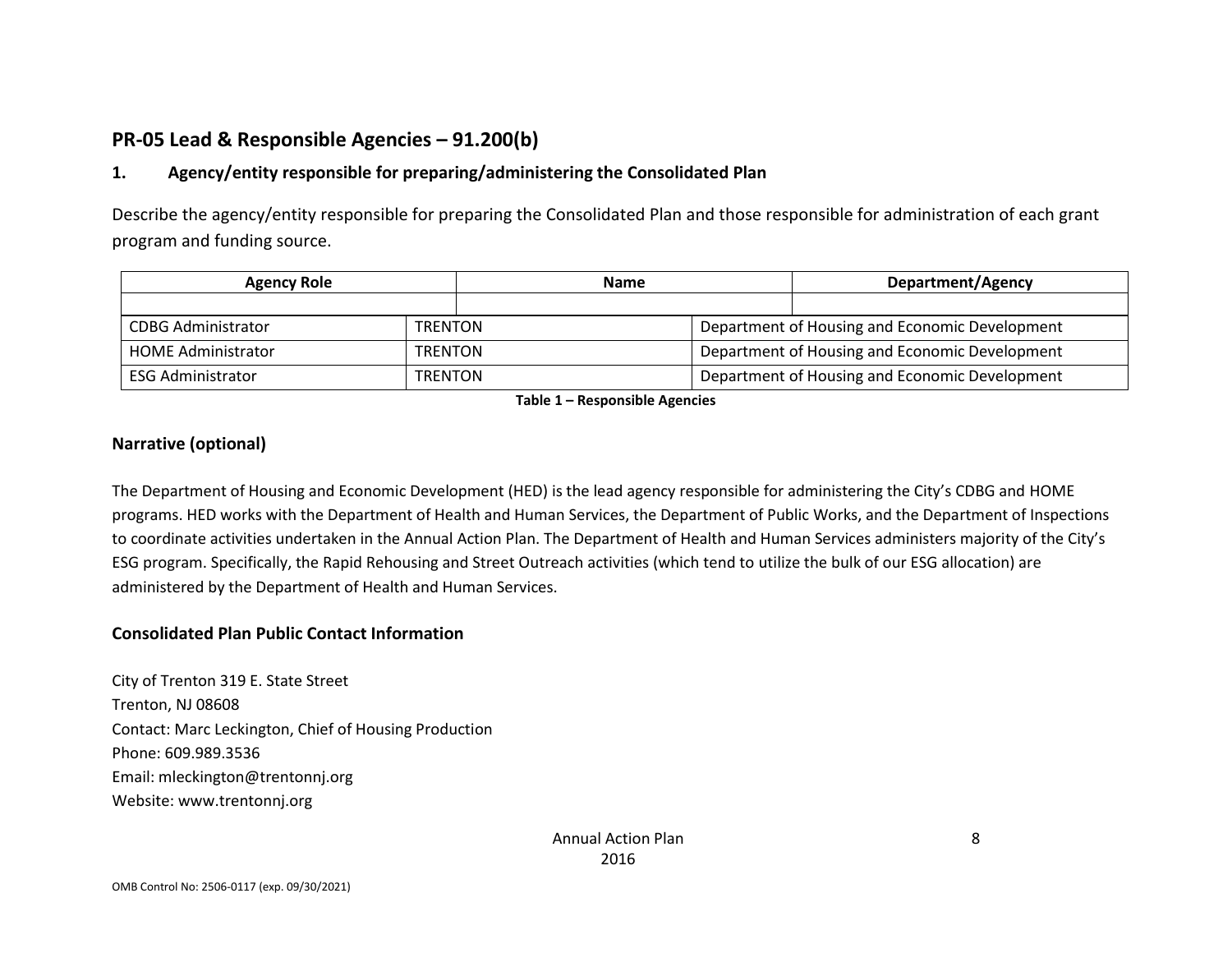## PR-05 Lead & Responsible Agencies – 91.200(b)

### 1. Agency/entity responsible for preparing/administering the Consolidated Plan

Describe the agency/entity responsible for preparing the Consolidated Plan and those responsible for administration of each grant program and funding source.

| Agency Role | Name | Department/Agency |
|---|---|---|
| | | |
| CDBG Administrator | TRENTON | Department of Housing and Economic Development |
| HOME Administrator | TRENTON | Department of Housing and Economic Development |
| ESG Administrator | TRENTON | Department of Housing and Economic Development |

**Table 1 – Responsible Agencies**

### Narrative (optional)

The Department of Housing and Economic Development (HED) is the lead agency responsible for administering the City's CDBG and HOME programs. HED works with the Department of Health and Human Services, the Department of Public Works, and the Department of Inspections to coordinate activities undertaken in the Annual Action Plan. The Department of Health and Human Services administers majority of the City's ESG program. Specifically, the Rapid Rehousing and Street Outreach activities (which tend to utilize the bulk of our ESG allocation) are administered by the Department of Health and Human Services.

### Consolidated Plan Public Contact Information

City of Trenton 319 E. State Street
Trenton, NJ 08608
Contact: Marc Leckington, Chief of Housing Production
Phone: 609.989.3536
Email: mleckington@trentonnj.org
Website: www.trentonnj.org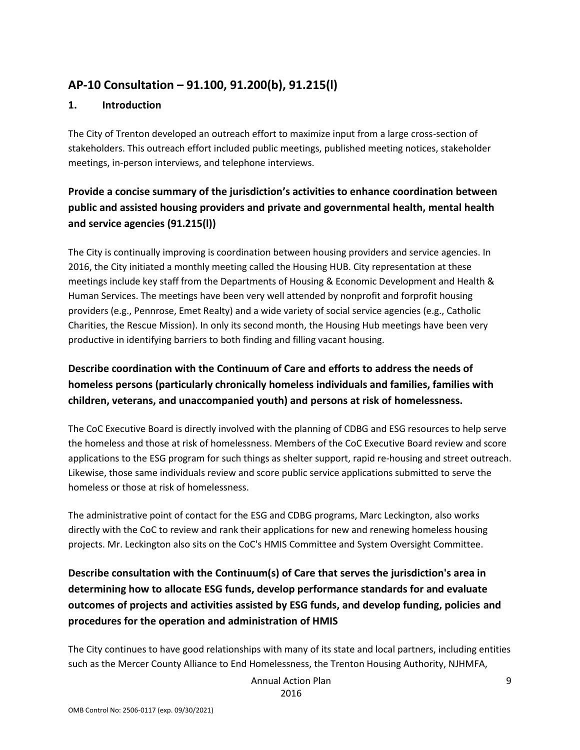## AP-10 Consultation – 91.100, 91.200(b), 91.215(l)

### 1. Introduction

The City of Trenton developed an outreach effort to maximize input from a large cross-section of stakeholders. This outreach effort included public meetings, published meeting notices, stakeholder meetings, in-person interviews, and telephone interviews.

### Provide a concise summary of the jurisdiction's activities to enhance coordination between public and assisted housing providers and private and governmental health, mental health and service agencies (91.215(l))

The City is continually improving is coordination between housing providers and service agencies. In 2016, the City initiated a monthly meeting called the Housing HUB. City representation at these meetings include key staff from the Departments of Housing & Economic Development and Health & Human Services. The meetings have been very well attended by nonprofit and forprofit housing providers (e.g., Pennrose, Emet Realty) and a wide variety of social service agencies (e.g., Catholic Charities, the Rescue Mission). In only its second month, the Housing Hub meetings have been very productive in identifying barriers to both finding and filling vacant housing.

### Describe coordination with the Continuum of Care and efforts to address the needs of homeless persons (particularly chronically homeless individuals and families, families with children, veterans, and unaccompanied youth) and persons at risk of homelessness.

The CoC Executive Board is directly involved with the planning of CDBG and ESG resources to help serve the homeless and those at risk of homelessness. Members of the CoC Executive Board review and score applications to the ESG program for such things as shelter support, rapid re-housing and street outreach. Likewise, those same individuals review and score public service applications submitted to serve the homeless or those at risk of homelessness.

The administrative point of contact for the ESG and CDBG programs, Marc Leckington, also works directly with the CoC to review and rank their applications for new and renewing homeless housing projects. Mr. Leckington also sits on the CoC's HMIS Committee and System Oversight Committee.

### Describe consultation with the Continuum(s) of Care that serves the jurisdiction's area in determining how to allocate ESG funds, develop performance standards for and evaluate outcomes of projects and activities assisted by ESG funds, and develop funding, policies and procedures for the operation and administration of HMIS

The City continues to have good relationships with many of its state and local partners, including entities such as the Mercer County Alliance to End Homelessness, the Trenton Housing Authority, NJHMFA,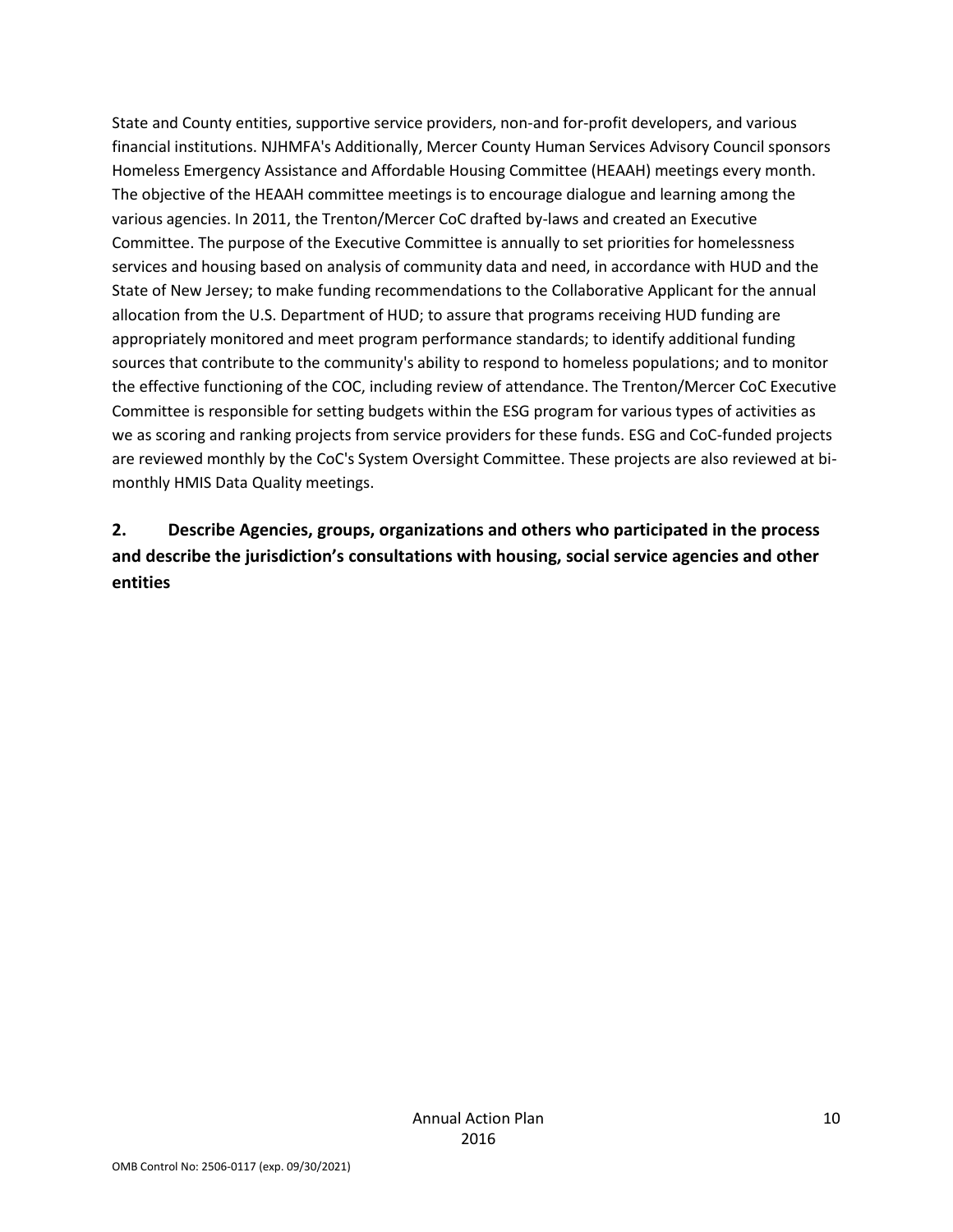State and County entities, supportive service providers, non-and for-profit developers, and various financial institutions. NJHMFA's Additionally, Mercer County Human Services Advisory Council sponsors Homeless Emergency Assistance and Affordable Housing Committee (HEAAH) meetings every month. The objective of the HEAAH committee meetings is to encourage dialogue and learning among the various agencies. In 2011, the Trenton/Mercer CoC drafted by-laws and created an Executive Committee. The purpose of the Executive Committee is annually to set priorities for homelessness services and housing based on analysis of community data and need, in accordance with HUD and the State of New Jersey; to make funding recommendations to the Collaborative Applicant for the annual allocation from the U.S. Department of HUD; to assure that programs receiving HUD funding are appropriately monitored and meet program performance standards; to identify additional funding sources that contribute to the community's ability to respond to homeless populations; and to monitor the effective functioning of the COC, including review of attendance. The Trenton/Mercer CoC Executive Committee is responsible for setting budgets within the ESG program for various types of activities as we as scoring and ranking projects from service providers for these funds. ESG and CoC-funded projects are reviewed monthly by the CoC's System Oversight Committee. These projects are also reviewed at bi-monthly HMIS Data Quality meetings.

**2. Describe Agencies, groups, organizations and others who participated in the process and describe the jurisdiction's consultations with housing, social service agencies and other entities**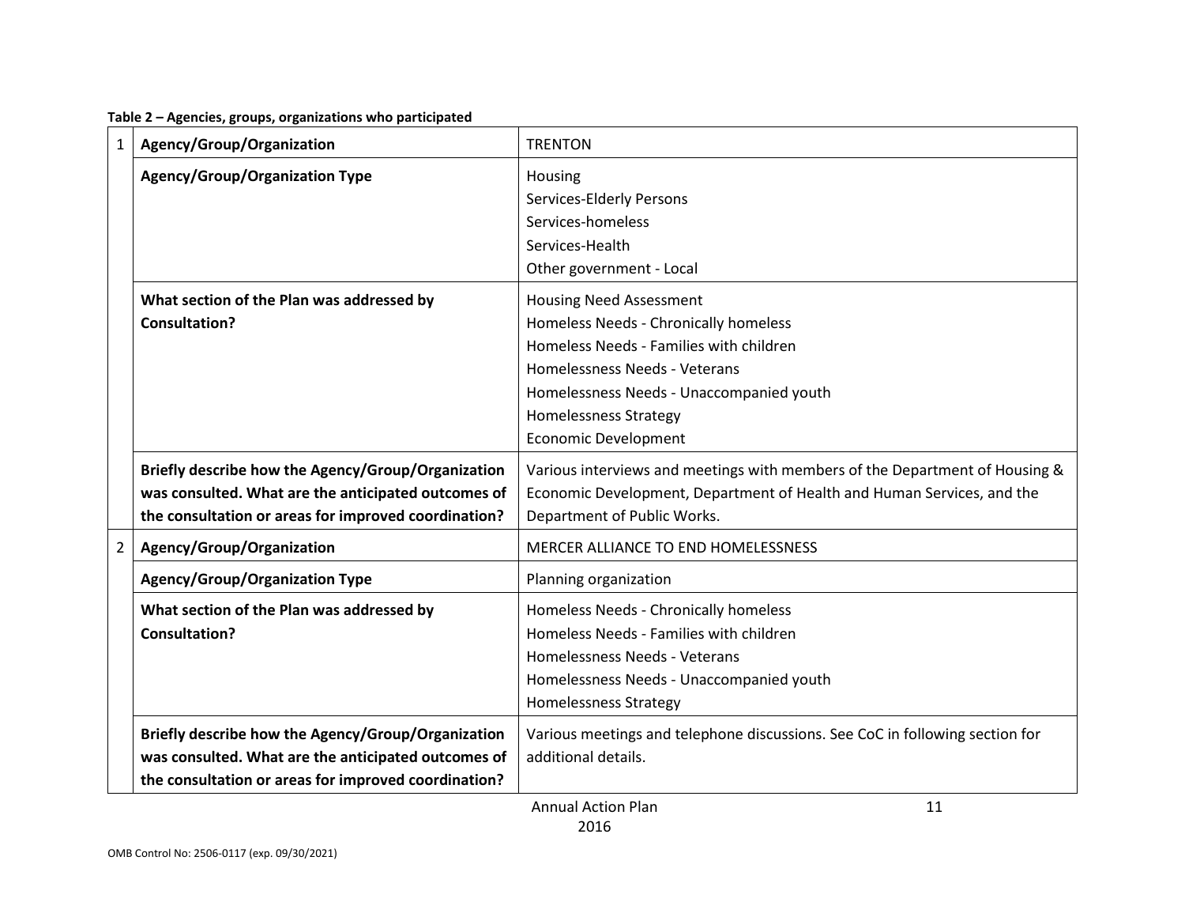**Table 2 – Agencies, groups, organizations who participated**

| # | Field | Response |
|---|---|---|
| 1 | **Agency/Group/Organization** | TRENTON |
| | **Agency/Group/Organization Type** | Housing<br>Services-Elderly Persons<br>Services-homeless<br>Services-Health<br>Other government - Local |
| | **What section of the Plan was addressed by Consultation?** | Housing Need Assessment<br>Homeless Needs - Chronically homeless<br>Homeless Needs - Families with children<br>Homelessness Needs - Veterans<br>Homelessness Needs - Unaccompanied youth<br>Homelessness Strategy<br>Economic Development |
| | **Briefly describe how the Agency/Group/Organization was consulted. What are the anticipated outcomes of the consultation or areas for improved coordination?** | Various interviews and meetings with members of the Department of Housing & Economic Development, Department of Health and Human Services, and the Department of Public Works. |
| 2 | **Agency/Group/Organization** | MERCER ALLIANCE TO END HOMELESSNESS |
| | **Agency/Group/Organization Type** | Planning organization |
| | **What section of the Plan was addressed by Consultation?** | Homeless Needs - Chronically homeless<br>Homeless Needs - Families with children<br>Homelessness Needs - Veterans<br>Homelessness Needs - Unaccompanied youth<br>Homelessness Strategy |
| | **Briefly describe how the Agency/Group/Organization was consulted. What are the anticipated outcomes of the consultation or areas for improved coordination?** | Various meetings and telephone discussions. See CoC in following section for additional details. |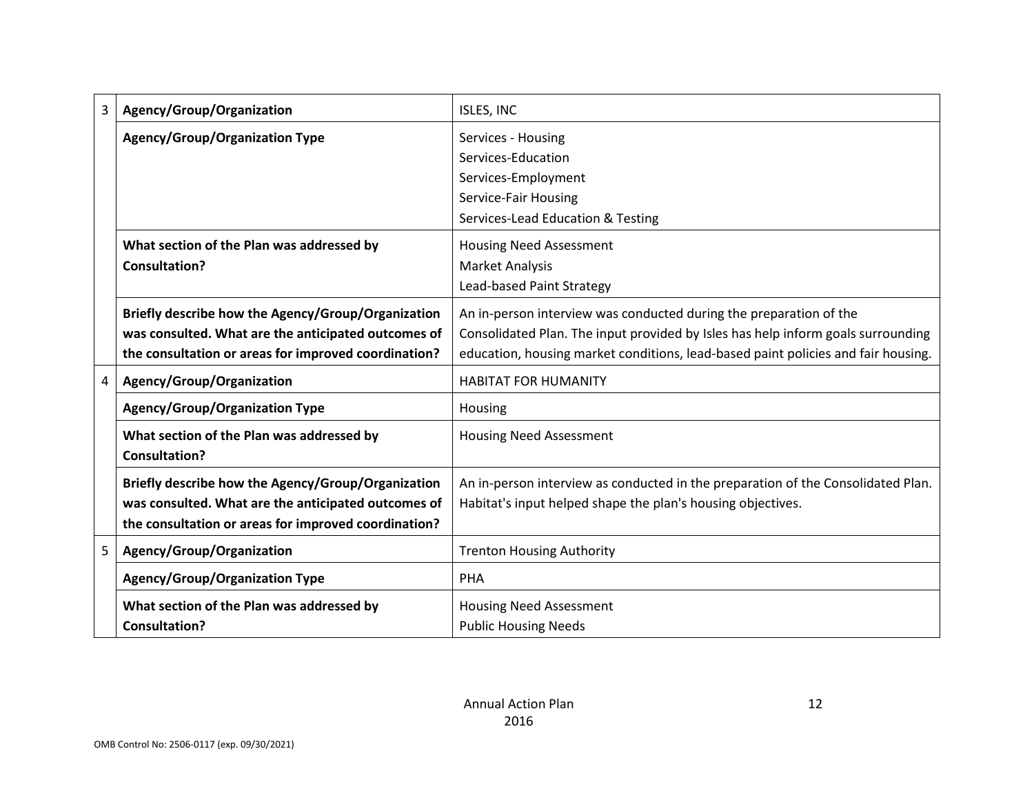| | | |
|---|---|---|
| 3 | **Agency/Group/Organization** | ISLES, INC |
| | **Agency/Group/Organization Type** | Services - Housing<br>Services-Education<br>Services-Employment<br>Service-Fair Housing<br>Services-Lead Education & Testing |
| | **What section of the Plan was addressed by Consultation?** | Housing Need Assessment<br>Market Analysis<br>Lead-based Paint Strategy |
| | **Briefly describe how the Agency/Group/Organization was consulted. What are the anticipated outcomes of the consultation or areas for improved coordination?** | An in-person interview was conducted during the preparation of the Consolidated Plan. The input provided by Isles has help inform goals surrounding education, housing market conditions, lead-based paint policies and fair housing. |
| 4 | **Agency/Group/Organization** | HABITAT FOR HUMANITY |
| | **Agency/Group/Organization Type** | Housing |
| | **What section of the Plan was addressed by Consultation?** | Housing Need Assessment |
| | **Briefly describe how the Agency/Group/Organization was consulted. What are the anticipated outcomes of the consultation or areas for improved coordination?** | An in-person interview as conducted in the preparation of the Consolidated Plan. Habitat's input helped shape the plan's housing objectives. |
| 5 | **Agency/Group/Organization** | Trenton Housing Authority |
| | **Agency/Group/Organization Type** | PHA |
| | **What section of the Plan was addressed by Consultation?** | Housing Need Assessment<br>Public Housing Needs |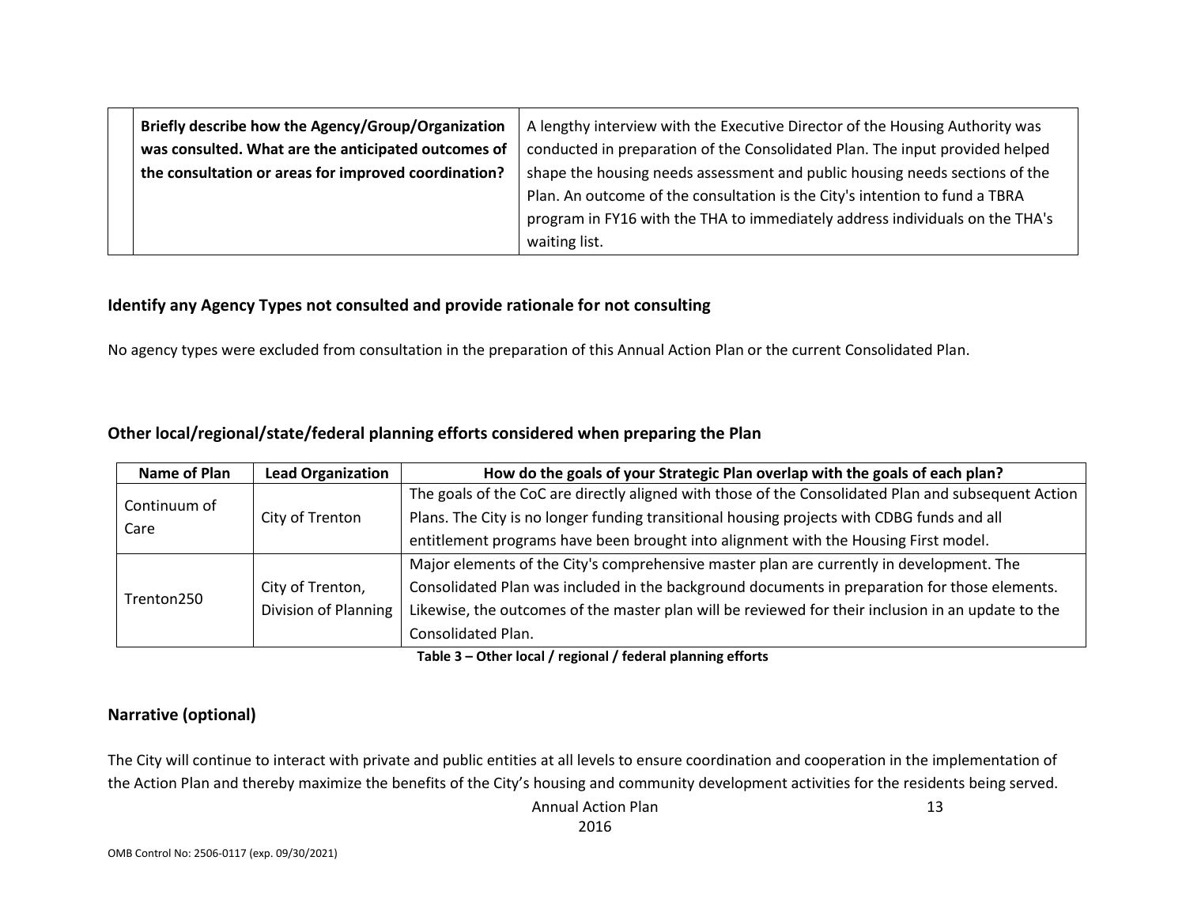| | Briefly describe how the Agency/Group/Organization was consulted. What are the anticipated outcomes of the consultation or areas for improved coordination? | A lengthy interview with the Executive Director of the Housing Authority was conducted in preparation of the Consolidated Plan. The input provided helped shape the housing needs assessment and public housing needs sections of the Plan. An outcome of the consultation is the City's intention to fund a TBRA program in FY16 with the THA to immediately address individuals on the THA's waiting list. |
|---|---|---|

### Identify any Agency Types not consulted and provide rationale for not consulting

No agency types were excluded from consultation in the preparation of this Annual Action Plan or the current Consolidated Plan.

### Other local/regional/state/federal planning efforts considered when preparing the Plan

| Name of Plan | Lead Organization | How do the goals of your Strategic Plan overlap with the goals of each plan? |
|---|---|---|
| Continuum of Care | City of Trenton | The goals of the CoC are directly aligned with those of the Consolidated Plan and subsequent Action Plans. The City is no longer funding transitional housing projects with CDBG funds and all entitlement programs have been brought into alignment with the Housing First model. |
| Trenton250 | City of Trenton, Division of Planning | Major elements of the City's comprehensive master plan are currently in development. The Consolidated Plan was included in the background documents in preparation for those elements. Likewise, the outcomes of the master plan will be reviewed for their inclusion in an update to the Consolidated Plan. |

**Table 3 – Other local / regional / federal planning efforts**

### Narrative (optional)

The City will continue to interact with private and public entities at all levels to ensure coordination and cooperation in the implementation of the Action Plan and thereby maximize the benefits of the City's housing and community development activities for the residents being served.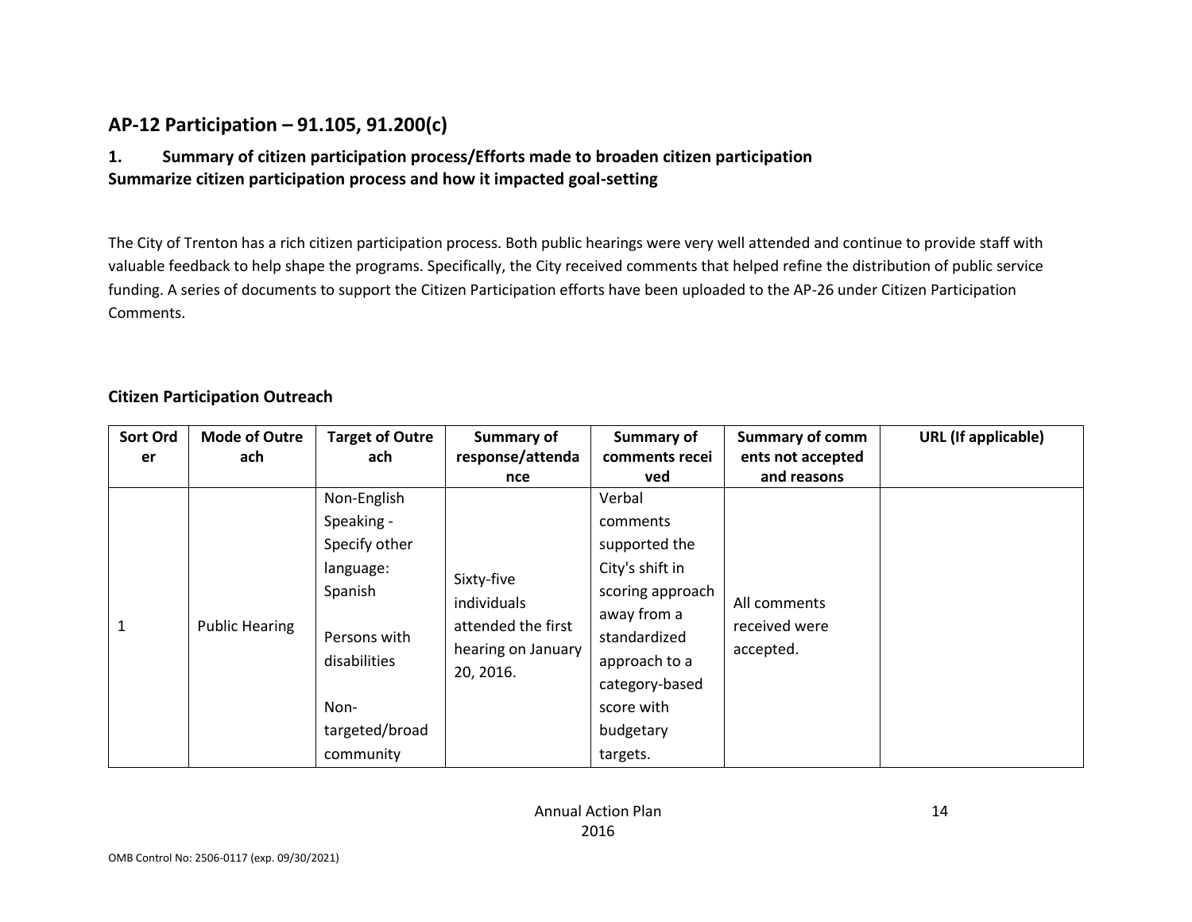## AP-12 Participation – 91.105, 91.200(c)

### 1. Summary of citizen participation process/Efforts made to broaden citizen participation

**Summarize citizen participation process and how it impacted goal-setting**

The City of Trenton has a rich citizen participation process. Both public hearings were very well attended and continue to provide staff with valuable feedback to help shape the programs. Specifically, the City received comments that helped refine the distribution of public service funding. A series of documents to support the Citizen Participation efforts have been uploaded to the AP-26 under Citizen Participation Comments.

### Citizen Participation Outreach

| Sort Order | Mode of Outreach | Target of Outreach | Summary of response/attendance | Summary of comments received | Summary of comments not accepted and reasons | URL (If applicable) |
|---|---|---|---|---|---|---|
| 1 | Public Hearing | Non-English Speaking - Specify other language: Spanish<br><br>Persons with disabilities<br><br>Non-targeted/broad community | Sixty-five individuals attended the first hearing on January 20, 2016. | Verbal comments supported the City's shift in scoring approach away from a standardized approach to a category-based score with budgetary targets. | All comments received were accepted. | |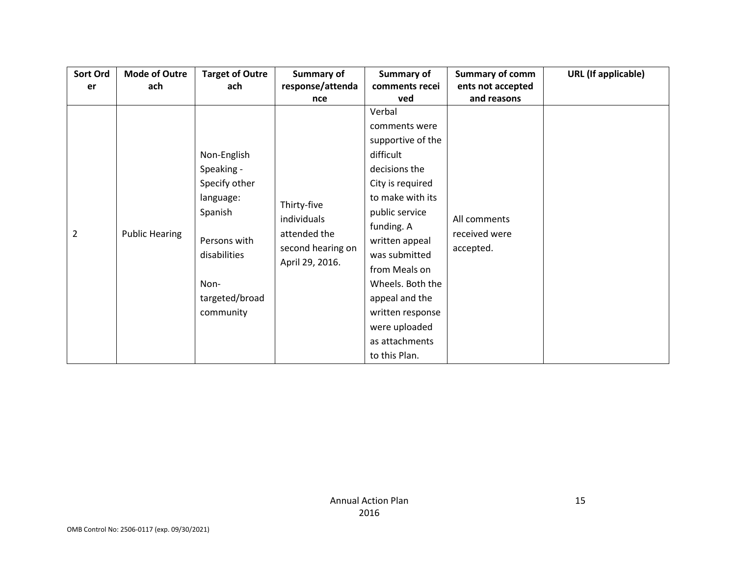| Sort Order | Mode of Outreach | Target of Outreach | Summary of response/attendance | Summary of comments received | Summary of comments not accepted and reasons | URL (If applicable) |
|---|---|---|---|---|---|---|
| 2 | Public Hearing | Non-English Speaking - Specify other language: Spanish<br><br>Persons with disabilities<br><br>Non-targeted/broad community | Thirty-five individuals attended the second hearing on April 29, 2016. | Verbal comments were supportive of the difficult decisions the City is required to make with its public service funding. A written appeal was submitted from Meals on Wheels. Both the appeal and the written response were uploaded as attachments to this Plan. | All comments received were accepted. | |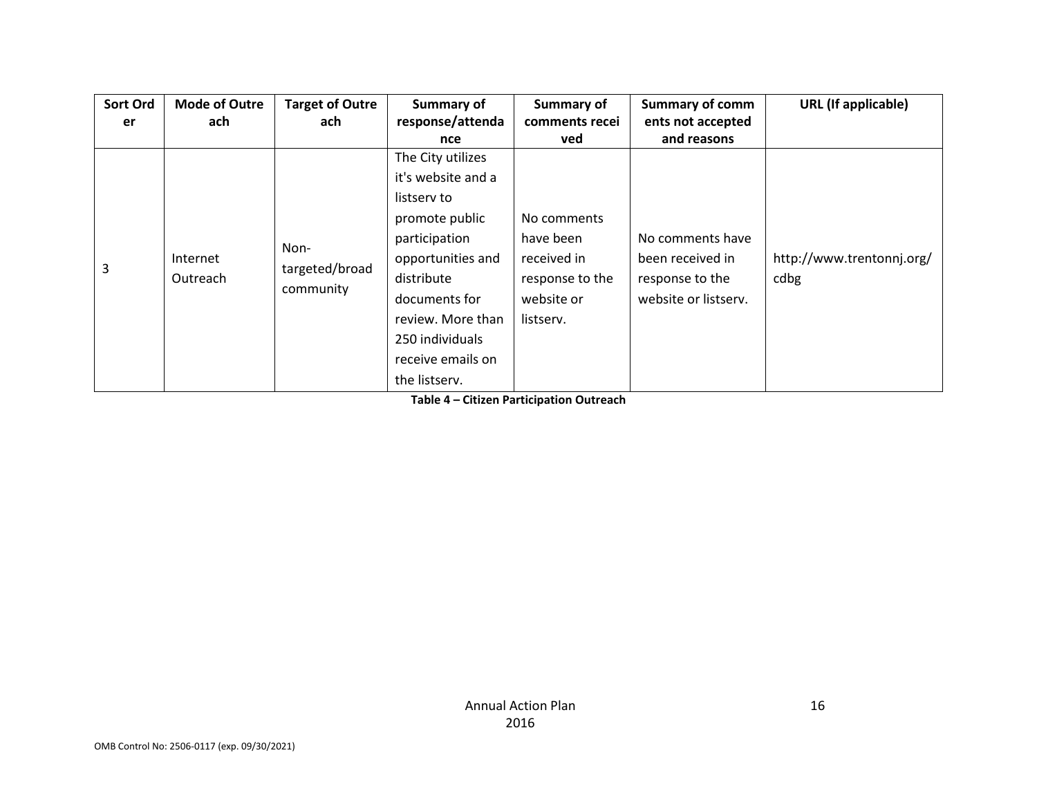| Sort Order | Mode of Outreach | Target of Outreach | Summary of response/attendance | Summary of comments received | Summary of comments not accepted and reasons | URL (If applicable) |
|---|---|---|---|---|---|---|
| 3 | Internet Outreach | Non-targeted/broad community | The City utilizes it's website and a listserv to promote public participation opportunities and distribute documents for review. More than 250 individuals receive emails on the listserv. | No comments have been received in response to the website or listserv. | No comments have been received in response to the website or listserv. | http://www.trentonnj.org/cdbg |

**Table 4 – Citizen Participation Outreach**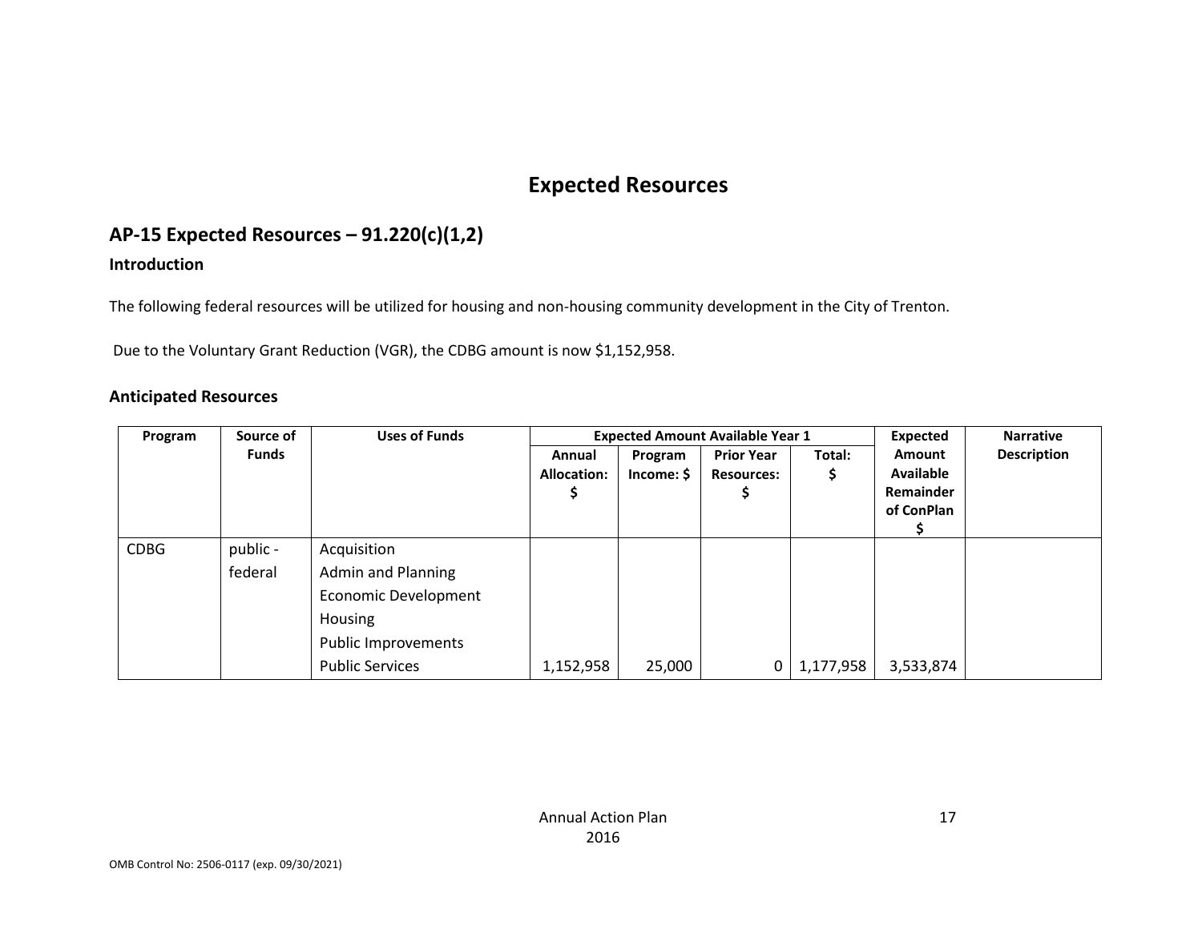# Expected Resources

## AP-15 Expected Resources – 91.220(c)(1,2)

### Introduction

The following federal resources will be utilized for housing and non-housing community development in the City of Trenton.

Due to the Voluntary Grant Reduction (VGR), the CDBG amount is now $1,152,958.

### Anticipated Resources

| Program | Source of Funds | Uses of Funds | Expected Amount Available Year 1 | | | | Expected Amount Available Remainder of ConPlan $ | Narrative Description |
|---|---|---|---|---|---|---|---|---|
| | | | Annual Allocation: $ | Program Income: $ | Prior Year Resources: $ | Total: $ | | |
| CDBG | public - federal | Acquisition<br>Admin and Planning<br>Economic Development<br>Housing<br>Public Improvements<br>Public Services | 1,152,958 | 25,000 | 0 | 1,177,958 | 3,533,874 | |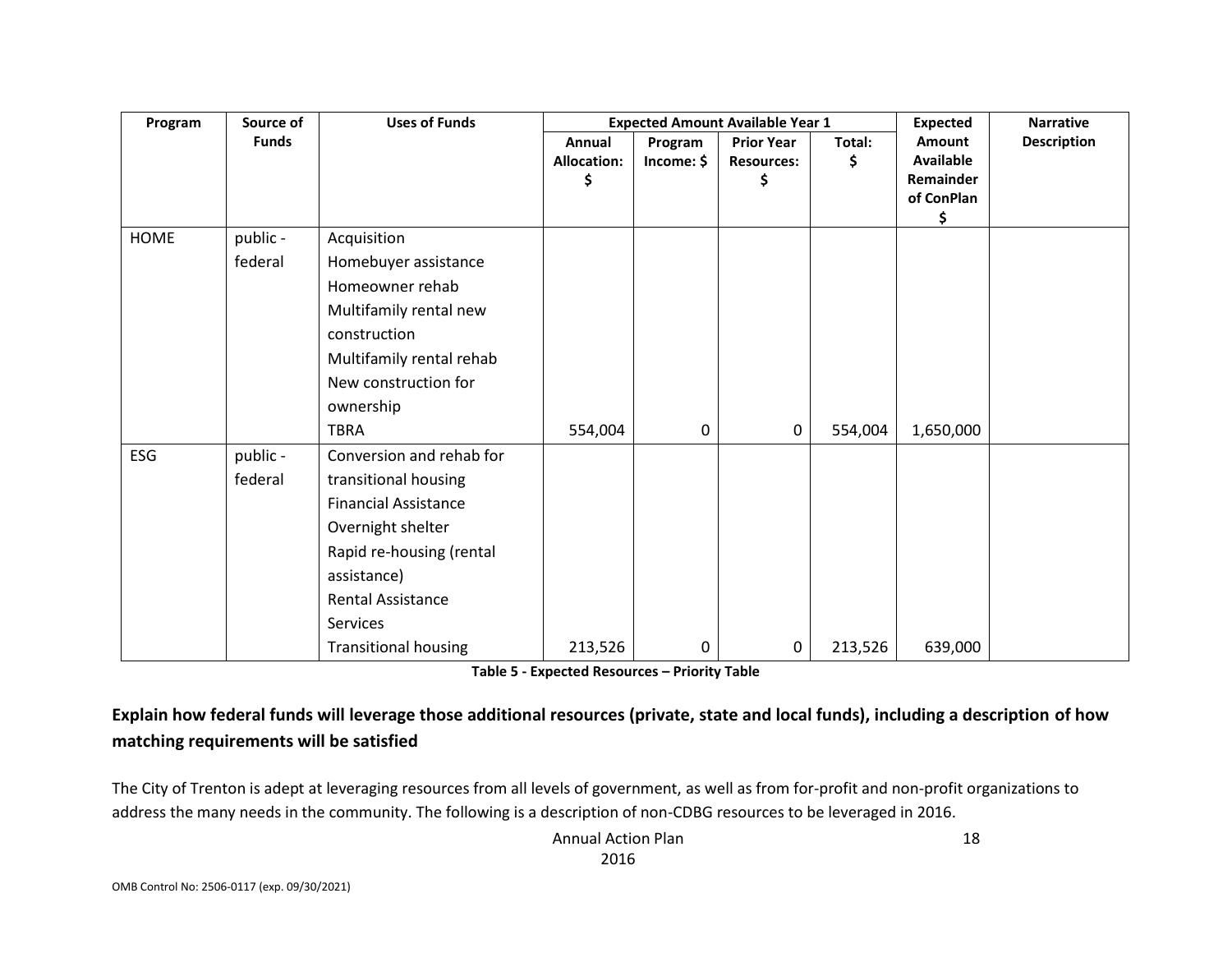| Program | Source of Funds | Uses of Funds | Expected Amount Available Year 1 | | | | Expected Amount Available Remainder of ConPlan $ | Narrative Description |
|---|---|---|---|---|---|---|---|---|
| | | | Annual Allocation: $ | Program Income: $ | Prior Year Resources: $ | Total: $ | | |
| HOME | public - federal | Acquisition<br>Homebuyer assistance<br>Homeowner rehab<br>Multifamily rental new construction<br>Multifamily rental rehab<br>New construction for ownership<br>TBRA | 554,004 | 0 | 0 | 554,004 | 1,650,000 | |
| ESG | public - federal | Conversion and rehab for transitional housing<br>Financial Assistance<br>Overnight shelter<br>Rapid re-housing (rental assistance)<br>Rental Assistance<br>Services<br>Transitional housing | 213,526 | 0 | 0 | 213,526 | 639,000 | |

**Table 5 - Expected Resources – Priority Table**

**Explain how federal funds will leverage those additional resources (private, state and local funds), including a description of how matching requirements will be satisfied**

The City of Trenton is adept at leveraging resources from all levels of government, as well as from for-profit and non-profit organizations to address the many needs in the community. The following is a description of non-CDBG resources to be leveraged in 2016.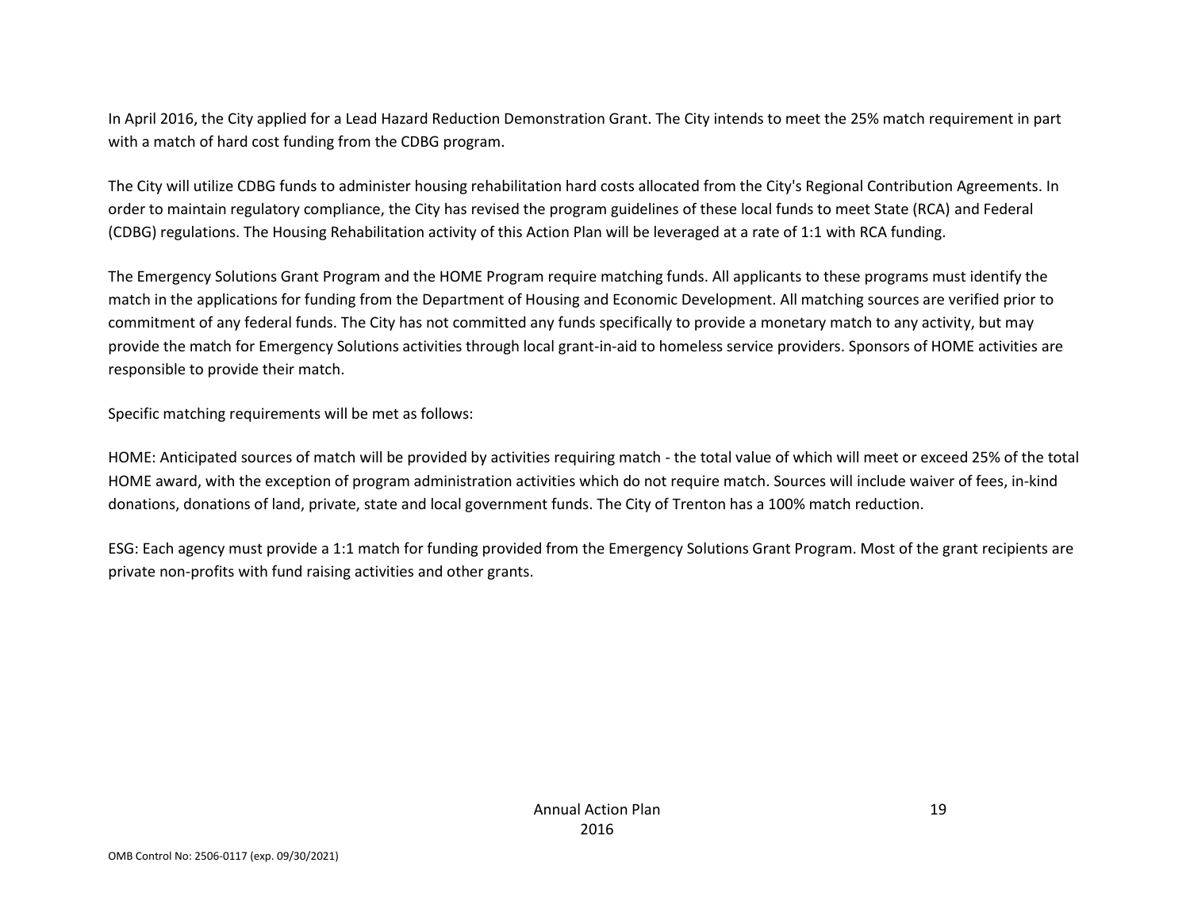In April 2016, the City applied for a Lead Hazard Reduction Demonstration Grant. The City intends to meet the 25% match requirement in part with a match of hard cost funding from the CDBG program.

The City will utilize CDBG funds to administer housing rehabilitation hard costs allocated from the City's Regional Contribution Agreements. In order to maintain regulatory compliance, the City has revised the program guidelines of these local funds to meet State (RCA) and Federal (CDBG) regulations. The Housing Rehabilitation activity of this Action Plan will be leveraged at a rate of 1:1 with RCA funding.

The Emergency Solutions Grant Program and the HOME Program require matching funds. All applicants to these programs must identify the match in the applications for funding from the Department of Housing and Economic Development. All matching sources are verified prior to commitment of any federal funds. The City has not committed any funds specifically to provide a monetary match to any activity, but may provide the match for Emergency Solutions activities through local grant-in-aid to homeless service providers. Sponsors of HOME activities are responsible to provide their match.

Specific matching requirements will be met as follows:

HOME: Anticipated sources of match will be provided by activities requiring match - the total value of which will meet or exceed 25% of the total HOME award, with the exception of program administration activities which do not require match. Sources will include waiver of fees, in-kind donations, donations of land, private, state and local government funds. The City of Trenton has a 100% match reduction.

ESG: Each agency must provide a 1:1 match for funding provided from the Emergency Solutions Grant Program. Most of the grant recipients are private non-profits with fund raising activities and other grants.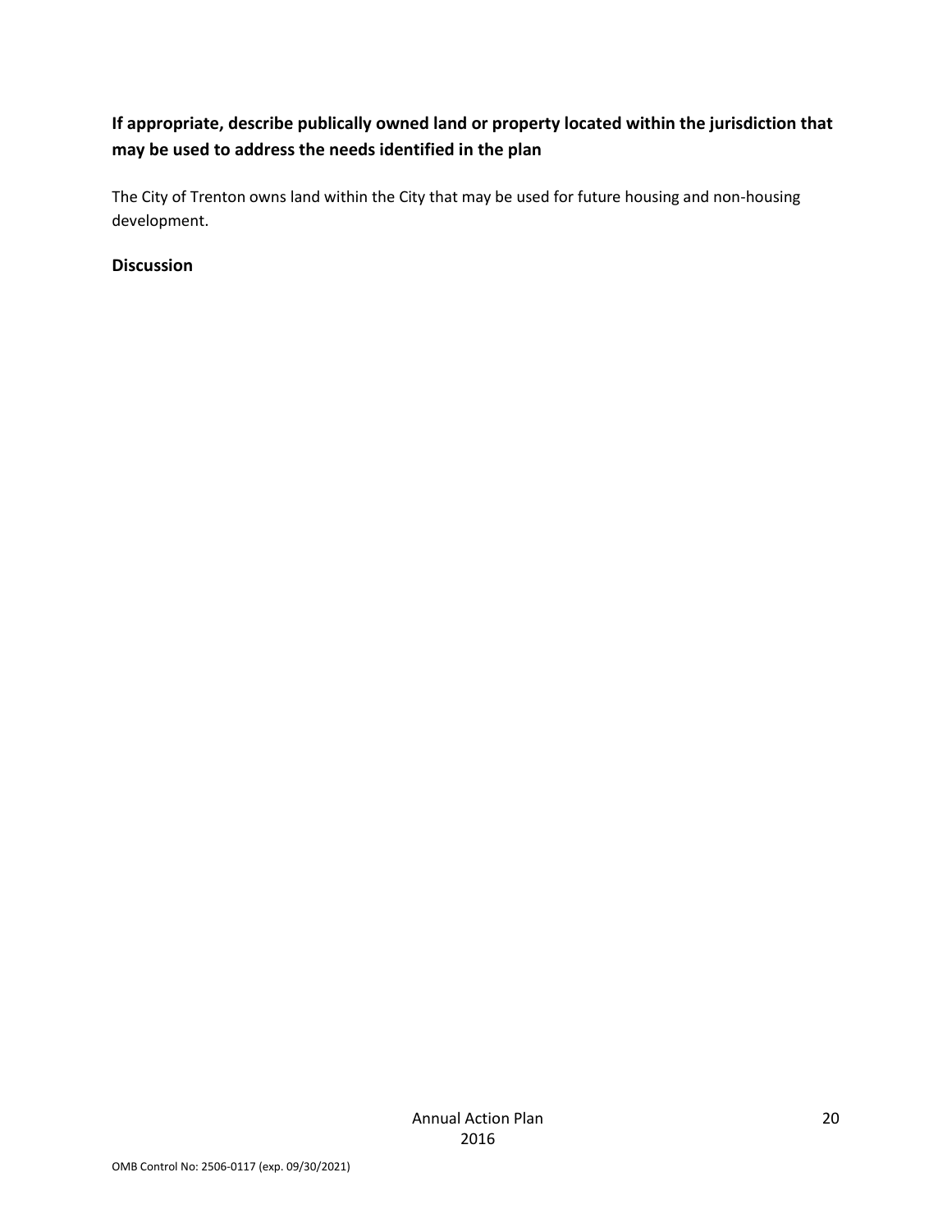**If appropriate, describe publically owned land or property located within the jurisdiction that may be used to address the needs identified in the plan**

The City of Trenton owns land within the City that may be used for future housing and non-housing development.

**Discussion**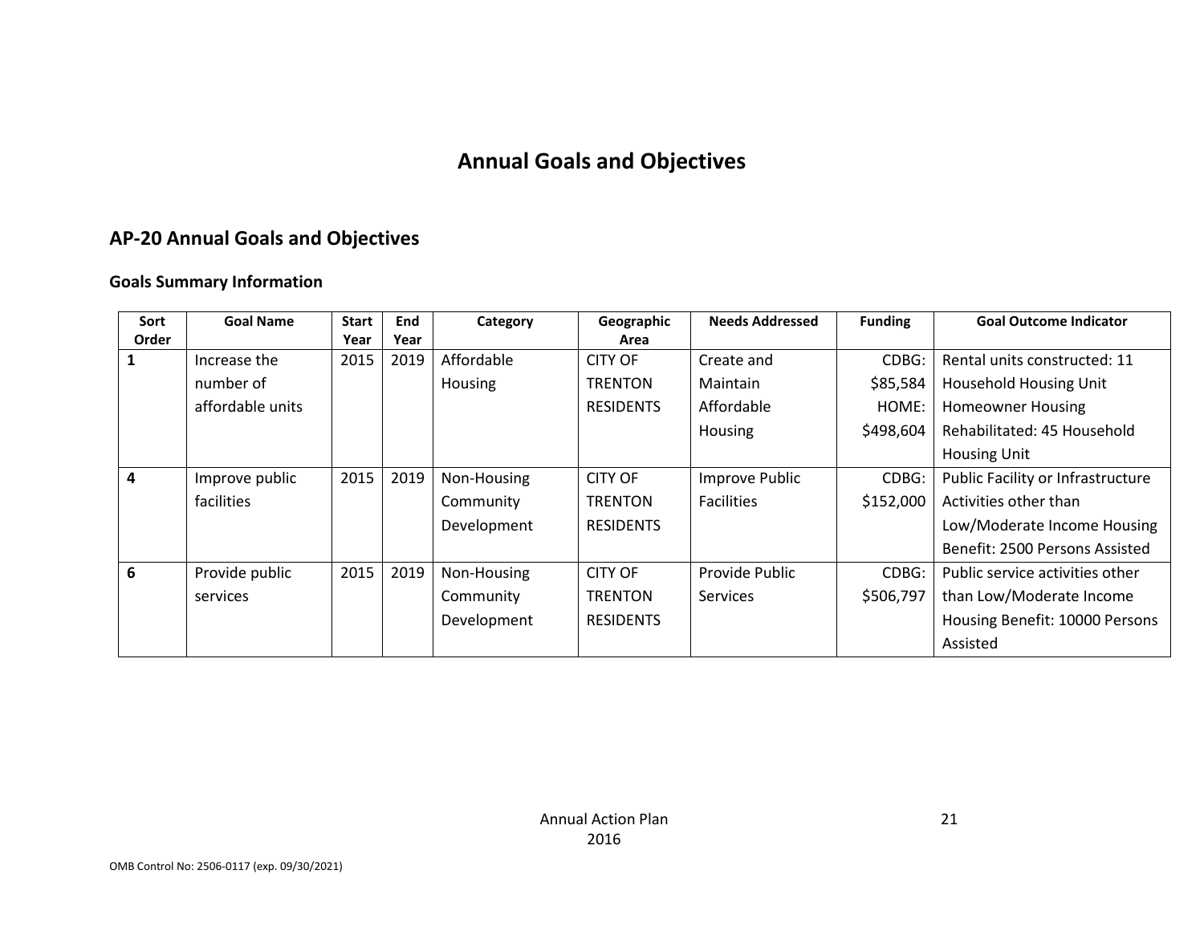# Annual Goals and Objectives

## AP-20 Annual Goals and Objectives

### Goals Summary Information

| Sort Order | Goal Name | Start Year | End Year | Category | Geographic Area | Needs Addressed | Funding | Goal Outcome Indicator |
|---|---|---|---|---|---|---|---|---|
| 1 | Increase the number of affordable units | 2015 | 2019 | Affordable Housing | CITY OF TRENTON RESIDENTS | Create and Maintain Affordable Housing | CDBG: $85,584 HOME: $498,604 | Rental units constructed: 11 Household Housing Unit Homeowner Housing Rehabilitated: 45 Household Housing Unit |
| 4 | Improve public facilities | 2015 | 2019 | Non-Housing Community Development | CITY OF TRENTON RESIDENTS | Improve Public Facilities | CDBG: $152,000 | Public Facility or Infrastructure Activities other than Low/Moderate Income Housing Benefit: 2500 Persons Assisted |
| 6 | Provide public services | 2015 | 2019 | Non-Housing Community Development | CITY OF TRENTON RESIDENTS | Provide Public Services | CDBG: $506,797 | Public service activities other than Low/Moderate Income Housing Benefit: 10000 Persons Assisted |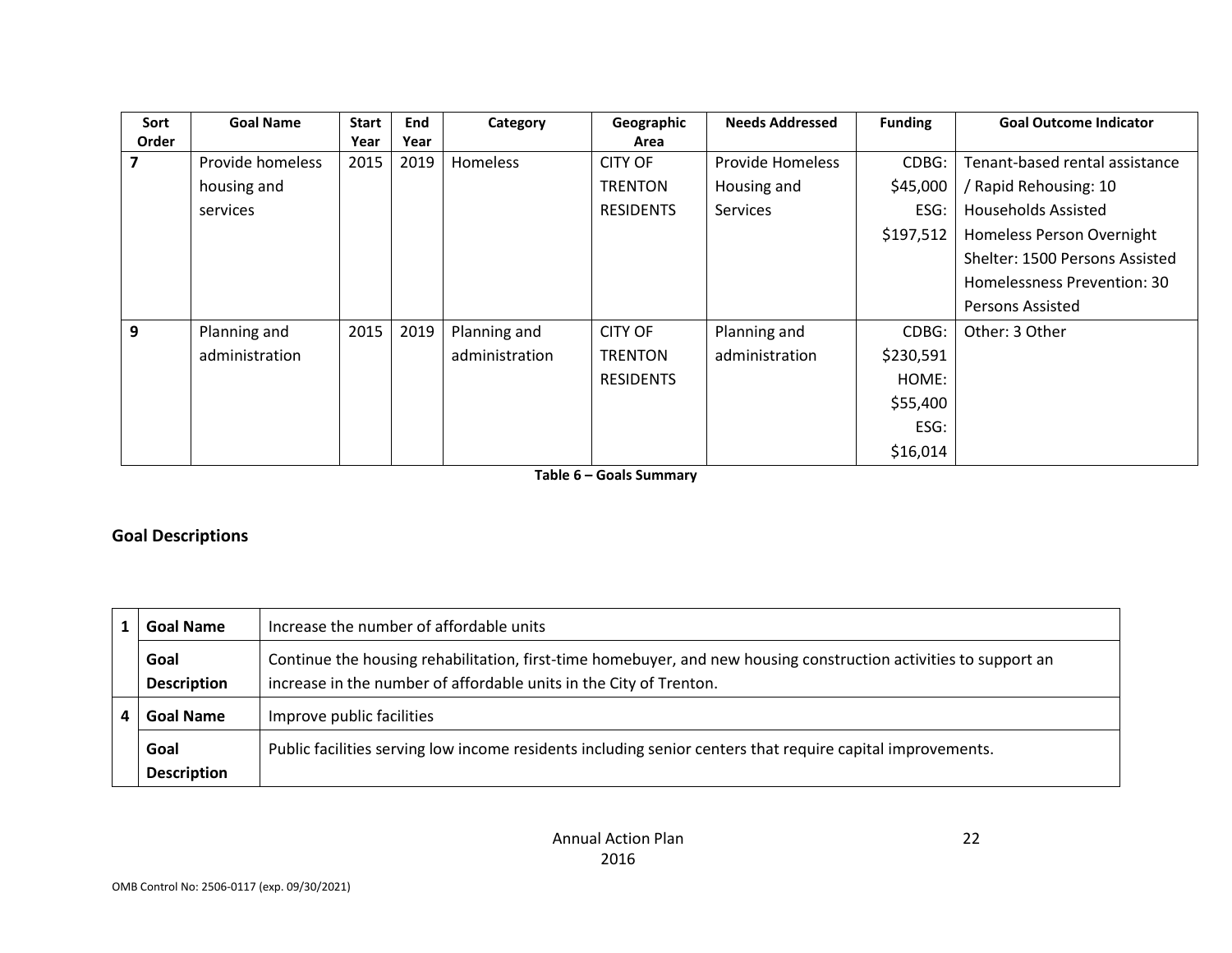| Sort Order | Goal Name | Start Year | End Year | Category | Geographic Area | Needs Addressed | Funding | Goal Outcome Indicator |
|---|---|---|---|---|---|---|---|---|
| 7 | Provide homeless housing and services | 2015 | 2019 | Homeless | CITY OF TRENTON RESIDENTS | Provide Homeless Housing and Services | CDBG: $45,000 ESG: $197,512 | Tenant-based rental assistance / Rapid Rehousing: 10 Households Assisted Homeless Person Overnight Shelter: 1500 Persons Assisted Homelessness Prevention: 30 Persons Assisted |
| 9 | Planning and administration | 2015 | 2019 | Planning and administration | CITY OF TRENTON RESIDENTS | Planning and administration | CDBG: $230,591 HOME: $55,400 ESG: $16,014 | Other: 3 Other |

**Table 6 – Goals Summary**

## Goal Descriptions

| | | |
|---|---|---|
| 1 | **Goal Name** | Increase the number of affordable units |
| | **Goal Description** | Continue the housing rehabilitation, first-time homebuyer, and new housing construction activities to support an increase in the number of affordable units in the City of Trenton. |
| 4 | **Goal Name** | Improve public facilities |
| | **Goal Description** | Public facilities serving low income residents including senior centers that require capital improvements. |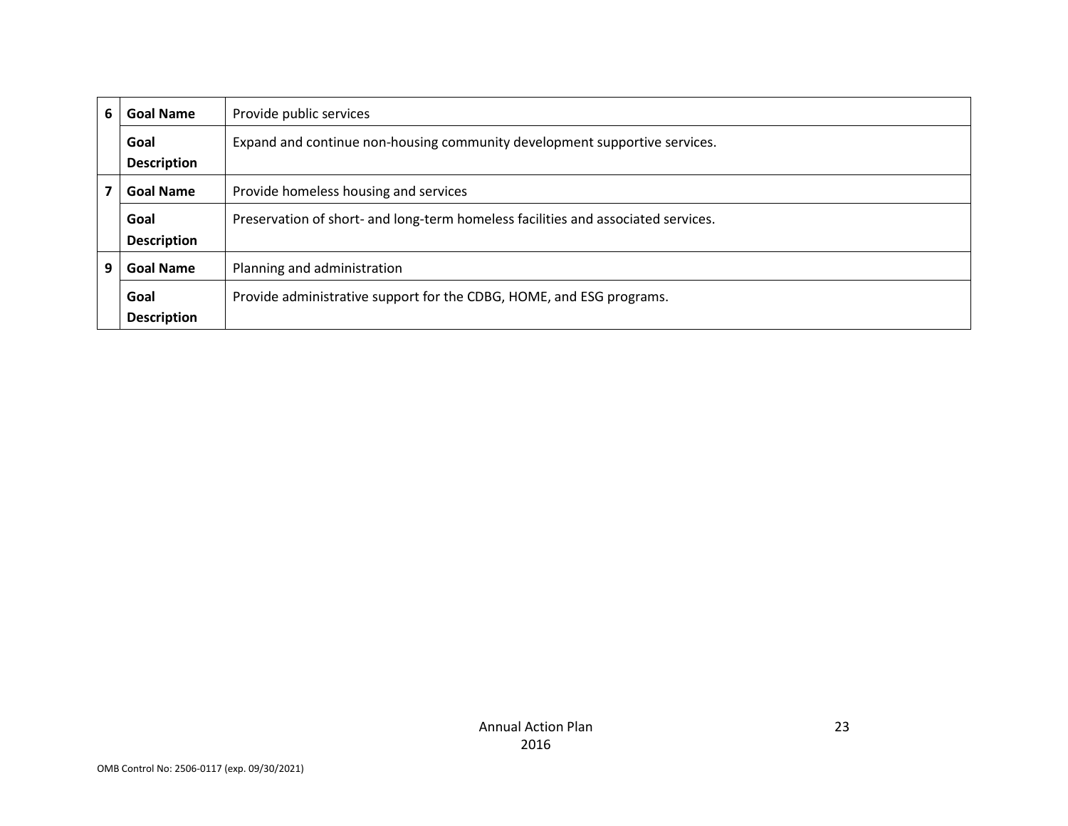| | | |
|---|---|---|
| 6 | **Goal Name** | Provide public services |
| | **Goal Description** | Expand and continue non-housing community development supportive services. |
| 7 | **Goal Name** | Provide homeless housing and services |
| | **Goal Description** | Preservation of short- and long-term homeless facilities and associated services. |
| 9 | **Goal Name** | Planning and administration |
| | **Goal Description** | Provide administrative support for the CDBG, HOME, and ESG programs. |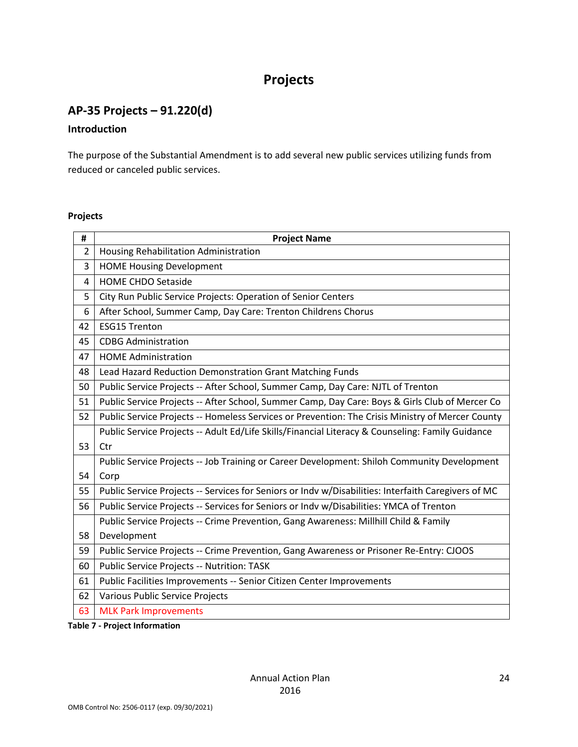# Projects

## AP-35 Projects – 91.220(d)

### Introduction

The purpose of the Substantial Amendment is to add several new public services utilizing funds from reduced or canceled public services.

**Projects**

| # | Project Name |
|---|---|
| 2 | Housing Rehabilitation Administration |
| 3 | HOME Housing Development |
| 4 | HOME CHDO Setaside |
| 5 | City Run Public Service Projects: Operation of Senior Centers |
| 6 | After School, Summer Camp, Day Care: Trenton Childrens Chorus |
| 42 | ESG15 Trenton |
| 45 | CDBG Administration |
| 47 | HOME Administration |
| 48 | Lead Hazard Reduction Demonstration Grant Matching Funds |
| 50 | Public Service Projects -- After School, Summer Camp, Day Care: NJTL of Trenton |
| 51 | Public Service Projects -- After School, Summer Camp, Day Care: Boys & Girls Club of Mercer Co |
| 52 | Public Service Projects -- Homeless Services or Prevention: The Crisis Ministry of Mercer County |
| 53 | Public Service Projects -- Adult Ed/Life Skills/Financial Literacy & Counseling: Family Guidance Ctr |
| 54 | Public Service Projects -- Job Training or Career Development: Shiloh Community Development Corp |
| 55 | Public Service Projects -- Services for Seniors or Indv w/Disabilities: Interfaith Caregivers of MC |
| 56 | Public Service Projects -- Services for Seniors or Indv w/Disabilities: YMCA of Trenton |
| 58 | Public Service Projects -- Crime Prevention, Gang Awareness: Millhill Child & Family Development |
| 59 | Public Service Projects -- Crime Prevention, Gang Awareness or Prisoner Re-Entry: CJOOS |
| 60 | Public Service Projects -- Nutrition: TASK |
| 61 | Public Facilities Improvements -- Senior Citizen Center Improvements |
| 62 | Various Public Service Projects |
| 63 | MLK Park Improvements |

**Table 7 - Project Information**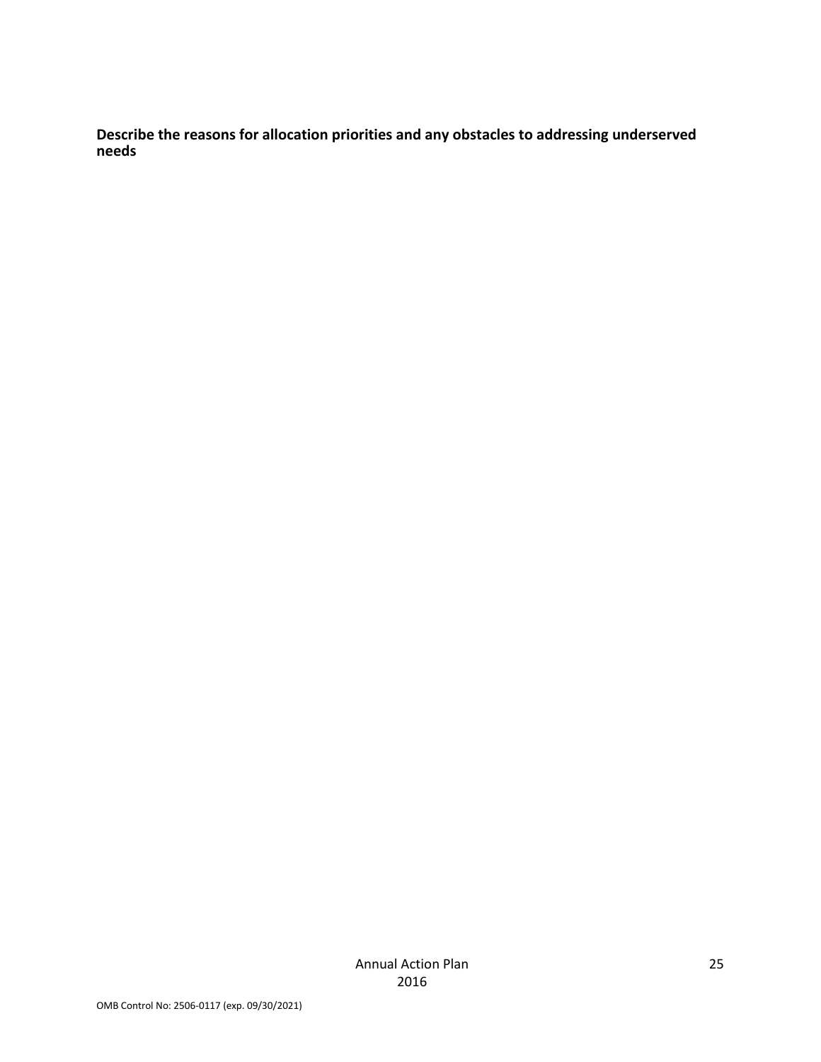**Describe the reasons for allocation priorities and any obstacles to addressing underserved needs**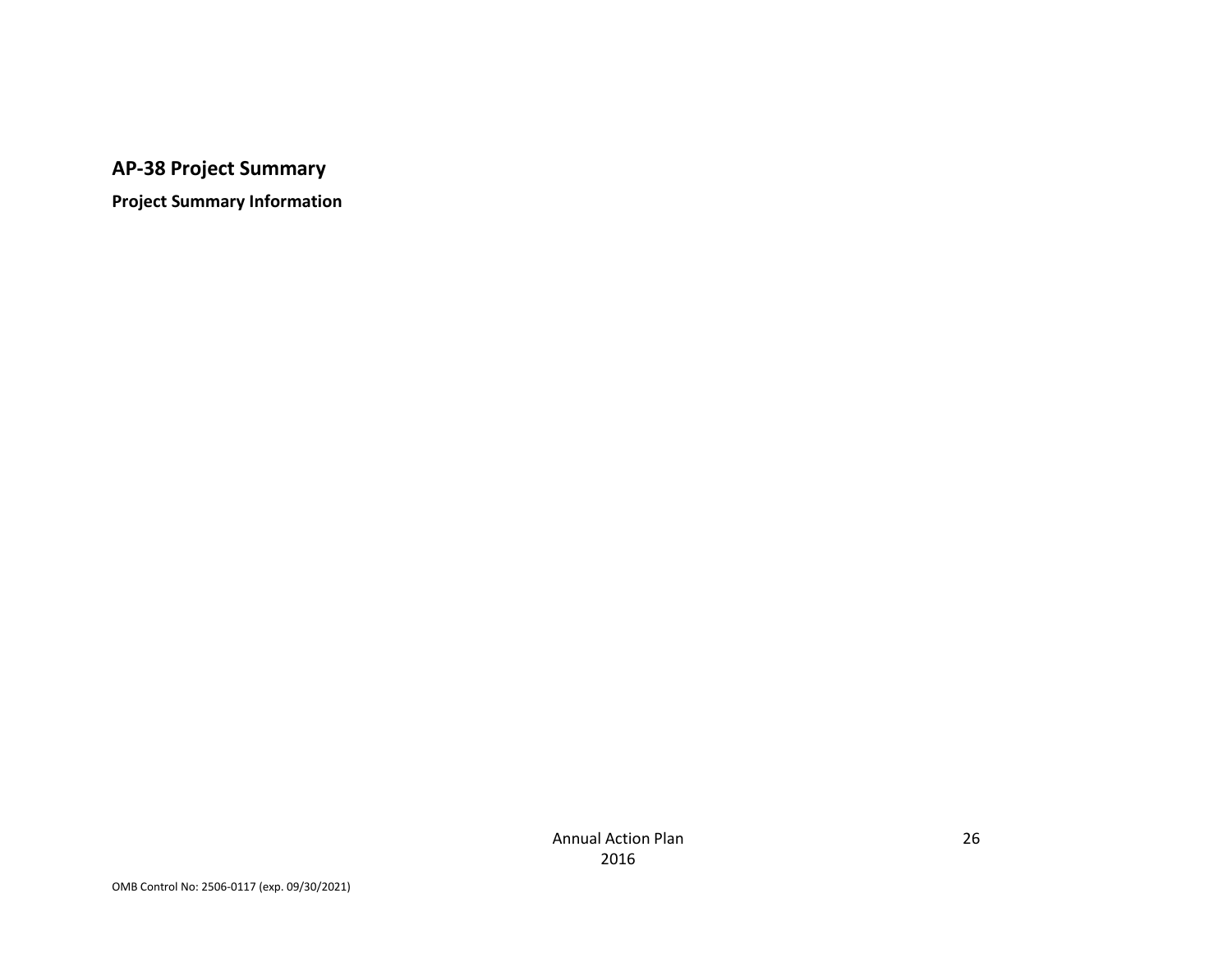## AP-38 Project Summary

**Project Summary Information**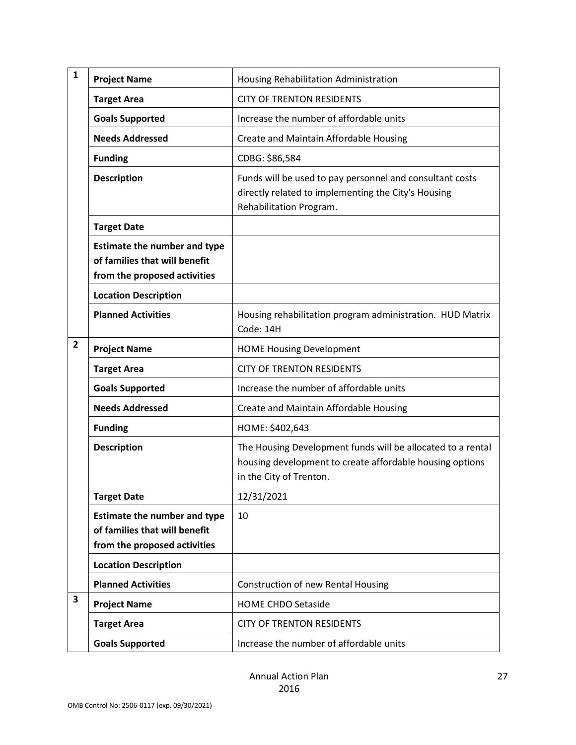| | | |
|---|---|---|
| **1** | **Project Name** | Housing Rehabilitation Administration |
| | **Target Area** | CITY OF TRENTON RESIDENTS |
| | **Goals Supported** | Increase the number of affordable units |
| | **Needs Addressed** | Create and Maintain Affordable Housing |
| | **Funding** | CDBG: $86,584 |
| | **Description** | Funds will be used to pay personnel and consultant costs directly related to implementing the City's Housing Rehabilitation Program. |
| | **Target Date** | |
| | **Estimate the number and type of families that will benefit from the proposed activities** | |
| | **Location Description** | |
| | **Planned Activities** | Housing rehabilitation program administration. HUD Matrix Code: 14H |
| **2** | **Project Name** | HOME Housing Development |
| | **Target Area** | CITY OF TRENTON RESIDENTS |
| | **Goals Supported** | Increase the number of affordable units |
| | **Needs Addressed** | Create and Maintain Affordable Housing |
| | **Funding** | HOME: $402,643 |
| | **Description** | The Housing Development funds will be allocated to a rental housing development to create affordable housing options in the City of Trenton. |
| | **Target Date** | 12/31/2021 |
| | **Estimate the number and type of families that will benefit from the proposed activities** | 10 |
| | **Location Description** | |
| | **Planned Activities** | Construction of new Rental Housing |
| **3** | **Project Name** | HOME CHDO Setaside |
| | **Target Area** | CITY OF TRENTON RESIDENTS |
| | **Goals Supported** | Increase the number of affordable units |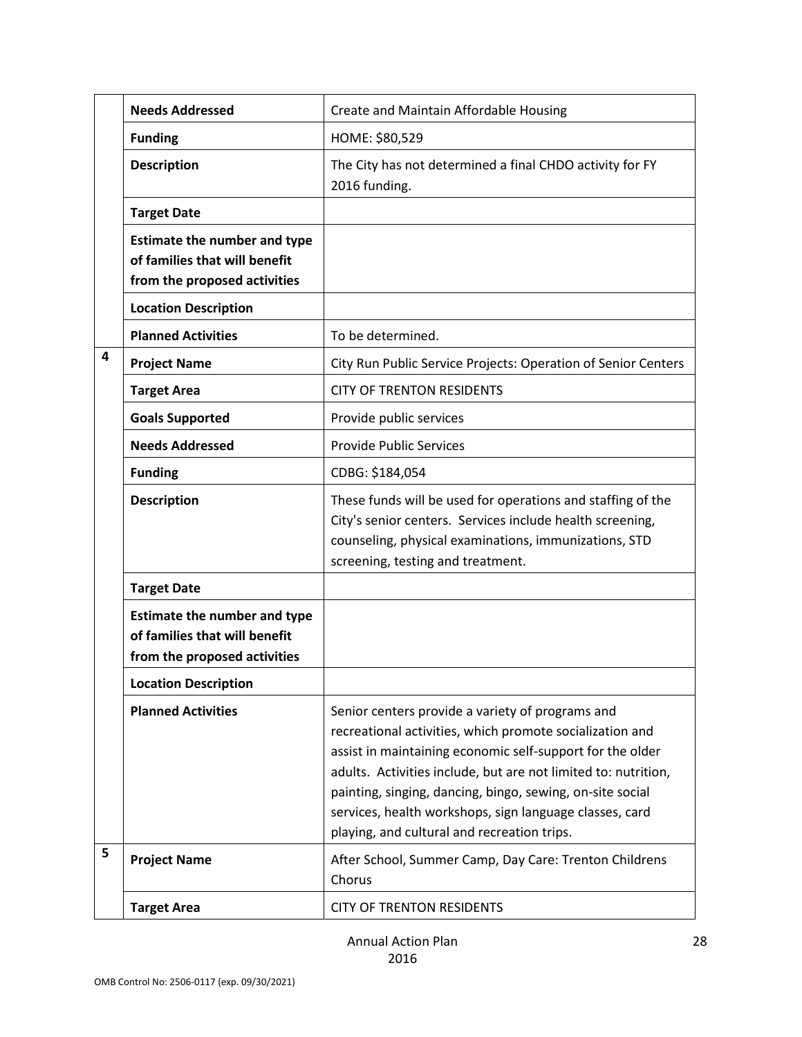| | | |
|---|---|---|
| | **Needs Addressed** | Create and Maintain Affordable Housing |
| | **Funding** | HOME: $80,529 |
| | **Description** | The City has not determined a final CHDO activity for FY 2016 funding. |
| | **Target Date** | |
| | **Estimate the number and type of families that will benefit from the proposed activities** | |
| | **Location Description** | |
| | **Planned Activities** | To be determined. |
| 4 | **Project Name** | City Run Public Service Projects: Operation of Senior Centers |
| | **Target Area** | CITY OF TRENTON RESIDENTS |
| | **Goals Supported** | Provide public services |
| | **Needs Addressed** | Provide Public Services |
| | **Funding** | CDBG: $184,054 |
| | **Description** | These funds will be used for operations and staffing of the City's senior centers. Services include health screening, counseling, physical examinations, immunizations, STD screening, testing and treatment. |
| | **Target Date** | |
| | **Estimate the number and type of families that will benefit from the proposed activities** | |
| | **Location Description** | |
| | **Planned Activities** | Senior centers provide a variety of programs and recreational activities, which promote socialization and assist in maintaining economic self-support for the older adults. Activities include, but are not limited to: nutrition, painting, singing, dancing, bingo, sewing, on-site social services, health workshops, sign language classes, card playing, and cultural and recreation trips. |
| 5 | **Project Name** | After School, Summer Camp, Day Care: Trenton Childrens Chorus |
| | **Target Area** | CITY OF TRENTON RESIDENTS |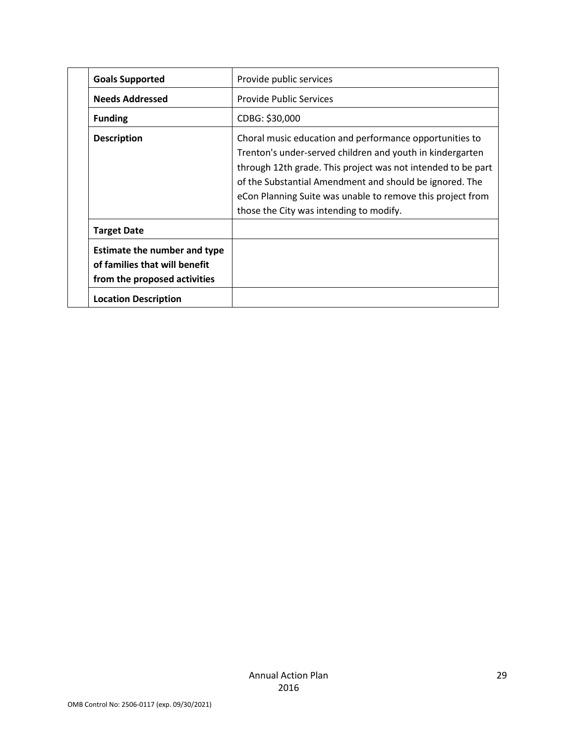| | |
|---|---|
| **Goals Supported** | Provide public services |
| **Needs Addressed** | Provide Public Services |
| **Funding** | CDBG: $30,000 |
| **Description** | Choral music education and performance opportunities to Trenton's under-served children and youth in kindergarten through 12th grade. This project was not intended to be part of the Substantial Amendment and should be ignored. The eCon Planning Suite was unable to remove this project from those the City was intending to modify. |
| **Target Date** | |
| **Estimate the number and type of families that will benefit from the proposed activities** | |
| **Location Description** | |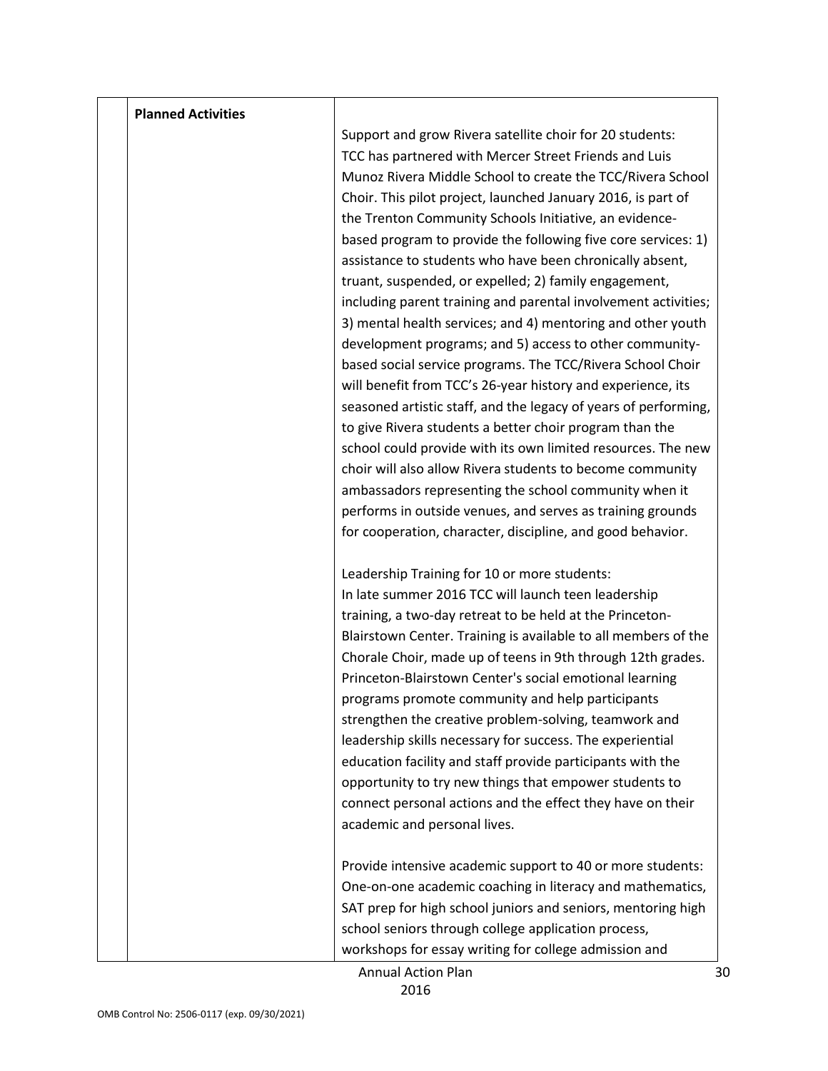| | Planned Activities | Support and grow Rivera satellite choir for 20 students: TCC has partnered with Mercer Street Friends and Luis Munoz Rivera Middle School to create the TCC/Rivera School Choir. This pilot project, launched January 2016, is part of the Trenton Community Schools Initiative, an evidence-based program to provide the following five core services: 1) assistance to students who have been chronically absent, truant, suspended, or expelled; 2) family engagement, including parent training and parental involvement activities; 3) mental health services; and 4) mentoring and other youth development programs; and 5) access to other community-based social service programs. The TCC/Rivera School Choir will benefit from TCC's 26-year history and experience, its seasoned artistic staff, and the legacy of years of performing, to give Rivera students a better choir program than the school could provide with its own limited resources. The new choir will also allow Rivera students to become community ambassadors representing the school community when it performs in outside venues, and serves as training grounds for cooperation, character, discipline, and good behavior.<br><br>Leadership Training for 10 or more students: In late summer 2016 TCC will launch teen leadership training, a two-day retreat to be held at the Princeton-Blairstown Center. Training is available to all members of the Chorale Choir, made up of teens in 9th through 12th grades. Princeton-Blairstown Center's social emotional learning programs promote community and help participants strengthen the creative problem-solving, teamwork and leadership skills necessary for success. The experiential education facility and staff provide participants with the opportunity to try new things that empower students to connect personal actions and the effect they have on their academic and personal lives.<br><br>Provide intensive academic support to 40 or more students: One-on-one academic coaching in literacy and mathematics, SAT prep for high school juniors and seniors, mentoring high school seniors through college application process, workshops for essay writing for college admission and |
|---|---|---|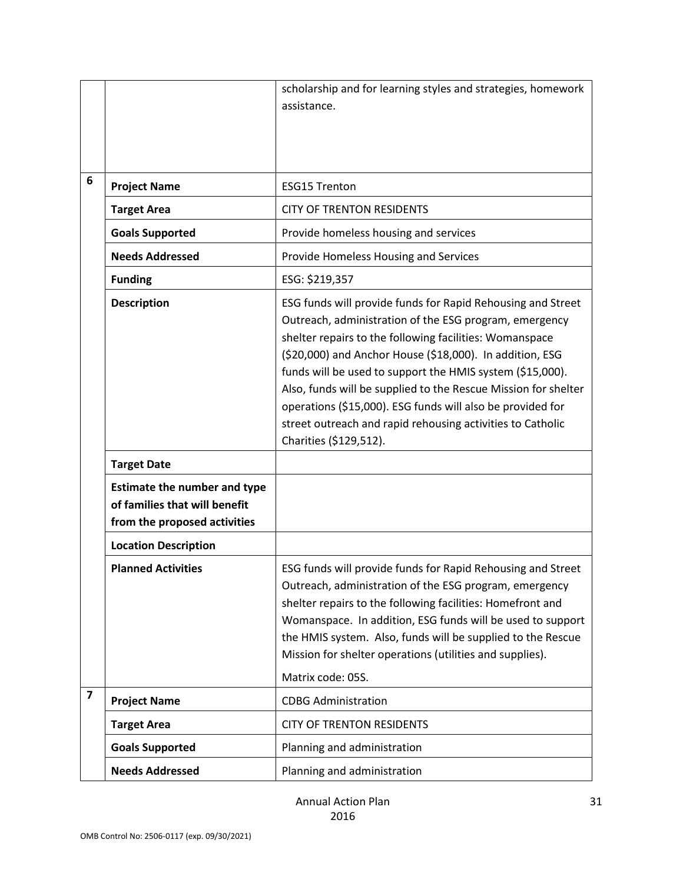| | | |
|---|---|---|
| | | scholarship and for learning styles and strategies, homework assistance. |
| 6 | **Project Name** | ESG15 Trenton |
| | **Target Area** | CITY OF TRENTON RESIDENTS |
| | **Goals Supported** | Provide homeless housing and services |
| | **Needs Addressed** | Provide Homeless Housing and Services |
| | **Funding** | ESG: $219,357 |
| | **Description** | ESG funds will provide funds for Rapid Rehousing and Street Outreach, administration of the ESG program, emergency shelter repairs to the following facilities: Womanspace ($20,000) and Anchor House ($18,000). In addition, ESG funds will be used to support the HMIS system ($15,000). Also, funds will be supplied to the Rescue Mission for shelter operations ($15,000). ESG funds will also be provided for street outreach and rapid rehousing activities to Catholic Charities ($129,512). |
| | **Target Date** | |
| | **Estimate the number and type of families that will benefit from the proposed activities** | |
| | **Location Description** | |
| | **Planned Activities** | ESG funds will provide funds for Rapid Rehousing and Street Outreach, administration of the ESG program, emergency shelter repairs to the following facilities: Homefront and Womanspace. In addition, ESG funds will be used to support the HMIS system. Also, funds will be supplied to the Rescue Mission for shelter operations (utilities and supplies).<br><br>Matrix code: 05S. |
| 7 | **Project Name** | CDBG Administration |
| | **Target Area** | CITY OF TRENTON RESIDENTS |
| | **Goals Supported** | Planning and administration |
| | **Needs Addressed** | Planning and administration |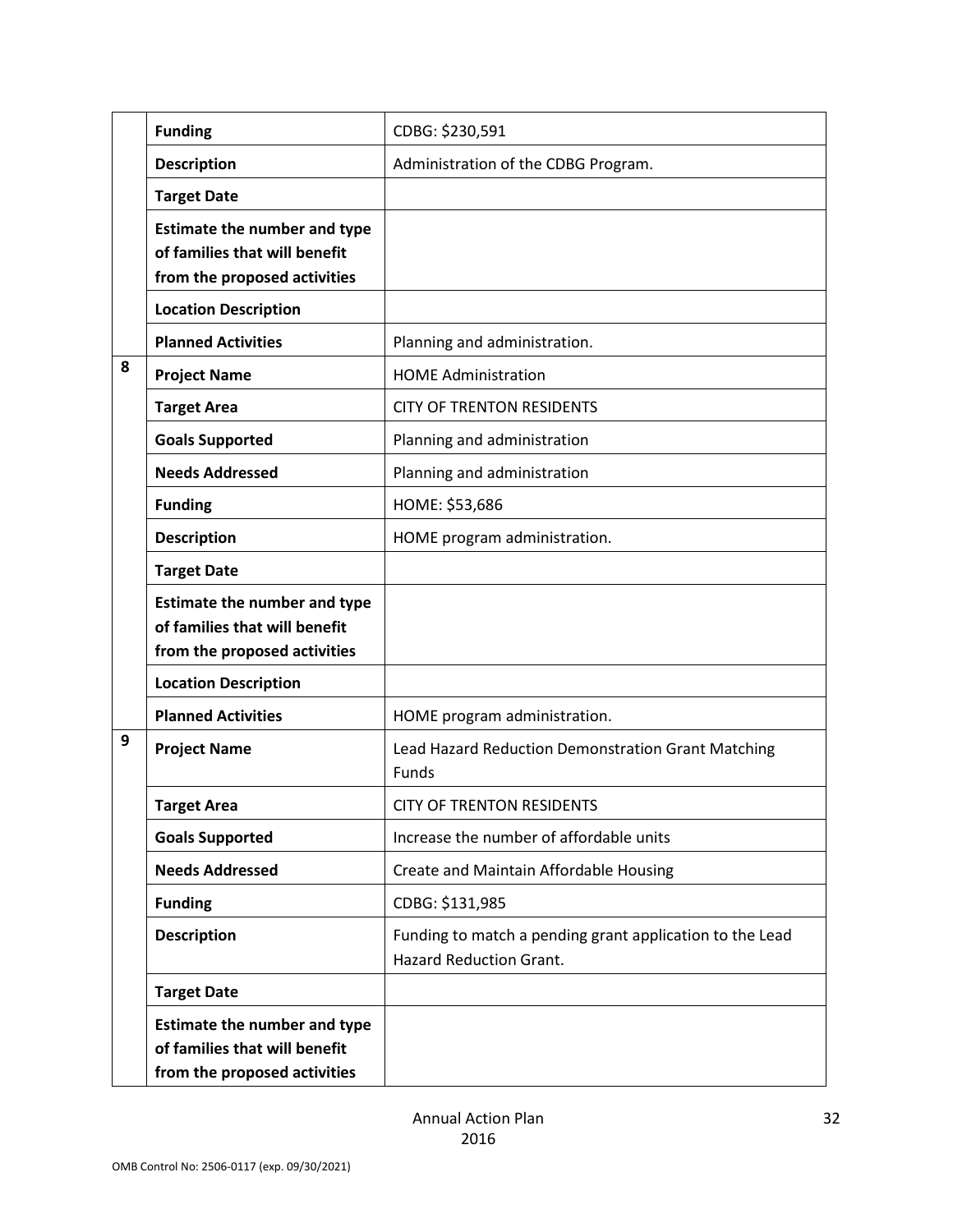| | | |
|---|---|---|
| | **Funding** | CDBG: $230,591 |
| | **Description** | Administration of the CDBG Program. |
| | **Target Date** | |
| | **Estimate the number and type of families that will benefit from the proposed activities** | |
| | **Location Description** | |
| | **Planned Activities** | Planning and administration. |
| 8 | **Project Name** | HOME Administration |
| | **Target Area** | CITY OF TRENTON RESIDENTS |
| | **Goals Supported** | Planning and administration |
| | **Needs Addressed** | Planning and administration |
| | **Funding** | HOME: $53,686 |
| | **Description** | HOME program administration. |
| | **Target Date** | |
| | **Estimate the number and type of families that will benefit from the proposed activities** | |
| | **Location Description** | |
| | **Planned Activities** | HOME program administration. |
| 9 | **Project Name** | Lead Hazard Reduction Demonstration Grant Matching Funds |
| | **Target Area** | CITY OF TRENTON RESIDENTS |
| | **Goals Supported** | Increase the number of affordable units |
| | **Needs Addressed** | Create and Maintain Affordable Housing |
| | **Funding** | CDBG: $131,985 |
| | **Description** | Funding to match a pending grant application to the Lead Hazard Reduction Grant. |
| | **Target Date** | |
| | **Estimate the number and type of families that will benefit from the proposed activities** | |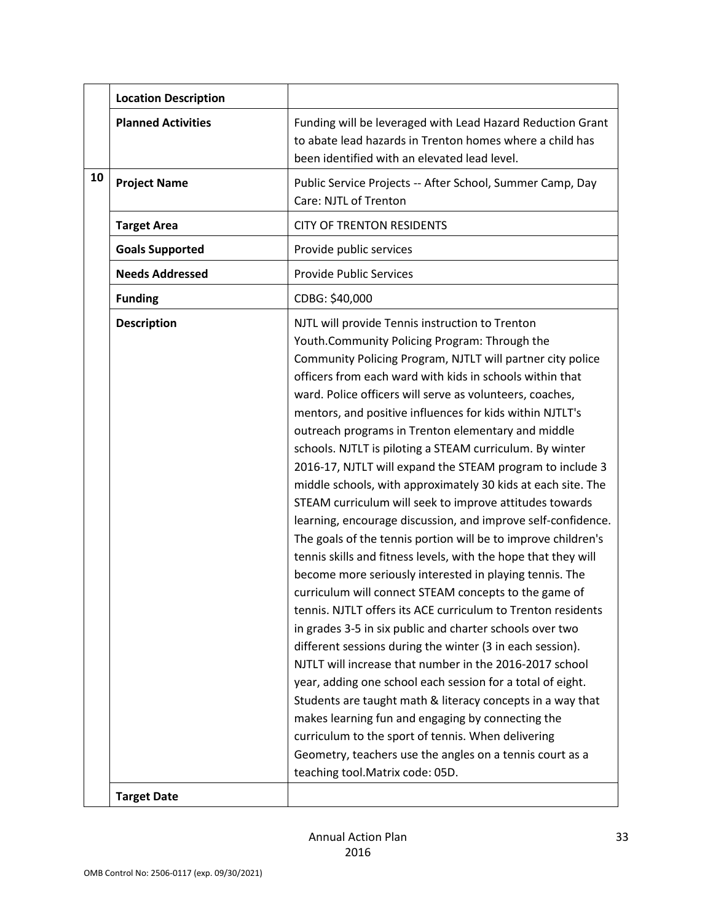| | | |
|---|---|---|
| | **Location Description** | |
| | **Planned Activities** | Funding will be leveraged with Lead Hazard Reduction Grant to abate lead hazards in Trenton homes where a child has been identified with an elevated lead level. |
| **10** | **Project Name** | Public Service Projects -- After School, Summer Camp, Day Care: NJTL of Trenton |
| | **Target Area** | CITY OF TRENTON RESIDENTS |
| | **Goals Supported** | Provide public services |
| | **Needs Addressed** | Provide Public Services |
| | **Funding** | CDBG: $40,000 |
| | **Description** | NJTL will provide Tennis instruction to Trenton Youth.Community Policing Program: Through the Community Policing Program, NJTLT will partner city police officers from each ward with kids in schools within that ward. Police officers will serve as volunteers, coaches, mentors, and positive influences for kids within NJTLT's outreach programs in Trenton elementary and middle schools. NJTLT is piloting a STEAM curriculum. By winter 2016-17, NJTLT will expand the STEAM program to include 3 middle schools, with approximately 30 kids at each site. The STEAM curriculum will seek to improve attitudes towards learning, encourage discussion, and improve self-confidence. The goals of the tennis portion will be to improve children's tennis skills and fitness levels, with the hope that they will become more seriously interested in playing tennis. The curriculum will connect STEAM concepts to the game of tennis. NJTLT offers its ACE curriculum to Trenton residents in grades 3-5 in six public and charter schools over two different sessions during the winter (3 in each session). NJTLT will increase that number in the 2016-2017 school year, adding one school each session for a total of eight. Students are taught math & literacy concepts in a way that makes learning fun and engaging by connecting the curriculum to the sport of tennis. When delivering Geometry, teachers use the angles on a tennis court as a teaching tool.Matrix code: 05D. |
| | **Target Date** | |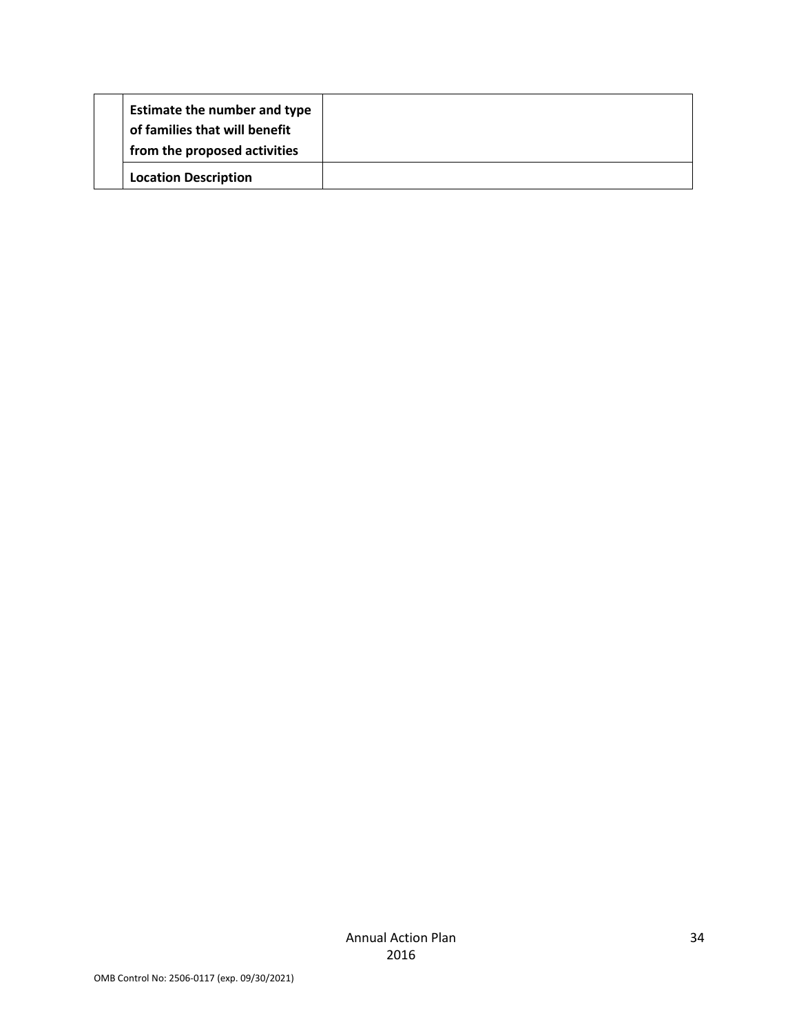| | | |
|---|---|---|
| | **Estimate the number and type of families that will benefit from the proposed activities** | |
| | **Location Description** | |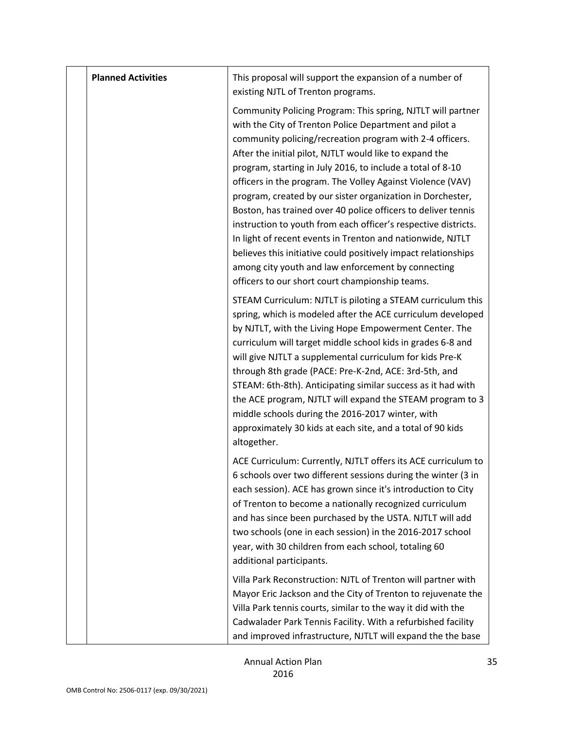| | Planned Activities | This proposal will support the expansion of a number of existing NJTL of Trenton programs.<br><br>Community Policing Program: This spring, NJTLT will partner with the City of Trenton Police Department and pilot a community policing/recreation program with 2-4 officers. After the initial pilot, NJTLT would like to expand the program, starting in July 2016, to include a total of 8-10 officers in the program. The Volley Against Violence (VAV) program, created by our sister organization in Dorchester, Boston, has trained over 40 police officers to deliver tennis instruction to youth from each officer's respective districts. In light of recent events in Trenton and nationwide, NJTLT believes this initiative could positively impact relationships among city youth and law enforcement by connecting officers to our short court championship teams.<br><br>STEAM Curriculum: NJTLT is piloting a STEAM curriculum this spring, which is modeled after the ACE curriculum developed by NJTLT, with the Living Hope Empowerment Center. The curriculum will target middle school kids in grades 6-8 and will give NJTLT a supplemental curriculum for kids Pre-K through 8th grade (PACE: Pre-K-2nd, ACE: 3rd-5th, and STEAM: 6th-8th). Anticipating similar success as it had with the ACE program, NJTLT will expand the STEAM program to 3 middle schools during the 2016-2017 winter, with approximately 30 kids at each site, and a total of 90 kids altogether.<br><br>ACE Curriculum: Currently, NJTLT offers its ACE curriculum to 6 schools over two different sessions during the winter (3 in each session). ACE has grown since it's introduction to City of Trenton to become a nationally recognized curriculum and has since been purchased by the USTA. NJTLT will add two schools (one in each session) in the 2016-2017 school year, with 30 children from each school, totaling 60 additional participants.<br><br>Villa Park Reconstruction: NJTL of Trenton will partner with Mayor Eric Jackson and the City of Trenton to rejuvenate the Villa Park tennis courts, similar to the way it did with the Cadwalader Park Tennis Facility. With a refurbished facility and improved infrastructure, NJTLT will expand the the base |
|---|---|---|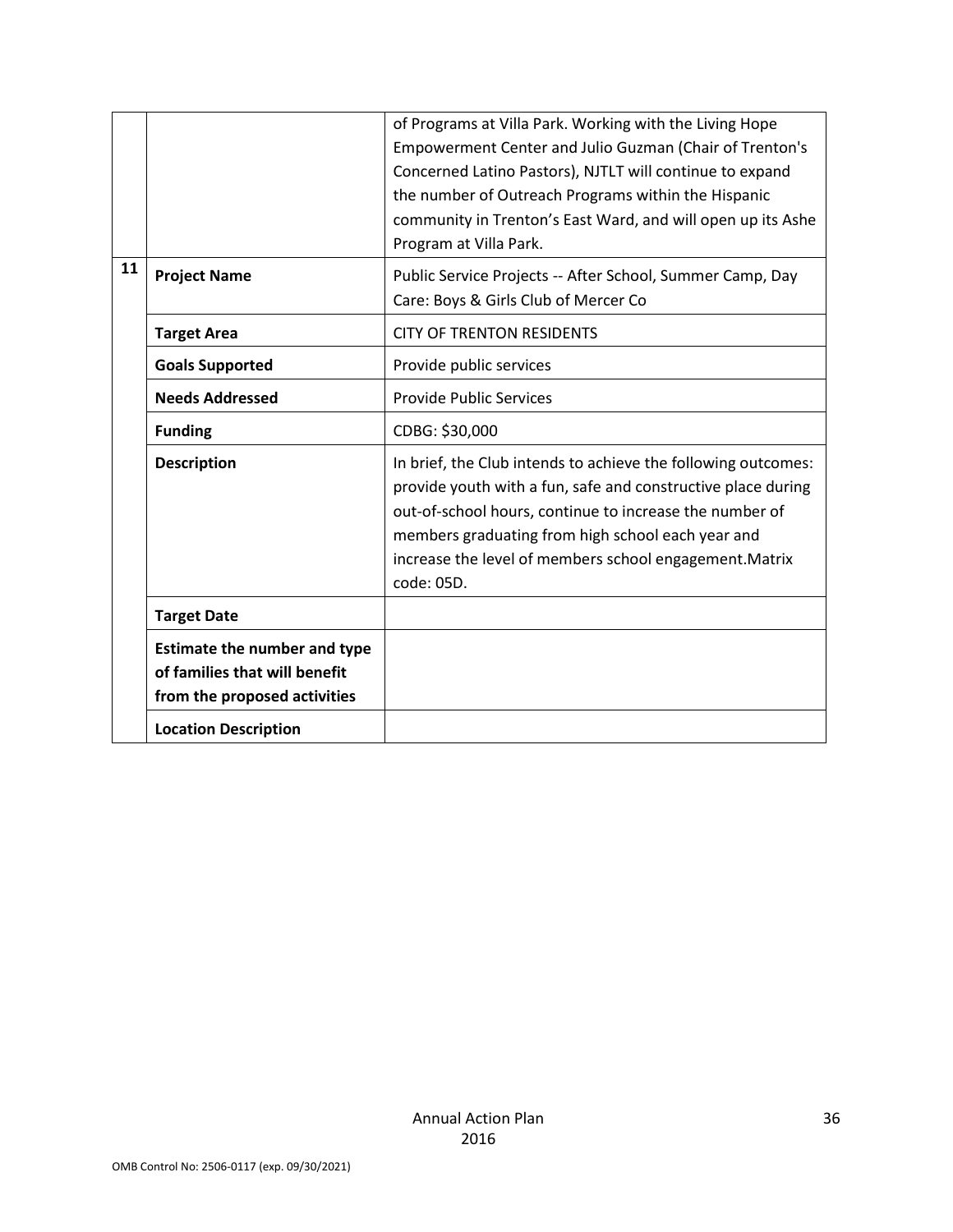| | | |
|---|---|---|
| | | of Programs at Villa Park. Working with the Living Hope Empowerment Center and Julio Guzman (Chair of Trenton's Concerned Latino Pastors), NJTLT will continue to expand the number of Outreach Programs within the Hispanic community in Trenton's East Ward, and will open up its Ashe Program at Villa Park. |
| 11 | **Project Name** | Public Service Projects -- After School, Summer Camp, Day Care: Boys & Girls Club of Mercer Co |
| | **Target Area** | CITY OF TRENTON RESIDENTS |
| | **Goals Supported** | Provide public services |
| | **Needs Addressed** | Provide Public Services |
| | **Funding** | CDBG: $30,000 |
| | **Description** | In brief, the Club intends to achieve the following outcomes: provide youth with a fun, safe and constructive place during out-of-school hours, continue to increase the number of members graduating from high school each year and increase the level of members school engagement.Matrix code: 05D. |
| | **Target Date** | |
| | **Estimate the number and type of families that will benefit from the proposed activities** | |
| | **Location Description** | |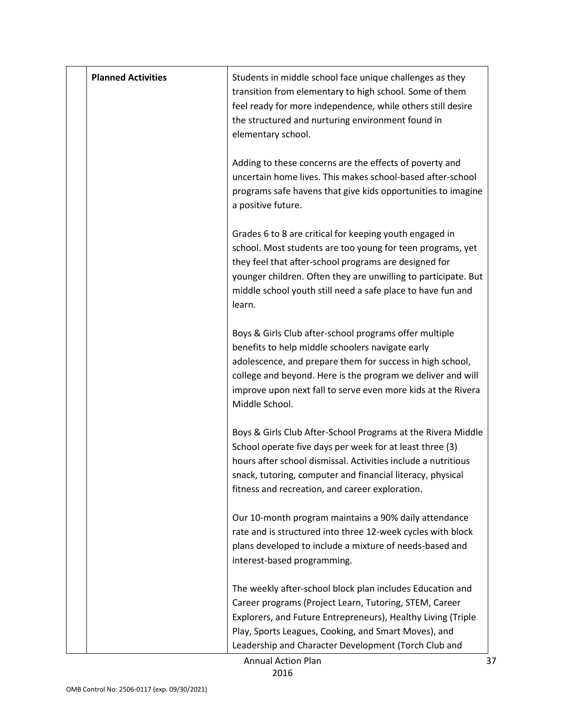| | Planned Activities | Students in middle school face unique challenges as they transition from elementary to high school. Some of them feel ready for more independence, while others still desire the structured and nurturing environment found in elementary school.<br><br>Adding to these concerns are the effects of poverty and uncertain home lives. This makes school-based after-school programs safe havens that give kids opportunities to imagine a positive future.<br><br>Grades 6 to 8 are critical for keeping youth engaged in school. Most students are too young for teen programs, yet they feel that after-school programs are designed for younger children. Often they are unwilling to participate. But middle school youth still need a safe place to have fun and learn.<br><br>Boys & Girls Club after-school programs offer multiple benefits to help middle schoolers navigate early adolescence, and prepare them for success in high school, college and beyond. Here is the program we deliver and will improve upon next fall to serve even more kids at the Rivera Middle School.<br><br>Boys & Girls Club After-School Programs at the Rivera Middle School operate five days per week for at least three (3) hours after school dismissal. Activities include a nutritious snack, tutoring, computer and financial literacy, physical fitness and recreation, and career exploration.<br><br>Our 10-month program maintains a 90% daily attendance rate and is structured into three 12-week cycles with block plans developed to include a mixture of needs-based and interest-based programming.<br><br>The weekly after-school block plan includes Education and Career programs (Project Learn, Tutoring, STEM, Career Explorers, and Future Entrepreneurs), Healthy Living (Triple Play, Sports Leagues, Cooking, and Smart Moves), and Leadership and Character Development (Torch Club and |
|---|---|---|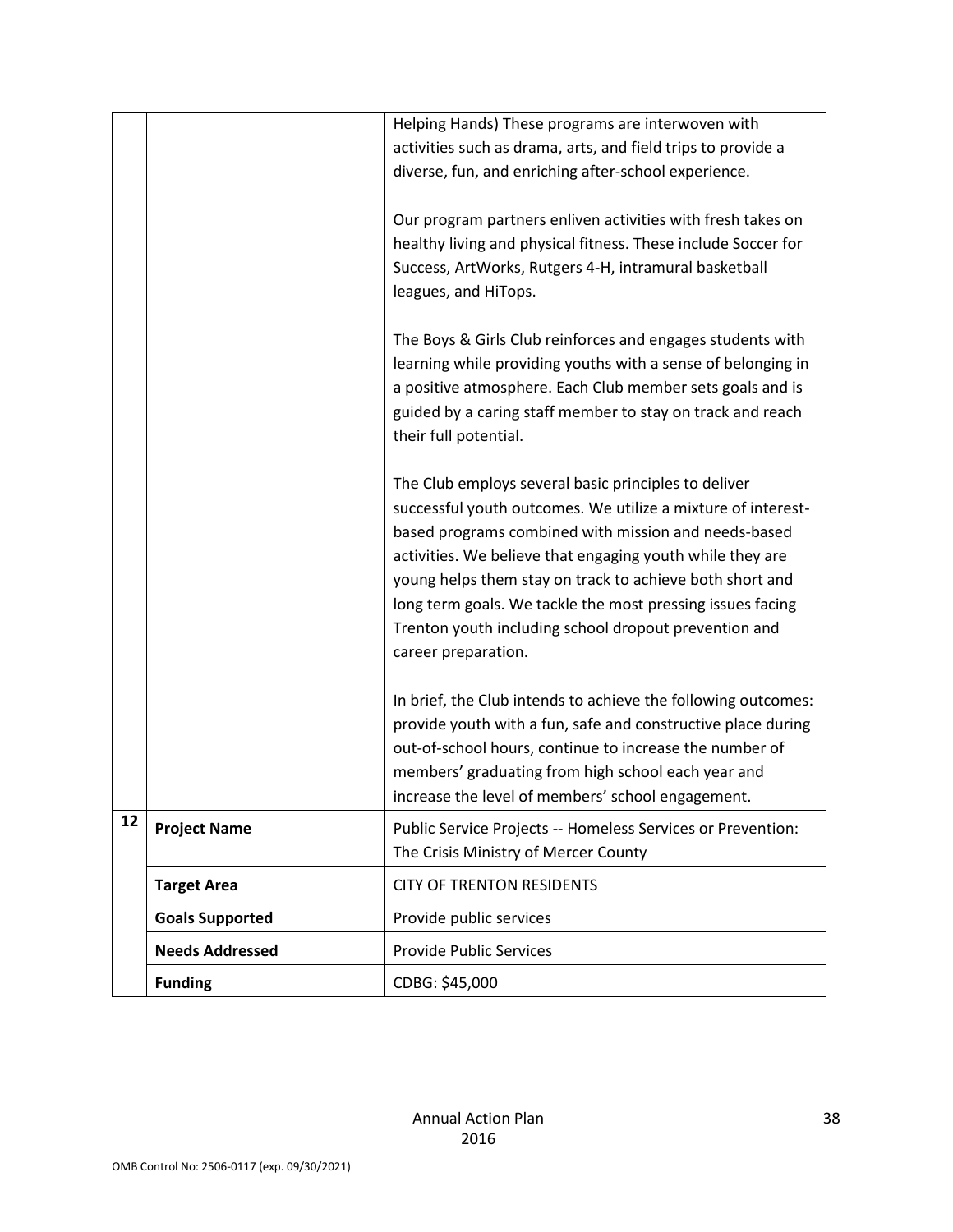| | | |
|---|---|---|
| | | Helping Hands) These programs are interwoven with activities such as drama, arts, and field trips to provide a diverse, fun, and enriching after-school experience.<br><br>Our program partners enliven activities with fresh takes on healthy living and physical fitness. These include Soccer for Success, ArtWorks, Rutgers 4-H, intramural basketball leagues, and HiTops.<br><br>The Boys & Girls Club reinforces and engages students with learning while providing youths with a sense of belonging in a positive atmosphere. Each Club member sets goals and is guided by a caring staff member to stay on track and reach their full potential.<br><br>The Club employs several basic principles to deliver successful youth outcomes. We utilize a mixture of interest-based programs combined with mission and needs-based activities. We believe that engaging youth while they are young helps them stay on track to achieve both short and long term goals. We tackle the most pressing issues facing Trenton youth including school dropout prevention and career preparation.<br><br>In brief, the Club intends to achieve the following outcomes: provide youth with a fun, safe and constructive place during out-of-school hours, continue to increase the number of members' graduating from high school each year and increase the level of members' school engagement. |
| **12** | **Project Name** | Public Service Projects -- Homeless Services or Prevention: The Crisis Ministry of Mercer County |
| | **Target Area** | CITY OF TRENTON RESIDENTS |
| | **Goals Supported** | Provide public services |
| | **Needs Addressed** | Provide Public Services |
| | **Funding** | CDBG: $45,000 |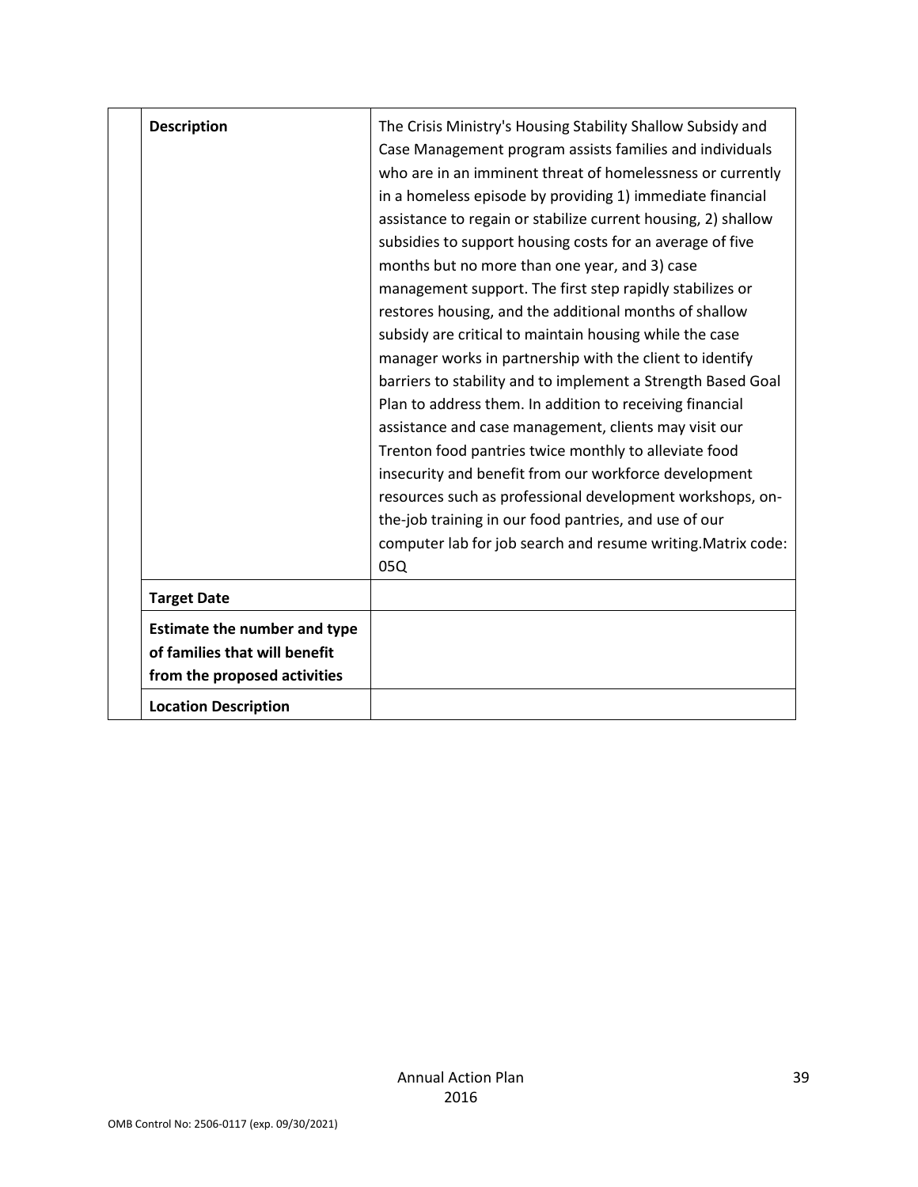| | |
|---|---|
| **Description** | The Crisis Ministry's Housing Stability Shallow Subsidy and Case Management program assists families and individuals who are in an imminent threat of homelessness or currently in a homeless episode by providing 1) immediate financial assistance to regain or stabilize current housing, 2) shallow subsidies to support housing costs for an average of five months but no more than one year, and 3) case management support. The first step rapidly stabilizes or restores housing, and the additional months of shallow subsidy are critical to maintain housing while the case manager works in partnership with the client to identify barriers to stability and to implement a Strength Based Goal Plan to address them. In addition to receiving financial assistance and case management, clients may visit our Trenton food pantries twice monthly to alleviate food insecurity and benefit from our workforce development resources such as professional development workshops, on-the-job training in our food pantries, and use of our computer lab for job search and resume writing.Matrix code: 05Q |
| **Target Date** | |
| **Estimate the number and type of families that will benefit from the proposed activities** | |
| **Location Description** | |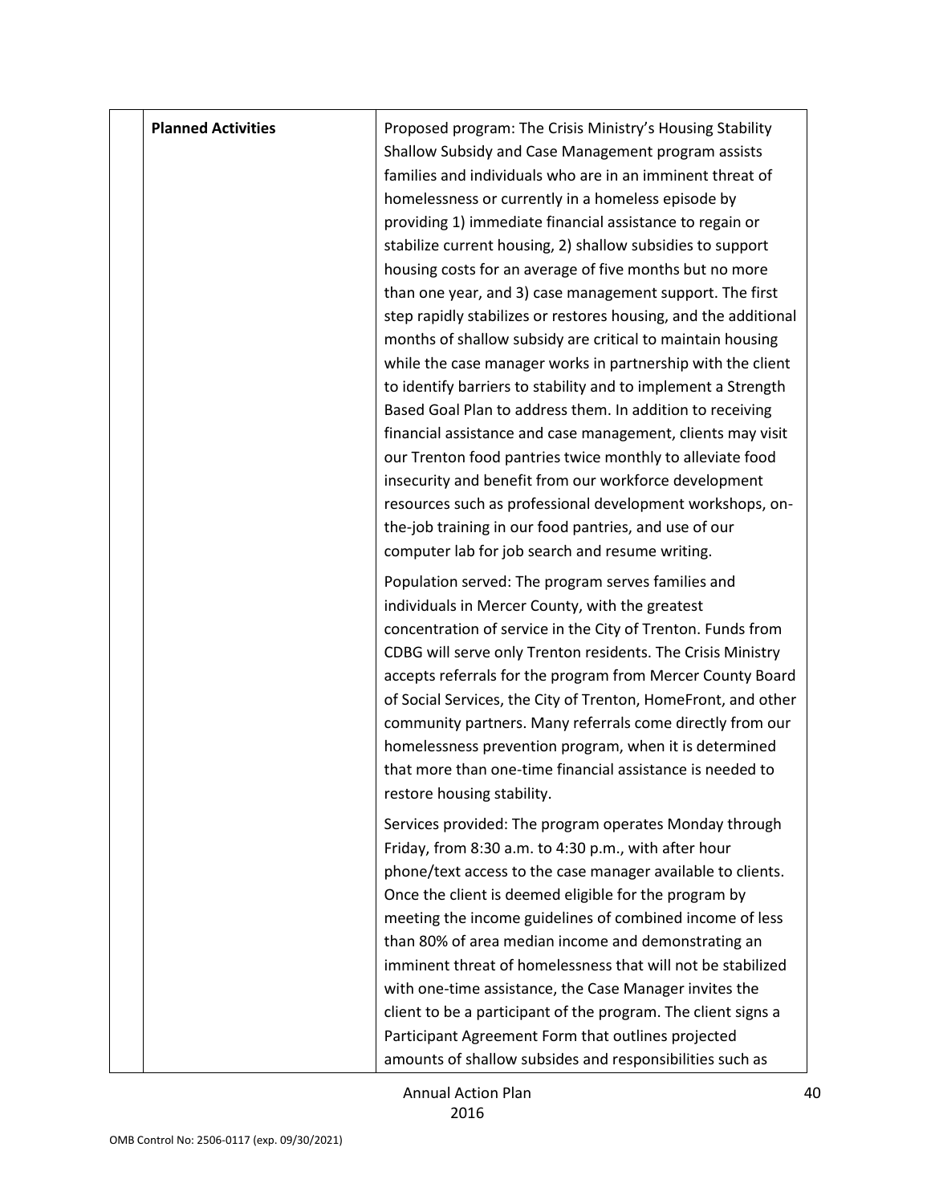| | | |
|---|---|---|
| | **Planned Activities** | Proposed program: The Crisis Ministry's Housing Stability Shallow Subsidy and Case Management program assists families and individuals who are in an imminent threat of homelessness or currently in a homeless episode by providing 1) immediate financial assistance to regain or stabilize current housing, 2) shallow subsidies to support housing costs for an average of five months but no more than one year, and 3) case management support. The first step rapidly stabilizes or restores housing, and the additional months of shallow subsidy are critical to maintain housing while the case manager works in partnership with the client to identify barriers to stability and to implement a Strength Based Goal Plan to address them. In addition to receiving financial assistance and case management, clients may visit our Trenton food pantries twice monthly to alleviate food insecurity and benefit from our workforce development resources such as professional development workshops, on-the-job training in our food pantries, and use of our computer lab for job search and resume writing.<br><br>Population served: The program serves families and individuals in Mercer County, with the greatest concentration of service in the City of Trenton. Funds from CDBG will serve only Trenton residents. The Crisis Ministry accepts referrals for the program from Mercer County Board of Social Services, the City of Trenton, HomeFront, and other community partners. Many referrals come directly from our homelessness prevention program, when it is determined that more than one-time financial assistance is needed to restore housing stability.<br><br>Services provided: The program operates Monday through Friday, from 8:30 a.m. to 4:30 p.m., with after hour phone/text access to the case manager available to clients. Once the client is deemed eligible for the program by meeting the income guidelines of combined income of less than 80% of area median income and demonstrating an imminent threat of homelessness that will not be stabilized with one-time assistance, the Case Manager invites the client to be a participant of the program. The client signs a Participant Agreement Form that outlines projected amounts of shallow subsides and responsibilities such as |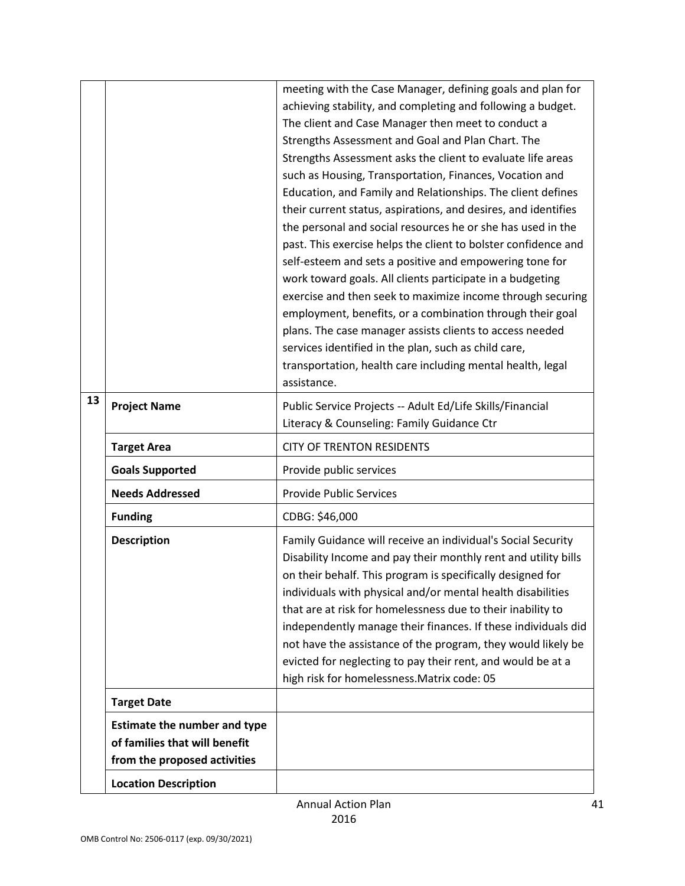| | | |
|---|---|---|
| | | meeting with the Case Manager, defining goals and plan for achieving stability, and completing and following a budget. The client and Case Manager then meet to conduct a Strengths Assessment and Goal and Plan Chart. The Strengths Assessment asks the client to evaluate life areas such as Housing, Transportation, Finances, Vocation and Education, and Family and Relationships. The client defines their current status, aspirations, and desires, and identifies the personal and social resources he or she has used in the past. This exercise helps the client to bolster confidence and self-esteem and sets a positive and empowering tone for work toward goals. All clients participate in a budgeting exercise and then seek to maximize income through securing employment, benefits, or a combination through their goal plans. The case manager assists clients to access needed services identified in the plan, such as child care, transportation, health care including mental health, legal assistance. |
| 13 | **Project Name** | Public Service Projects -- Adult Ed/Life Skills/Financial Literacy & Counseling: Family Guidance Ctr |
| | **Target Area** | CITY OF TRENTON RESIDENTS |
| | **Goals Supported** | Provide public services |
| | **Needs Addressed** | Provide Public Services |
| | **Funding** | CDBG: $46,000 |
| | **Description** | Family Guidance will receive an individual's Social Security Disability Income and pay their monthly rent and utility bills on their behalf. This program is specifically designed for individuals with physical and/or mental health disabilities that are at risk for homelessness due to their inability to independently manage their finances. If these individuals did not have the assistance of the program, they would likely be evicted for neglecting to pay their rent, and would be at a high risk for homelessness.Matrix code: 05 |
| | **Target Date** | |
| | **Estimate the number and type of families that will benefit from the proposed activities** | |
| | **Location Description** | |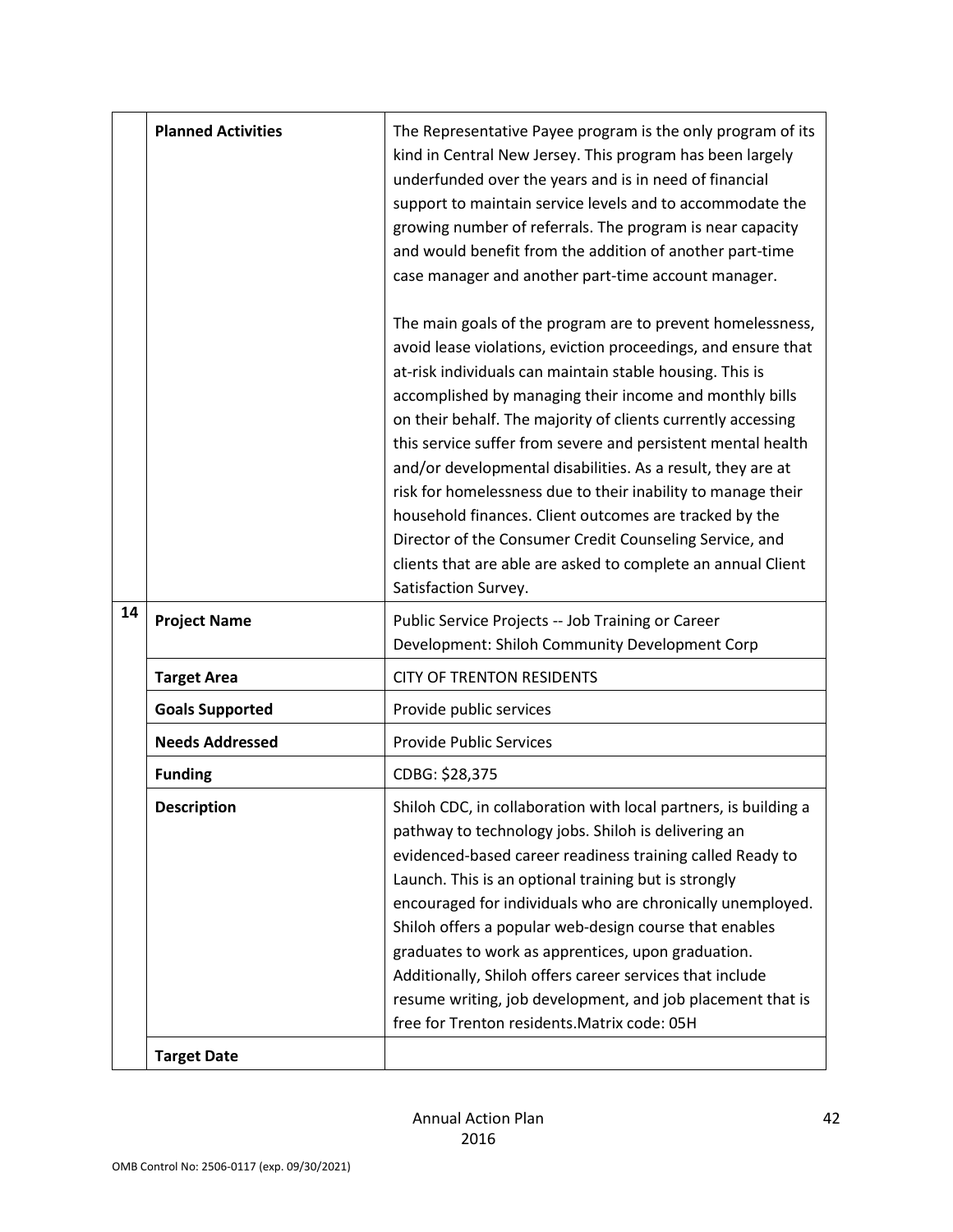| | | |
|---|---|---|
| | **Planned Activities** | The Representative Payee program is the only program of its kind in Central New Jersey. This program has been largely underfunded over the years and is in need of financial support to maintain service levels and to accommodate the growing number of referrals. The program is near capacity and would benefit from the addition of another part-time case manager and another part-time account manager.<br><br>The main goals of the program are to prevent homelessness, avoid lease violations, eviction proceedings, and ensure that at-risk individuals can maintain stable housing. This is accomplished by managing their income and monthly bills on their behalf. The majority of clients currently accessing this service suffer from severe and persistent mental health and/or developmental disabilities. As a result, they are at risk for homelessness due to their inability to manage their household finances. Client outcomes are tracked by the Director of the Consumer Credit Counseling Service, and clients that are able are asked to complete an annual Client Satisfaction Survey. |
| 14 | **Project Name** | Public Service Projects -- Job Training or Career Development: Shiloh Community Development Corp |
| | **Target Area** | CITY OF TRENTON RESIDENTS |
| | **Goals Supported** | Provide public services |
| | **Needs Addressed** | Provide Public Services |
| | **Funding** | CDBG: $28,375 |
| | **Description** | Shiloh CDC, in collaboration with local partners, is building a pathway to technology jobs. Shiloh is delivering an evidenced-based career readiness training called Ready to Launch. This is an optional training but is strongly encouraged for individuals who are chronically unemployed. Shiloh offers a popular web-design course that enables graduates to work as apprentices, upon graduation. Additionally, Shiloh offers career services that include resume writing, job development, and job placement that is free for Trenton residents.Matrix code: 05H |
| | **Target Date** | |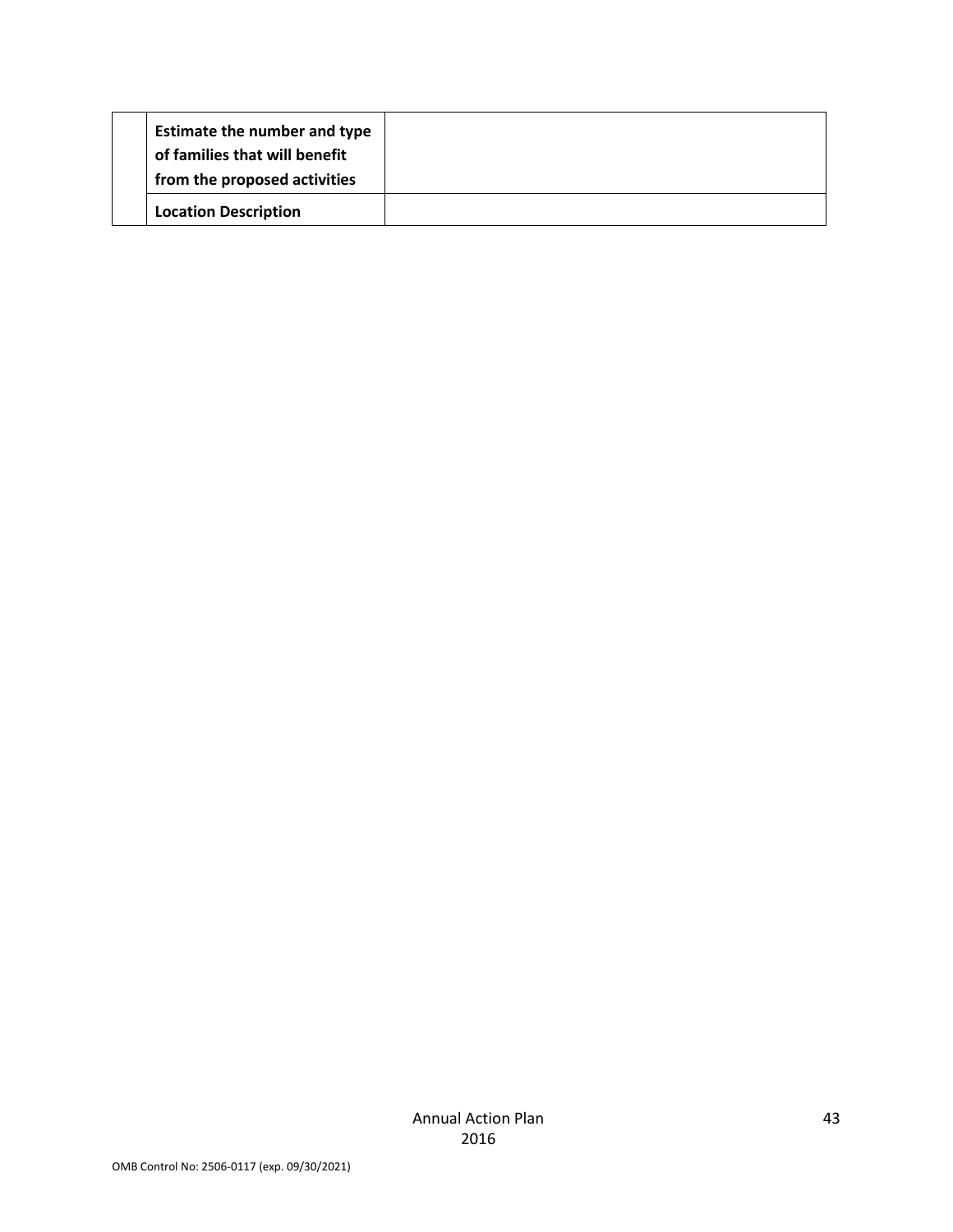| | | |
|---|---|---|
| | **Estimate the number and type of families that will benefit from the proposed activities** | |
| | **Location Description** | |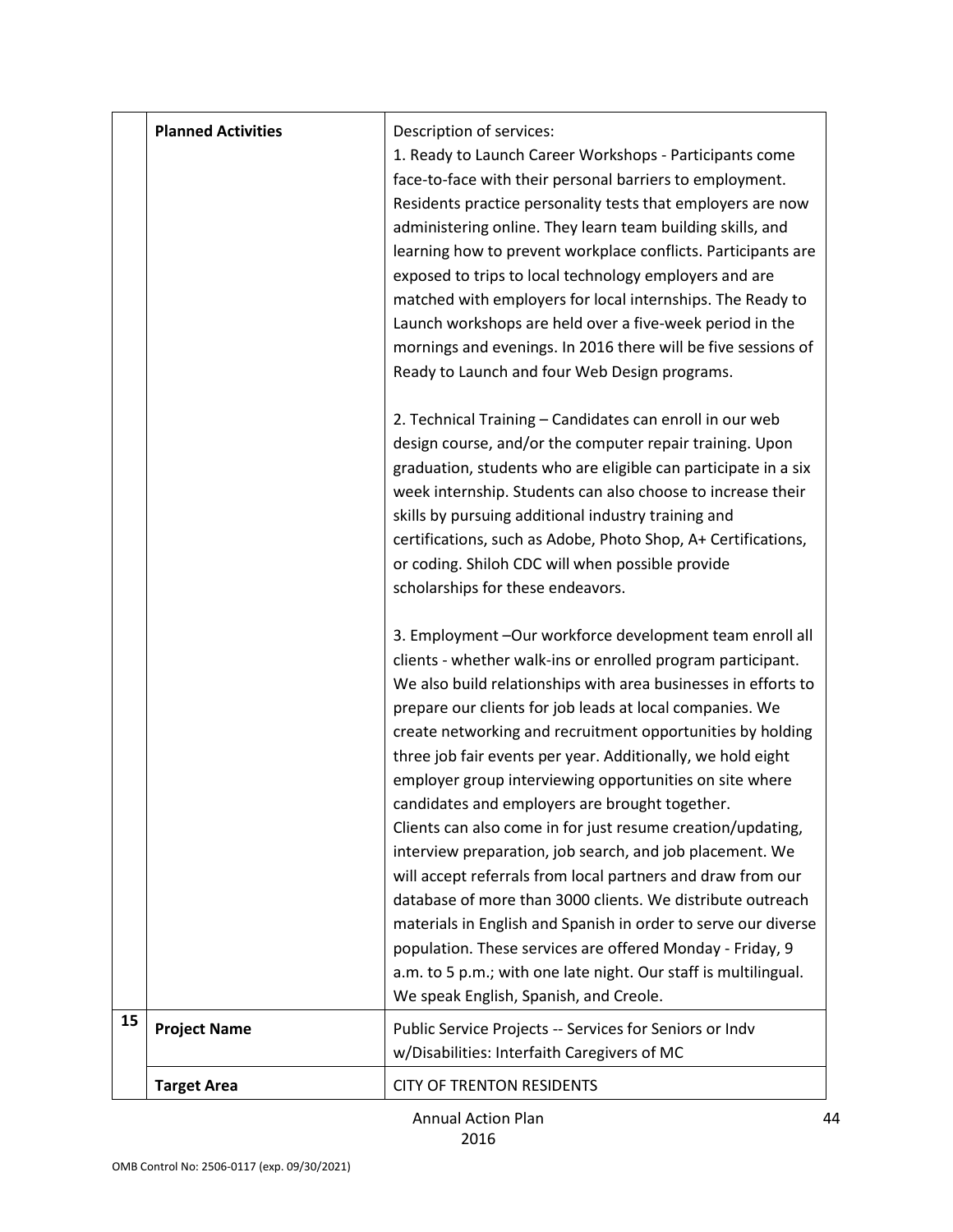|  |  |  |
| --- | --- | --- |
|  | **Planned Activities** | Description of services:<br>1. Ready to Launch Career Workshops - Participants come face-to-face with their personal barriers to employment. Residents practice personality tests that employers are now administering online. They learn team building skills, and learning how to prevent workplace conflicts. Participants are exposed to trips to local technology employers and are matched with employers for local internships. The Ready to Launch workshops are held over a five-week period in the mornings and evenings. In 2016 there will be five sessions of Ready to Launch and four Web Design programs.<br><br>2. Technical Training – Candidates can enroll in our web design course, and/or the computer repair training. Upon graduation, students who are eligible can participate in a six week internship. Students can also choose to increase their skills by pursuing additional industry training and certifications, such as Adobe, Photo Shop, A+ Certifications, or coding. Shiloh CDC will when possible provide scholarships for these endeavors.<br><br>3. Employment –Our workforce development team enroll all clients - whether walk-ins or enrolled program participant. We also build relationships with area businesses in efforts to prepare our clients for job leads at local companies. We create networking and recruitment opportunities by holding three job fair events per year. Additionally, we hold eight employer group interviewing opportunities on site where candidates and employers are brought together.<br>Clients can also come in for just resume creation/updating, interview preparation, job search, and job placement. We will accept referrals from local partners and draw from our database of more than 3000 clients. We distribute outreach materials in English and Spanish in order to serve our diverse population. These services are offered Monday - Friday, 9 a.m. to 5 p.m.; with one late night. Our staff is multilingual. We speak English, Spanish, and Creole. |
| 15 | **Project Name** | Public Service Projects -- Services for Seniors or Indv w/Disabilities: Interfaith Caregivers of MC |
|  | **Target Area** | CITY OF TRENTON RESIDENTS |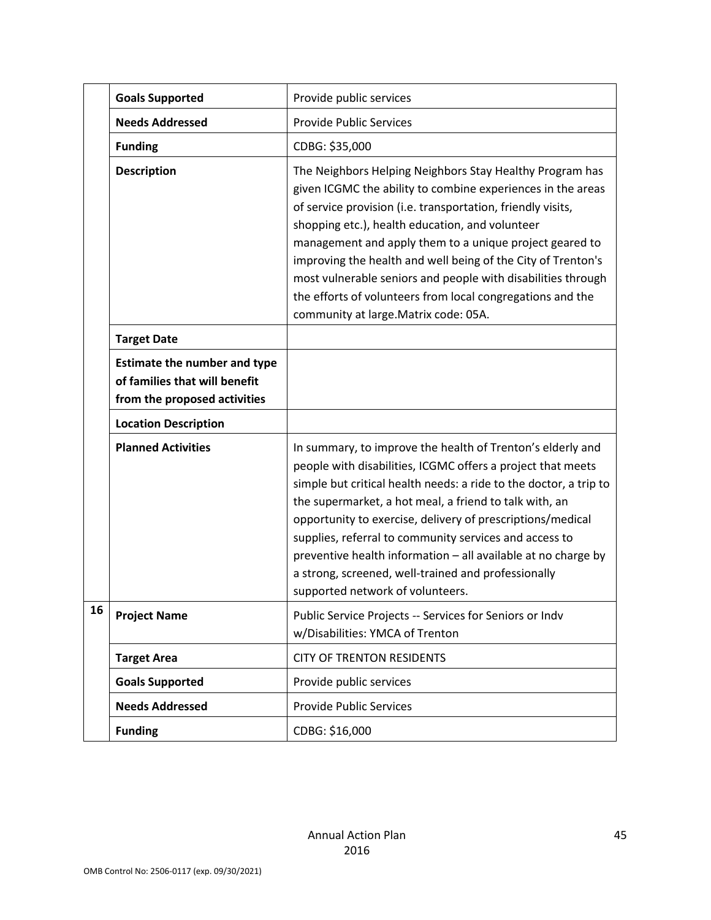| | | |
|---|---|---|
| | **Goals Supported** | Provide public services |
| | **Needs Addressed** | Provide Public Services |
| | **Funding** | CDBG: $35,000 |
| | **Description** | The Neighbors Helping Neighbors Stay Healthy Program has given ICGMC the ability to combine experiences in the areas of service provision (i.e. transportation, friendly visits, shopping etc.), health education, and volunteer management and apply them to a unique project geared to improving the health and well being of the City of Trenton's most vulnerable seniors and people with disabilities through the efforts of volunteers from local congregations and the community at large.Matrix code: 05A. |
| | **Target Date** | |
| | **Estimate the number and type of families that will benefit from the proposed activities** | |
| | **Location Description** | |
| | **Planned Activities** | In summary, to improve the health of Trenton's elderly and people with disabilities, ICGMC offers a project that meets simple but critical health needs: a ride to the doctor, a trip to the supermarket, a hot meal, a friend to talk with, an opportunity to exercise, delivery of prescriptions/medical supplies, referral to community services and access to preventive health information – all available at no charge by a strong, screened, well-trained and professionally supported network of volunteers. |
| **16** | **Project Name** | Public Service Projects -- Services for Seniors or Indv w/Disabilities: YMCA of Trenton |
| | **Target Area** | CITY OF TRENTON RESIDENTS |
| | **Goals Supported** | Provide public services |
| | **Needs Addressed** | Provide Public Services |
| | **Funding** | CDBG: $16,000 |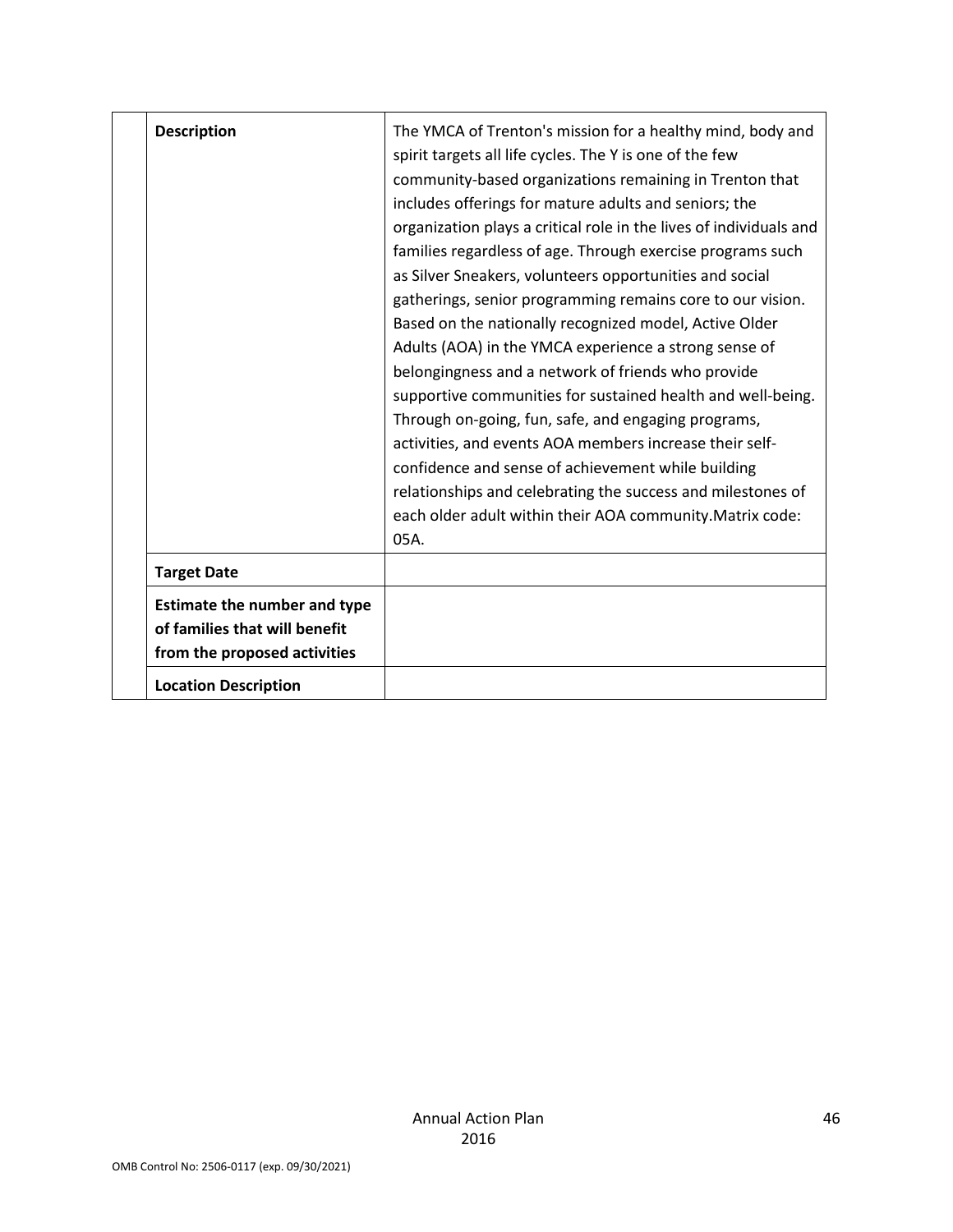| | | |
|---|---|---|
| | **Description** | The YMCA of Trenton's mission for a healthy mind, body and spirit targets all life cycles. The Y is one of the few community-based organizations remaining in Trenton that includes offerings for mature adults and seniors; the organization plays a critical role in the lives of individuals and families regardless of age. Through exercise programs such as Silver Sneakers, volunteers opportunities and social gatherings, senior programming remains core to our vision. Based on the nationally recognized model, Active Older Adults (AOA) in the YMCA experience a strong sense of belongingness and a network of friends who provide supportive communities for sustained health and well-being. Through on-going, fun, safe, and engaging programs, activities, and events AOA members increase their self-confidence and sense of achievement while building relationships and celebrating the success and milestones of each older adult within their AOA community.Matrix code: 05A. |
| | **Target Date** | |
| | **Estimate the number and type of families that will benefit from the proposed activities** | |
| | **Location Description** | |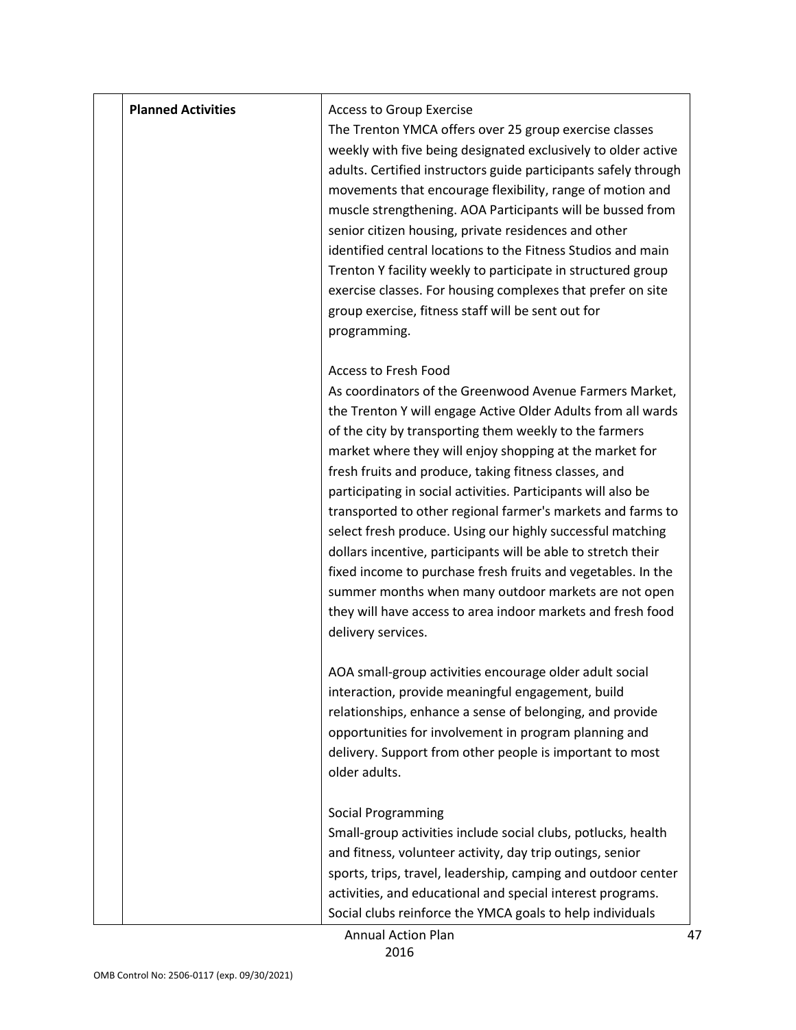| | Planned Activities | Access to Group Exercise<br>The Trenton YMCA offers over 25 group exercise classes weekly with five being designated exclusively to older active adults. Certified instructors guide participants safely through movements that encourage flexibility, range of motion and muscle strengthening. AOA Participants will be bussed from senior citizen housing, private residences and other identified central locations to the Fitness Studios and main Trenton Y facility weekly to participate in structured group exercise classes. For housing complexes that prefer on site group exercise, fitness staff will be sent out for programming.<br><br>Access to Fresh Food<br>As coordinators of the Greenwood Avenue Farmers Market, the Trenton Y will engage Active Older Adults from all wards of the city by transporting them weekly to the farmers market where they will enjoy shopping at the market for fresh fruits and produce, taking fitness classes, and participating in social activities. Participants will also be transported to other regional farmer's markets and farms to select fresh produce. Using our highly successful matching dollars incentive, participants will be able to stretch their fixed income to purchase fresh fruits and vegetables. In the summer months when many outdoor markets are not open they will have access to area indoor markets and fresh food delivery services.<br><br>AOA small-group activities encourage older adult social interaction, provide meaningful engagement, build relationships, enhance a sense of belonging, and provide opportunities for involvement in program planning and delivery. Support from other people is important to most older adults.<br><br>Social Programming<br>Small-group activities include social clubs, potlucks, health and fitness, volunteer activity, day trip outings, senior sports, trips, travel, leadership, camping and outdoor center activities, and educational and special interest programs. Social clubs reinforce the YMCA goals to help individuals |
|---|---|---|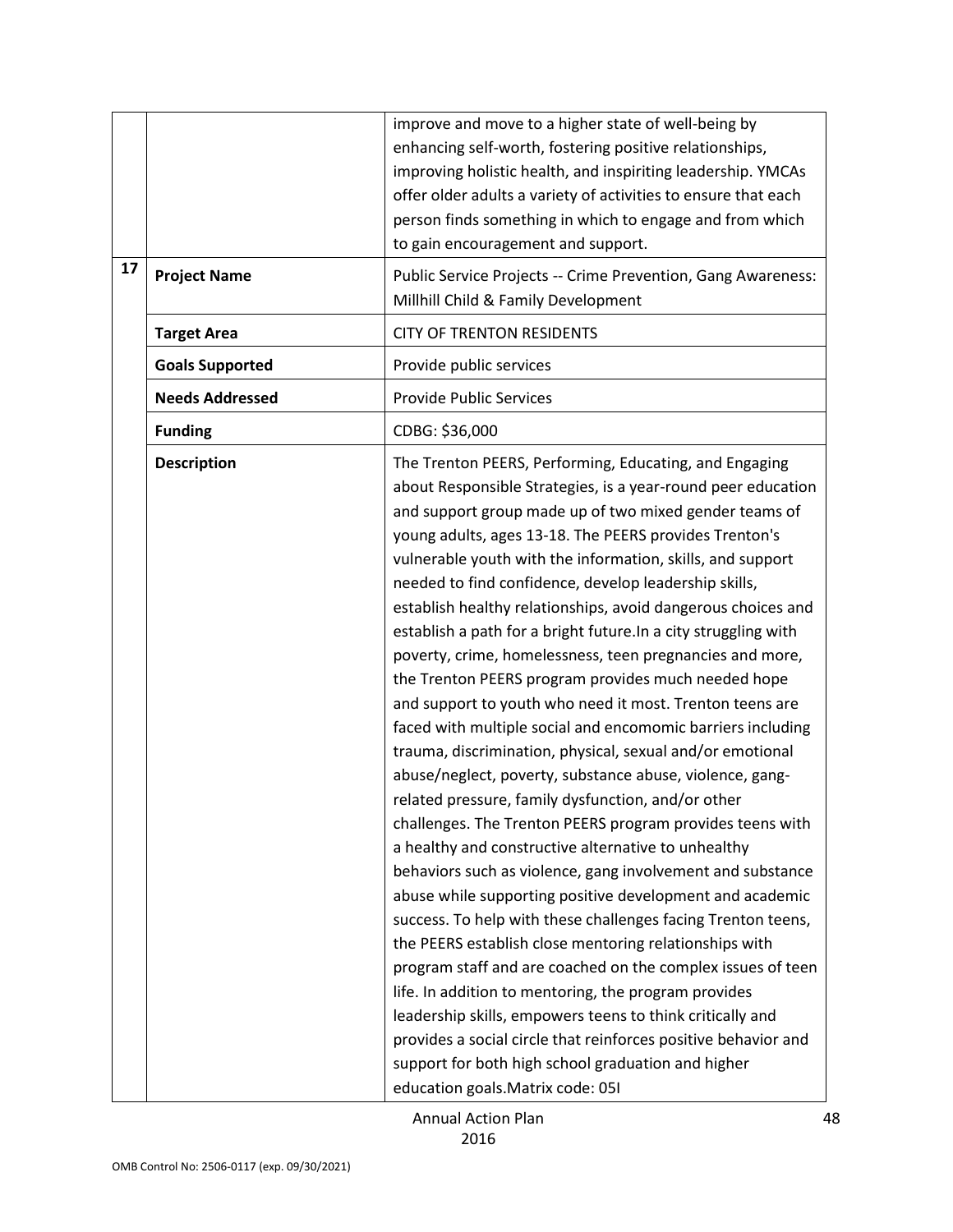| | | |
|---|---|---|
| | | improve and move to a higher state of well-being by enhancing self-worth, fostering positive relationships, improving holistic health, and inspiriting leadership. YMCAs offer older adults a variety of activities to ensure that each person finds something in which to engage and from which to gain encouragement and support. |
| **17** | **Project Name** | Public Service Projects -- Crime Prevention, Gang Awareness: Millhill Child & Family Development |
| | **Target Area** | CITY OF TRENTON RESIDENTS |
| | **Goals Supported** | Provide public services |
| | **Needs Addressed** | Provide Public Services |
| | **Funding** | CDBG: $36,000 |
| | **Description** | The Trenton PEERS, Performing, Educating, and Engaging about Responsible Strategies, is a year-round peer education and support group made up of two mixed gender teams of young adults, ages 13-18. The PEERS provides Trenton's vulnerable youth with the information, skills, and support needed to find confidence, develop leadership skills, establish healthy relationships, avoid dangerous choices and establish a path for a bright future.In a city struggling with poverty, crime, homelessness, teen pregnancies and more, the Trenton PEERS program provides much needed hope and support to youth who need it most. Trenton teens are faced with multiple social and encomomic barriers including trauma, discrimination, physical, sexual and/or emotional abuse/neglect, poverty, substance abuse, violence, gang-related pressure, family dysfunction, and/or other challenges. The Trenton PEERS program provides teens with a healthy and constructive alternative to unhealthy behaviors such as violence, gang involvement and substance abuse while supporting positive development and academic success. To help with these challenges facing Trenton teens, the PEERS establish close mentoring relationships with program staff and are coached on the complex issues of teen life. In addition to mentoring, the program provides leadership skills, empowers teens to think critically and provides a social circle that reinforces positive behavior and support for both high school graduation and higher education goals.Matrix code: 05I |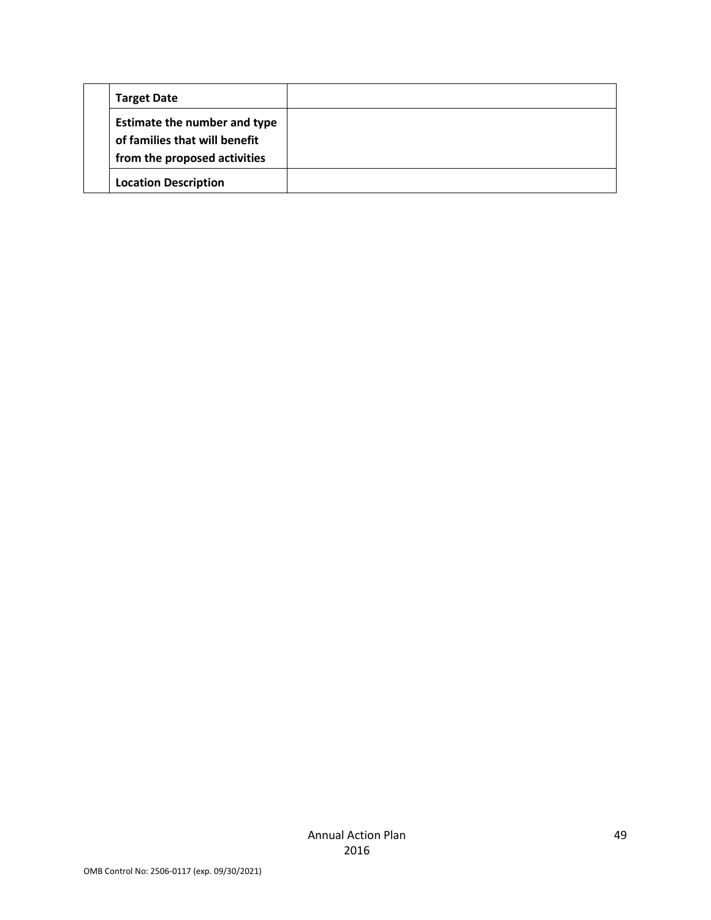| | | |
|---|---|---|
| | **Target Date** | |
| | **Estimate the number and type of families that will benefit from the proposed activities** | |
| | **Location Description** | |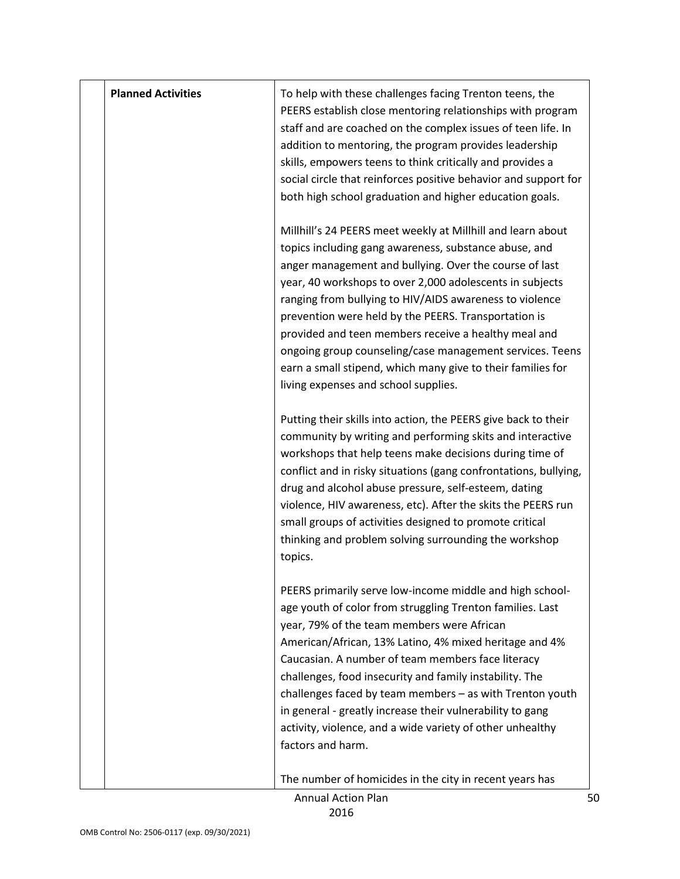| | Planned Activities | To help with these challenges facing Trenton teens, the PEERS establish close mentoring relationships with program staff and are coached on the complex issues of teen life. In addition to mentoring, the program provides leadership skills, empowers teens to think critically and provides a social circle that reinforces positive behavior and support for both high school graduation and higher education goals.<br><br>Millhill's 24 PEERS meet weekly at Millhill and learn about topics including gang awareness, substance abuse, and anger management and bullying. Over the course of last year, 40 workshops to over 2,000 adolescents in subjects ranging from bullying to HIV/AIDS awareness to violence prevention were held by the PEERS. Transportation is provided and teen members receive a healthy meal and ongoing group counseling/case management services. Teens earn a small stipend, which many give to their families for living expenses and school supplies.<br><br>Putting their skills into action, the PEERS give back to their community by writing and performing skits and interactive workshops that help teens make decisions during time of conflict and in risky situations (gang confrontations, bullying, drug and alcohol abuse pressure, self-esteem, dating violence, HIV awareness, etc). After the skits the PEERS run small groups of activities designed to promote critical thinking and problem solving surrounding the workshop topics.<br><br>PEERS primarily serve low-income middle and high school-age youth of color from struggling Trenton families. Last year, 79% of the team members were African American/African, 13% Latino, 4% mixed heritage and 4% Caucasian. A number of team members face literacy challenges, food insecurity and family instability. The challenges faced by team members – as with Trenton youth in general - greatly increase their vulnerability to gang activity, violence, and a wide variety of other unhealthy factors and harm.<br><br>The number of homicides in the city in recent years has |
|---|---|---|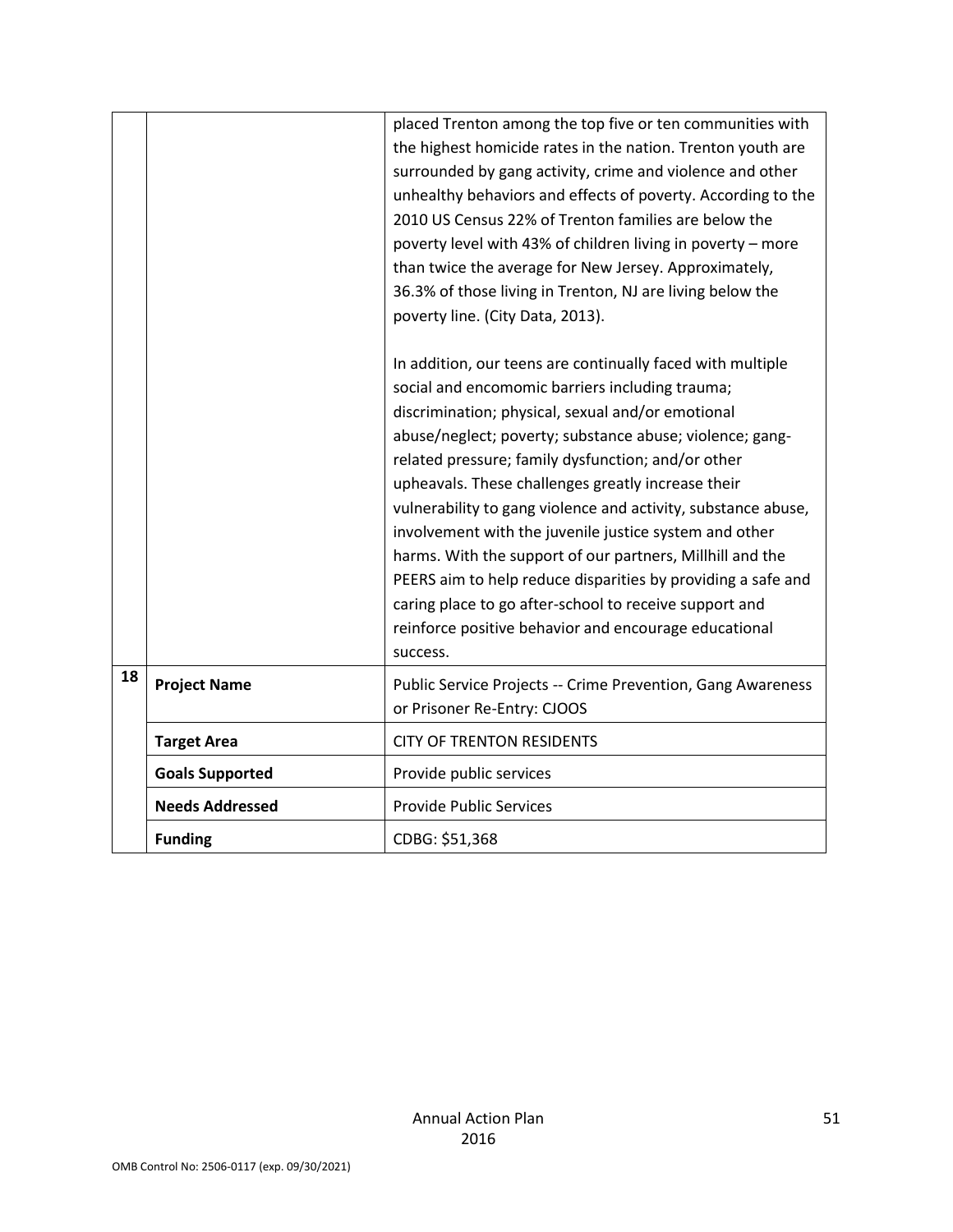| | | |
|---|---|---|
| | | placed Trenton among the top five or ten communities with the highest homicide rates in the nation. Trenton youth are surrounded by gang activity, crime and violence and other unhealthy behaviors and effects of poverty. According to the 2010 US Census 22% of Trenton families are below the poverty level with 43% of children living in poverty – more than twice the average for New Jersey. Approximately, 36.3% of those living in Trenton, NJ are living below the poverty line. (City Data, 2013).<br><br>In addition, our teens are continually faced with multiple social and encomomic barriers including trauma; discrimination; physical, sexual and/or emotional abuse/neglect; poverty; substance abuse; violence; gang-related pressure; family dysfunction; and/or other upheavals. These challenges greatly increase their vulnerability to gang violence and activity, substance abuse, involvement with the juvenile justice system and other harms. With the support of our partners, Millhill and the PEERS aim to help reduce disparities by providing a safe and caring place to go after-school to receive support and reinforce positive behavior and encourage educational success. |
| 18 | **Project Name** | Public Service Projects -- Crime Prevention, Gang Awareness or Prisoner Re-Entry: CJOOS |
| | **Target Area** | CITY OF TRENTON RESIDENTS |
| | **Goals Supported** | Provide public services |
| | **Needs Addressed** | Provide Public Services |
| | **Funding** | CDBG: $51,368 |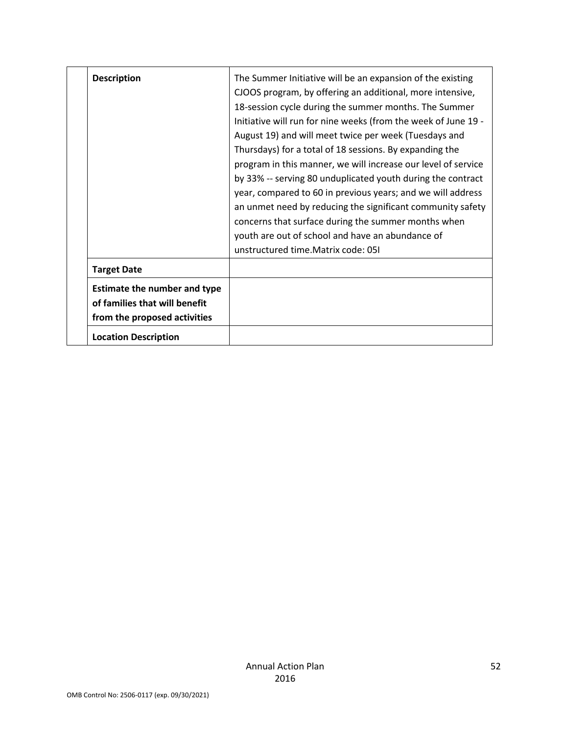| | | |
|---|---|---|
| | **Description** | The Summer Initiative will be an expansion of the existing CJOOS program, by offering an additional, more intensive, 18-session cycle during the summer months. The Summer Initiative will run for nine weeks (from the week of June 19 - August 19) and will meet twice per week (Tuesdays and Thursdays) for a total of 18 sessions. By expanding the program in this manner, we will increase our level of service by 33% -- serving 80 unduplicated youth during the contract year, compared to 60 in previous years; and we will address an unmet need by reducing the significant community safety concerns that surface during the summer months when youth are out of school and have an abundance of unstructured time.Matrix code: 05I |
| | **Target Date** | |
| | **Estimate the number and type of families that will benefit from the proposed activities** | |
| | **Location Description** | |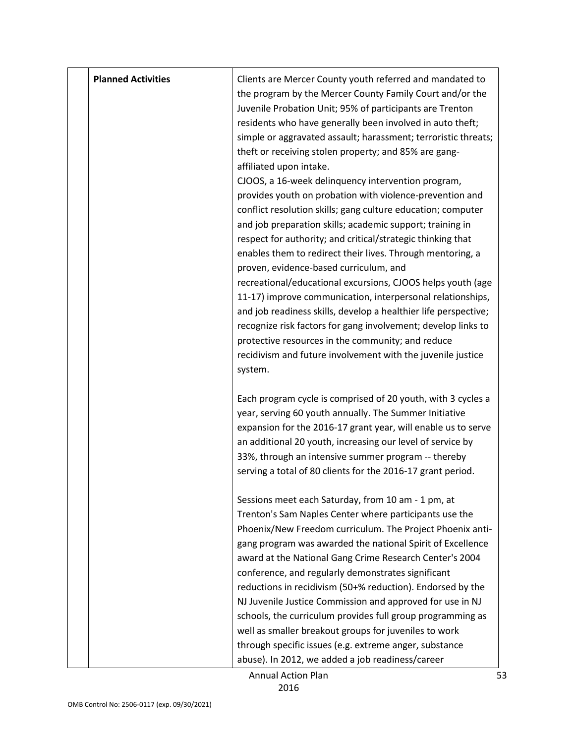| | Planned Activities | Clients are Mercer County youth referred and mandated to the program by the Mercer County Family Court and/or the Juvenile Probation Unit; 95% of participants are Trenton residents who have generally been involved in auto theft; simple or aggravated assault; harassment; terroristic threats; theft or receiving stolen property; and 85% are gang-affiliated upon intake.<br>CJOOS, a 16-week delinquency intervention program, provides youth on probation with violence-prevention and conflict resolution skills; gang culture education; computer and job preparation skills; academic support; training in respect for authority; and critical/strategic thinking that enables them to redirect their lives. Through mentoring, a proven, evidence-based curriculum, and recreational/educational excursions, CJOOS helps youth (age 11-17) improve communication, interpersonal relationships, and job readiness skills, develop a healthier life perspective; recognize risk factors for gang involvement; develop links to protective resources in the community; and reduce recidivism and future involvement with the juvenile justice system.<br><br>Each program cycle is comprised of 20 youth, with 3 cycles a year, serving 60 youth annually. The Summer Initiative expansion for the 2016-17 grant year, will enable us to serve an additional 20 youth, increasing our level of service by 33%, through an intensive summer program -- thereby serving a total of 80 clients for the 2016-17 grant period.<br><br>Sessions meet each Saturday, from 10 am - 1 pm, at Trenton's Sam Naples Center where participants use the Phoenix/New Freedom curriculum. The Project Phoenix anti-gang program was awarded the national Spirit of Excellence award at the National Gang Crime Research Center's 2004 conference, and regularly demonstrates significant reductions in recidivism (50+% reduction). Endorsed by the NJ Juvenile Justice Commission and approved for use in NJ schools, the curriculum provides full group programming as well as smaller breakout groups for juveniles to work through specific issues (e.g. extreme anger, substance abuse). In 2012, we added a job readiness/career |
|---|---|---|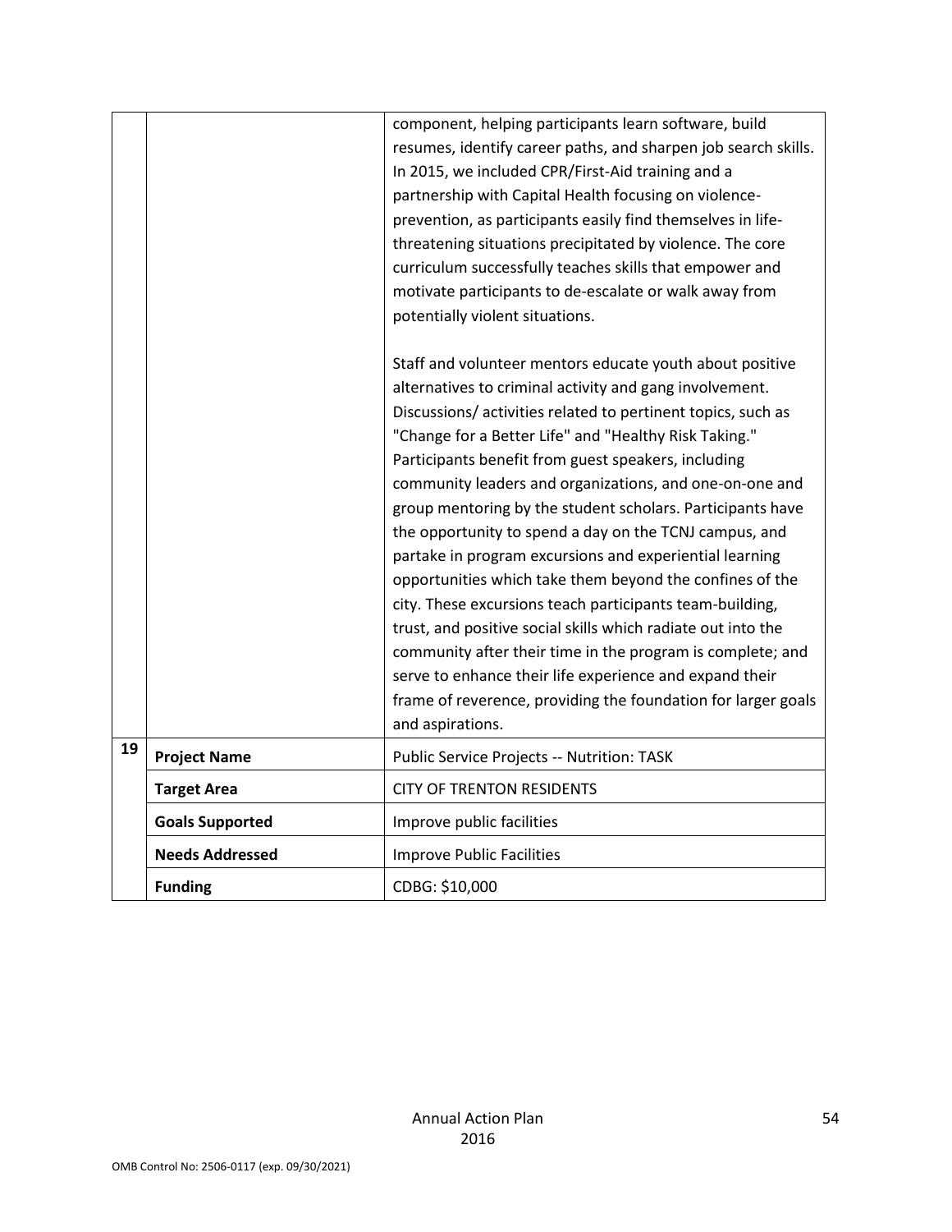| | | |
|---|---|---|
| | | component, helping participants learn software, build resumes, identify career paths, and sharpen job search skills. In 2015, we included CPR/First-Aid training and a partnership with Capital Health focusing on violence-prevention, as participants easily find themselves in life-threatening situations precipitated by violence. The core curriculum successfully teaches skills that empower and motivate participants to de-escalate or walk away from potentially violent situations.<br><br>Staff and volunteer mentors educate youth about positive alternatives to criminal activity and gang involvement. Discussions/ activities related to pertinent topics, such as "Change for a Better Life" and "Healthy Risk Taking." Participants benefit from guest speakers, including community leaders and organizations, and one-on-one and group mentoring by the student scholars. Participants have the opportunity to spend a day on the TCNJ campus, and partake in program excursions and experiential learning opportunities which take them beyond the confines of the city. These excursions teach participants team-building, trust, and positive social skills which radiate out into the community after their time in the program is complete; and serve to enhance their life experience and expand their frame of reverence, providing the foundation for larger goals and aspirations. |
| 19 | **Project Name** | Public Service Projects -- Nutrition: TASK |
| | **Target Area** | CITY OF TRENTON RESIDENTS |
| | **Goals Supported** | Improve public facilities |
| | **Needs Addressed** | Improve Public Facilities |
| | **Funding** | CDBG: $10,000 |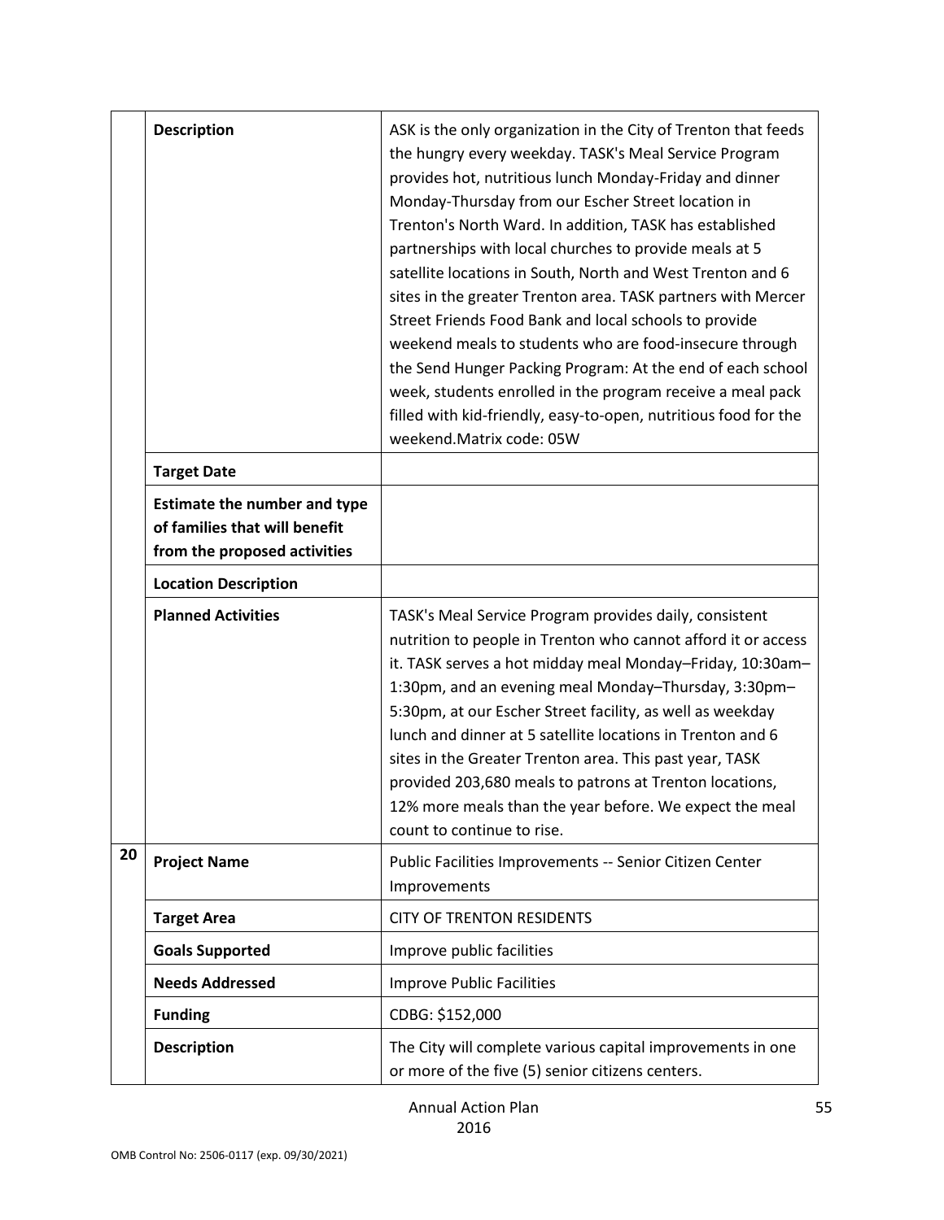| | | |
|---|---|---|
| | **Description** | ASK is the only organization in the City of Trenton that feeds the hungry every weekday. TASK's Meal Service Program provides hot, nutritious lunch Monday-Friday and dinner Monday-Thursday from our Escher Street location in Trenton's North Ward. In addition, TASK has established partnerships with local churches to provide meals at 5 satellite locations in South, North and West Trenton and 6 sites in the greater Trenton area. TASK partners with Mercer Street Friends Food Bank and local schools to provide weekend meals to students who are food-insecure through the Send Hunger Packing Program: At the end of each school week, students enrolled in the program receive a meal pack filled with kid-friendly, easy-to-open, nutritious food for the weekend.Matrix code: 05W |
| | **Target Date** | |
| | **Estimate the number and type of families that will benefit from the proposed activities** | |
| | **Location Description** | |
| | **Planned Activities** | TASK's Meal Service Program provides daily, consistent nutrition to people in Trenton who cannot afford it or access it. TASK serves a hot midday meal Monday–Friday, 10:30am–1:30pm, and an evening meal Monday–Thursday, 3:30pm–5:30pm, at our Escher Street facility, as well as weekday lunch and dinner at 5 satellite locations in Trenton and 6 sites in the Greater Trenton area. This past year, TASK provided 203,680 meals to patrons at Trenton locations, 12% more meals than the year before. We expect the meal count to continue to rise. |
| 20 | **Project Name** | Public Facilities Improvements -- Senior Citizen Center Improvements |
| | **Target Area** | CITY OF TRENTON RESIDENTS |
| | **Goals Supported** | Improve public facilities |
| | **Needs Addressed** | Improve Public Facilities |
| | **Funding** | CDBG: $152,000 |
| | **Description** | The City will complete various capital improvements in one or more of the five (5) senior citizens centers. |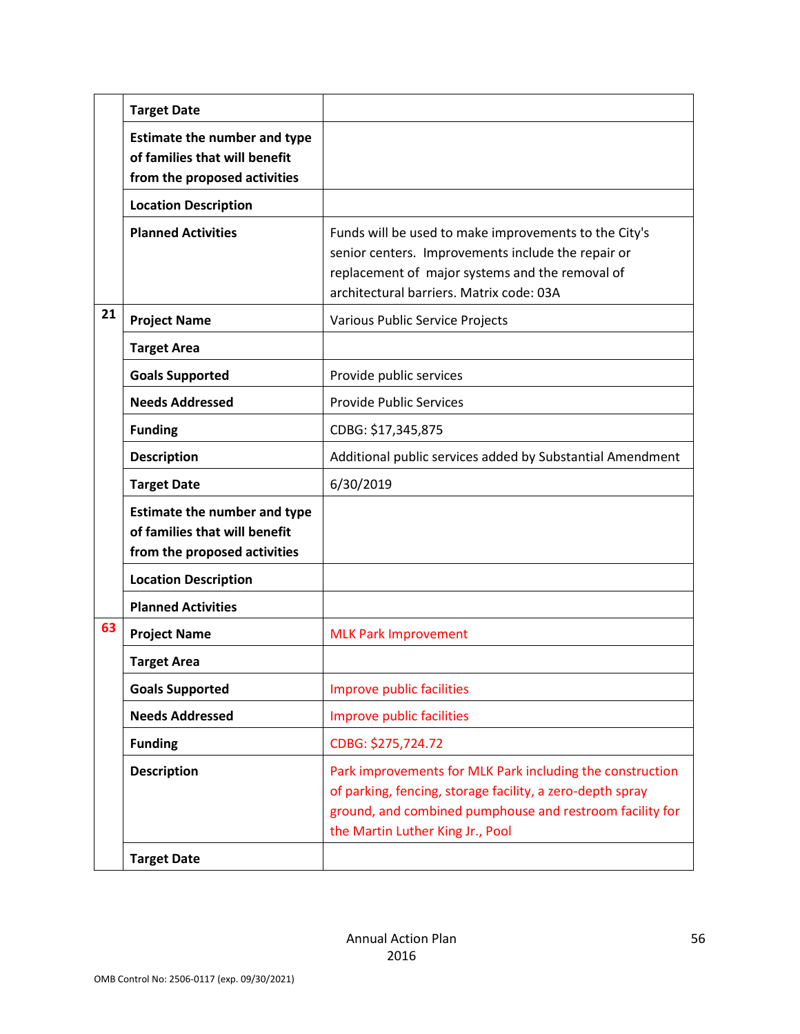| | | |
|---|---|---|
| | **Target Date** | |
| | **Estimate the number and type of families that will benefit from the proposed activities** | |
| | **Location Description** | |
| | **Planned Activities** | Funds will be used to make improvements to the City's senior centers. Improvements include the repair or replacement of major systems and the removal of architectural barriers. Matrix code: 03A |
| 21 | **Project Name** | Various Public Service Projects |
| | **Target Area** | |
| | **Goals Supported** | Provide public services |
| | **Needs Addressed** | Provide Public Services |
| | **Funding** | CDBG: $17,345,875 |
| | **Description** | Additional public services added by Substantial Amendment |
| | **Target Date** | 6/30/2019 |
| | **Estimate the number and type of families that will benefit from the proposed activities** | |
| | **Location Description** | |
| | **Planned Activities** | |
| 63 | **Project Name** | MLK Park Improvement |
| | **Target Area** | |
| | **Goals Supported** | Improve public facilities |
| | **Needs Addressed** | Improve public facilities |
| | **Funding** | CDBG: $275,724.72 |
| | **Description** | Park improvements for MLK Park including the construction of parking, fencing, storage facility, a zero-depth spray ground, and combined pumphouse and restroom facility for the Martin Luther King Jr., Pool |
| | **Target Date** | |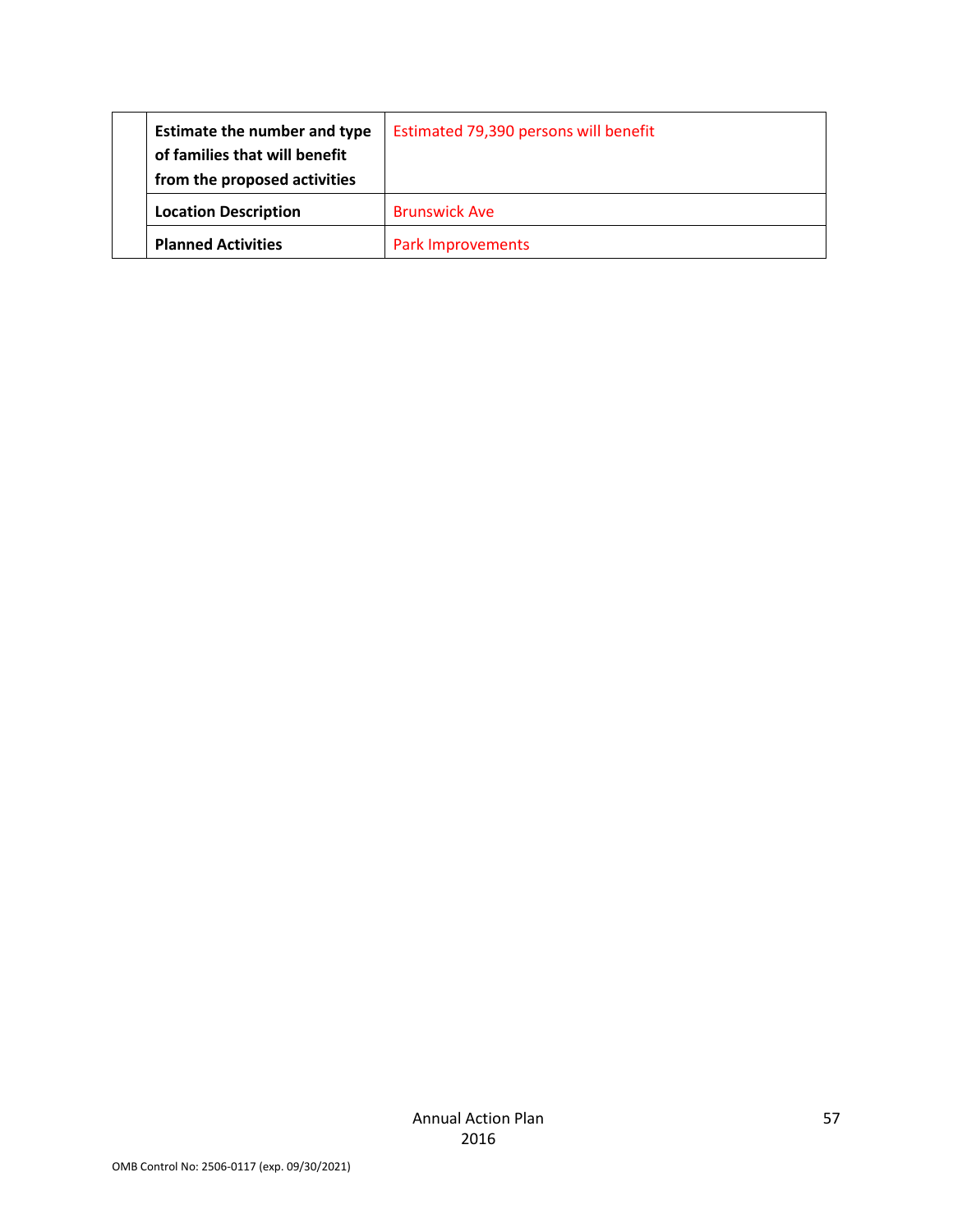| | | |
|---|---|---|
| | **Estimate the number and type of families that will benefit from the proposed activities** | Estimated 79,390 persons will benefit |
| | **Location Description** | Brunswick Ave |
| | **Planned Activities** | Park Improvements |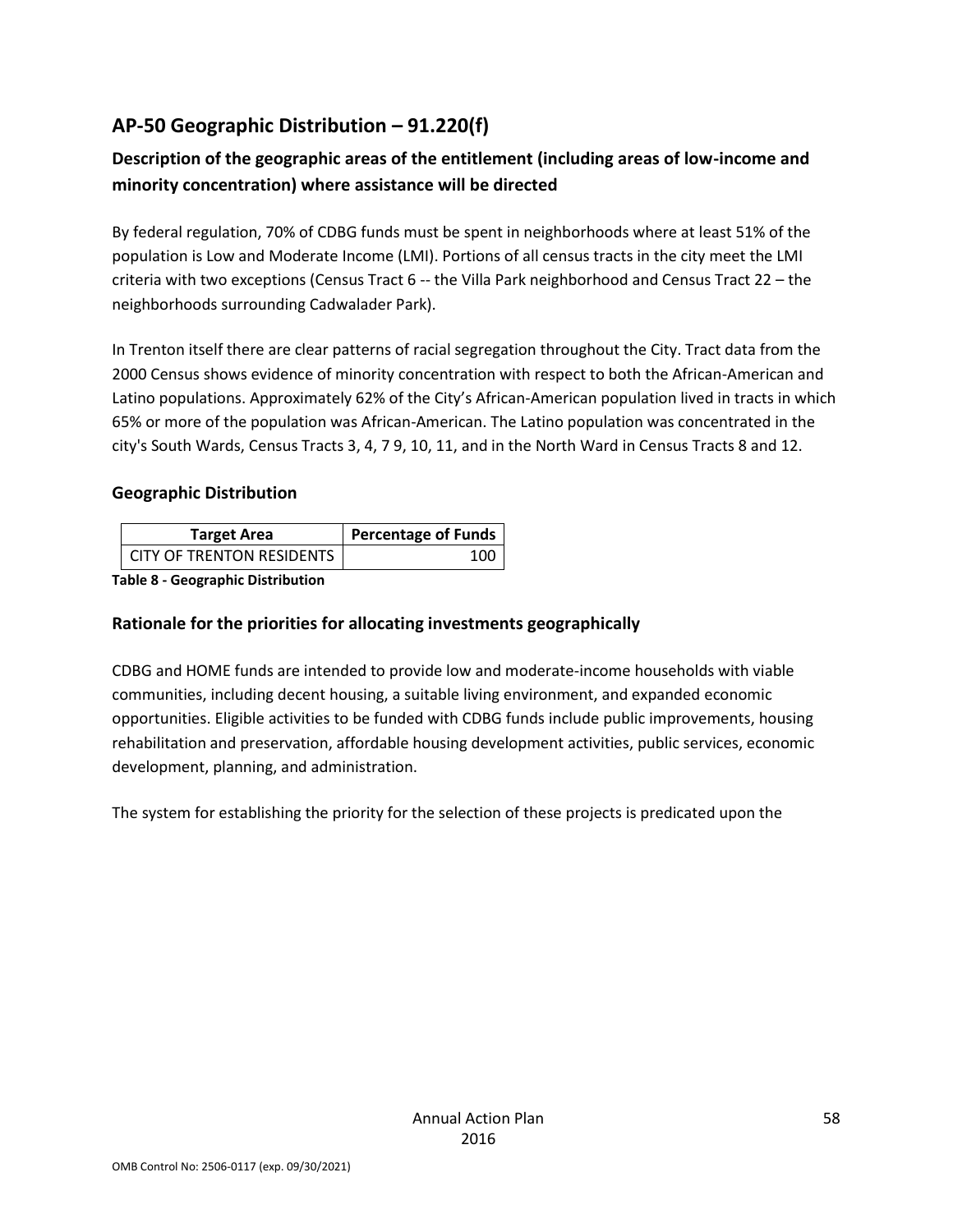## AP-50 Geographic Distribution – 91.220(f)

### Description of the geographic areas of the entitlement (including areas of low-income and minority concentration) where assistance will be directed

By federal regulation, 70% of CDBG funds must be spent in neighborhoods where at least 51% of the population is Low and Moderate Income (LMI). Portions of all census tracts in the city meet the LMI criteria with two exceptions (Census Tract 6 -- the Villa Park neighborhood and Census Tract 22 – the neighborhoods surrounding Cadwalader Park).

In Trenton itself there are clear patterns of racial segregation throughout the City. Tract data from the 2000 Census shows evidence of minority concentration with respect to both the African-American and Latino populations. Approximately 62% of the City's African-American population lived in tracts in which 65% or more of the population was African-American. The Latino population was concentrated in the city's South Wards, Census Tracts 3, 4, 7 9, 10, 11, and in the North Ward in Census Tracts 8 and 12.

### Geographic Distribution

| Target Area | Percentage of Funds |
|---|---|
| CITY OF TRENTON RESIDENTS | 100 |

**Table 8 - Geographic Distribution**

### Rationale for the priorities for allocating investments geographically

CDBG and HOME funds are intended to provide low and moderate-income households with viable communities, including decent housing, a suitable living environment, and expanded economic opportunities. Eligible activities to be funded with CDBG funds include public improvements, housing rehabilitation and preservation, affordable housing development activities, public services, economic development, planning, and administration.

The system for establishing the priority for the selection of these projects is predicated upon the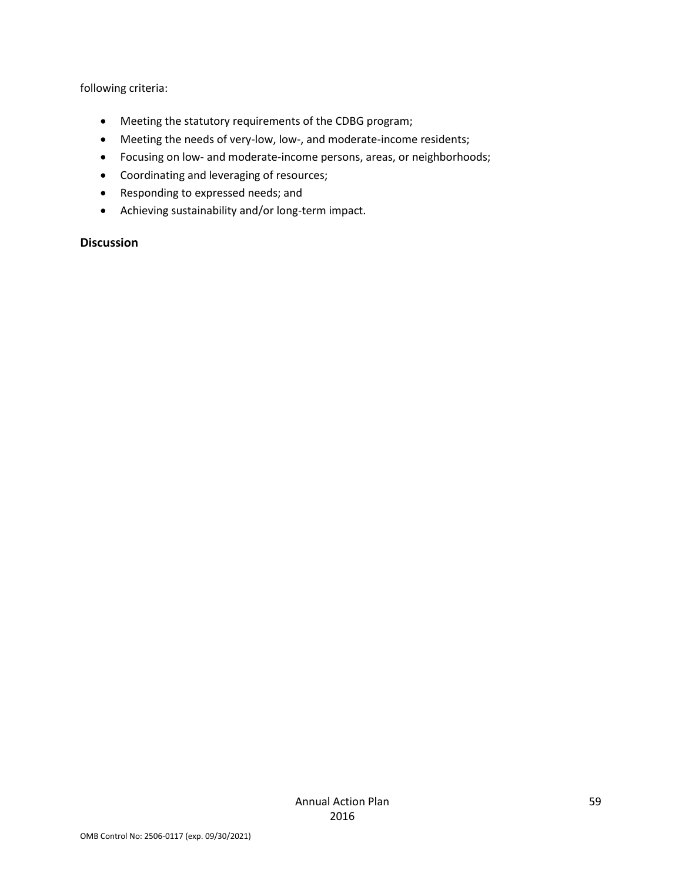following criteria:

- Meeting the statutory requirements of the CDBG program;
- Meeting the needs of very-low, low-, and moderate-income residents;
- Focusing on low- and moderate-income persons, areas, or neighborhoods;
- Coordinating and leveraging of resources;
- Responding to expressed needs; and
- Achieving sustainability and/or long-term impact.

### Discussion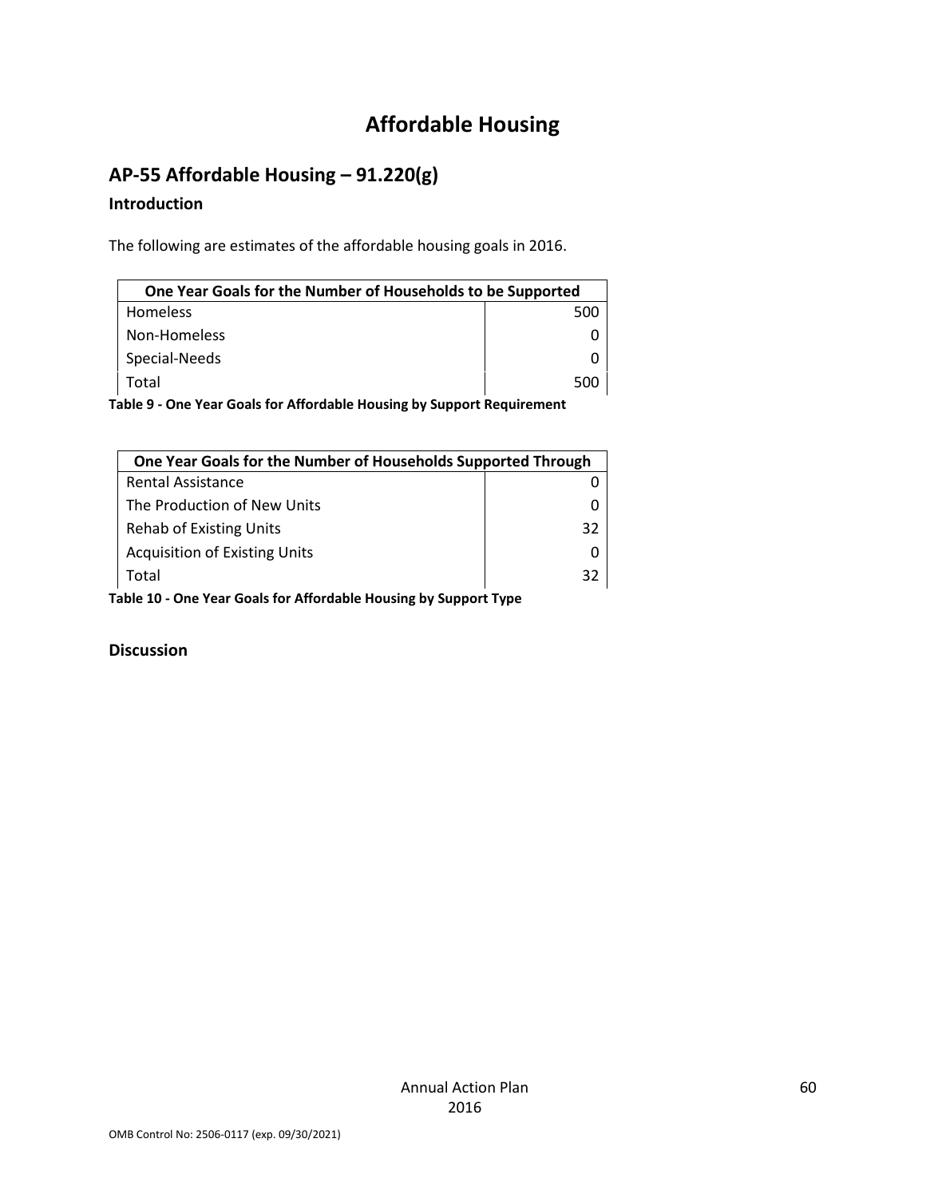# Affordable Housing

## AP-55 Affordable Housing – 91.220(g)

### Introduction

The following are estimates of the affordable housing goals in 2016.

| One Year Goals for the Number of Households to be Supported | |
|---|---|
| Homeless | 500 |
| Non-Homeless | 0 |
| Special-Needs | 0 |
| Total | 500 |

**Table 9 - One Year Goals for Affordable Housing by Support Requirement**

| One Year Goals for the Number of Households Supported Through | |
|---|---|
| Rental Assistance | 0 |
| The Production of New Units | 0 |
| Rehab of Existing Units | 32 |
| Acquisition of Existing Units | 0 |
| Total | 32 |

**Table 10 - One Year Goals for Affordable Housing by Support Type**

### Discussion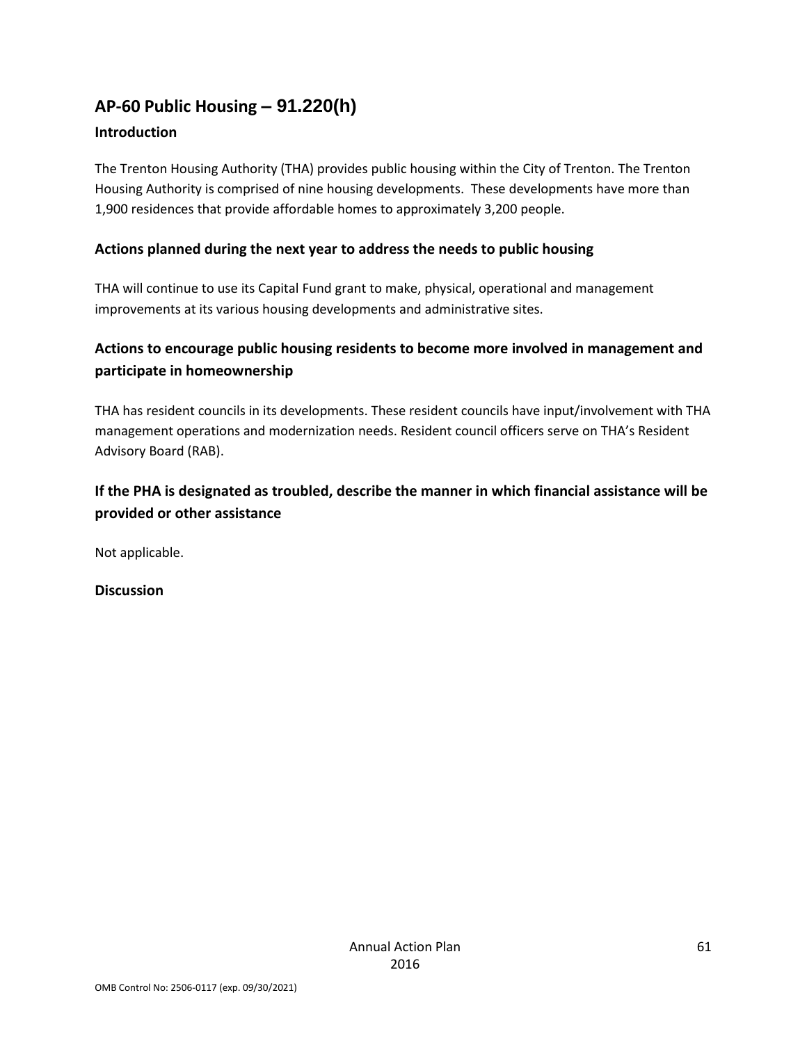## AP-60 Public Housing – 91.220(h)

### Introduction

The Trenton Housing Authority (THA) provides public housing within the City of Trenton. The Trenton Housing Authority is comprised of nine housing developments. These developments have more than 1,900 residences that provide affordable homes to approximately 3,200 people.

### Actions planned during the next year to address the needs to public housing

THA will continue to use its Capital Fund grant to make, physical, operational and management improvements at its various housing developments and administrative sites.

### Actions to encourage public housing residents to become more involved in management and participate in homeownership

THA has resident councils in its developments. These resident councils have input/involvement with THA management operations and modernization needs. Resident council officers serve on THA's Resident Advisory Board (RAB).

### If the PHA is designated as troubled, describe the manner in which financial assistance will be provided or other assistance

Not applicable.

### Discussion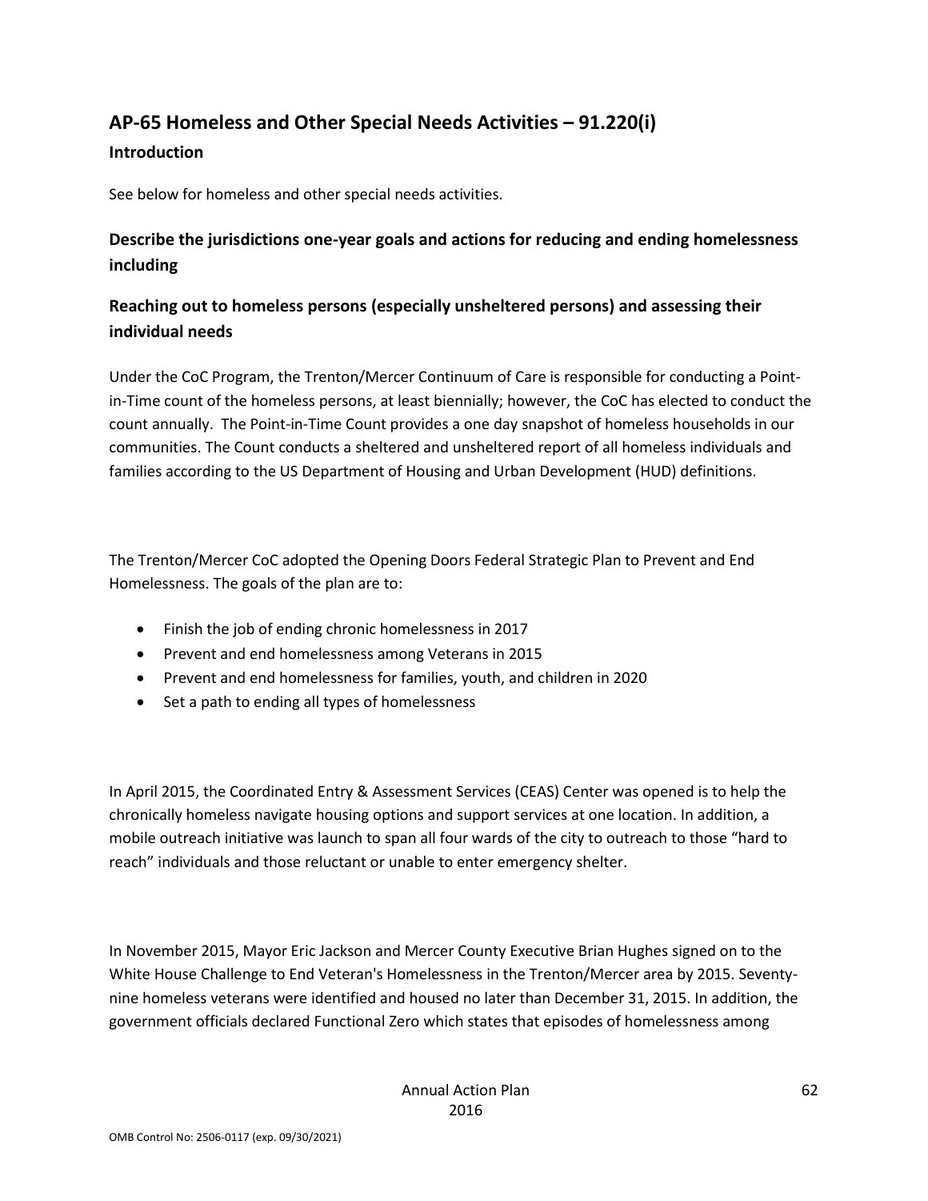## AP-65 Homeless and Other Special Needs Activities – 91.220(i)

### Introduction

See below for homeless and other special needs activities.

### Describe the jurisdictions one-year goals and actions for reducing and ending homelessness including

### Reaching out to homeless persons (especially unsheltered persons) and assessing their individual needs

Under the CoC Program, the Trenton/Mercer Continuum of Care is responsible for conducting a Point-in-Time count of the homeless persons, at least biennially; however, the CoC has elected to conduct the count annually. The Point-in-Time Count provides a one day snapshot of homeless households in our communities. The Count conducts a sheltered and unsheltered report of all homeless individuals and families according to the US Department of Housing and Urban Development (HUD) definitions.

The Trenton/Mercer CoC adopted the Opening Doors Federal Strategic Plan to Prevent and End Homelessness. The goals of the plan are to:

- Finish the job of ending chronic homelessness in 2017
- Prevent and end homelessness among Veterans in 2015
- Prevent and end homelessness for families, youth, and children in 2020
- Set a path to ending all types of homelessness

In April 2015, the Coordinated Entry & Assessment Services (CEAS) Center was opened is to help the chronically homeless navigate housing options and support services at one location. In addition, a mobile outreach initiative was launch to span all four wards of the city to outreach to those "hard to reach" individuals and those reluctant or unable to enter emergency shelter.

In November 2015, Mayor Eric Jackson and Mercer County Executive Brian Hughes signed on to the White House Challenge to End Veteran's Homelessness in the Trenton/Mercer area by 2015. Seventy-nine homeless veterans were identified and housed no later than December 31, 2015. In addition, the government officials declared Functional Zero which states that episodes of homelessness among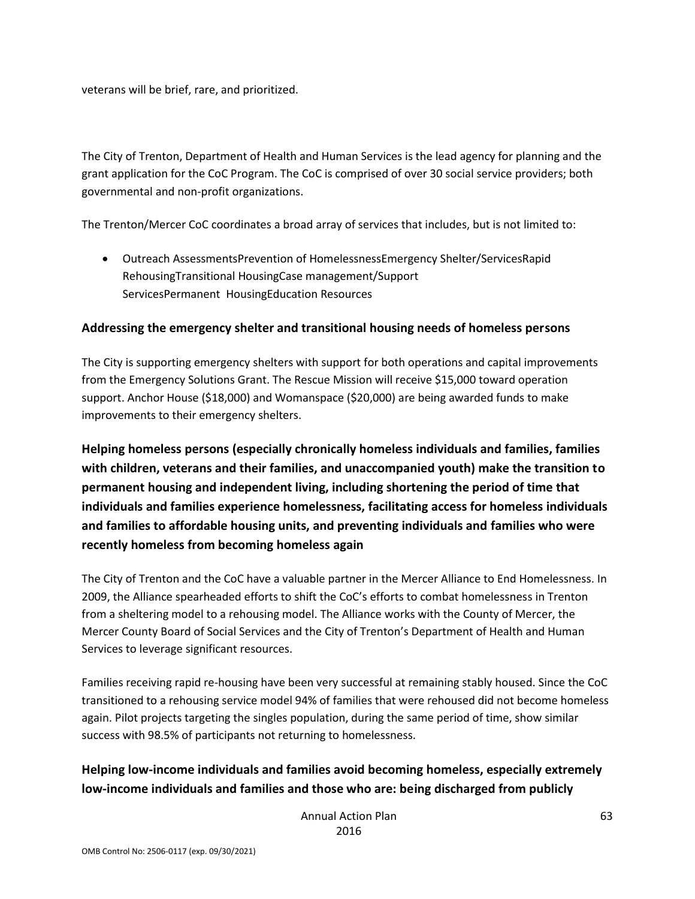veterans will be brief, rare, and prioritized.

The City of Trenton, Department of Health and Human Services is the lead agency for planning and the grant application for the CoC Program. The CoC is comprised of over 30 social service providers; both governmental and non-profit organizations.

The Trenton/Mercer CoC coordinates a broad array of services that includes, but is not limited to:

- Outreach AssessmentsPrevention of HomelessnessEmergency Shelter/ServicesRapid RehousingTransitional HousingCase management/Support ServicesPermanent  HousingEducation Resources

### Addressing the emergency shelter and transitional housing needs of homeless persons

The City is supporting emergency shelters with support for both operations and capital improvements from the Emergency Solutions Grant. The Rescue Mission will receive $15,000 toward operation support. Anchor House ($18,000) and Womanspace ($20,000) are being awarded funds to make improvements to their emergency shelters.

### Helping homeless persons (especially chronically homeless individuals and families, families with children, veterans and their families, and unaccompanied youth) make the transition to permanent housing and independent living, including shortening the period of time that individuals and families experience homelessness, facilitating access for homeless individuals and families to affordable housing units, and preventing individuals and families who were recently homeless from becoming homeless again

The City of Trenton and the CoC have a valuable partner in the Mercer Alliance to End Homelessness. In 2009, the Alliance spearheaded efforts to shift the CoC's efforts to combat homelessness in Trenton from a sheltering model to a rehousing model. The Alliance works with the County of Mercer, the Mercer County Board of Social Services and the City of Trenton's Department of Health and Human Services to leverage significant resources.

Families receiving rapid re-housing have been very successful at remaining stably housed. Since the CoC transitioned to a rehousing service model 94% of families that were rehoused did not become homeless again. Pilot projects targeting the singles population, during the same period of time, show similar success with 98.5% of participants not returning to homelessness.

### Helping low-income individuals and families avoid becoming homeless, especially extremely low-income individuals and families and those who are: being discharged from publicly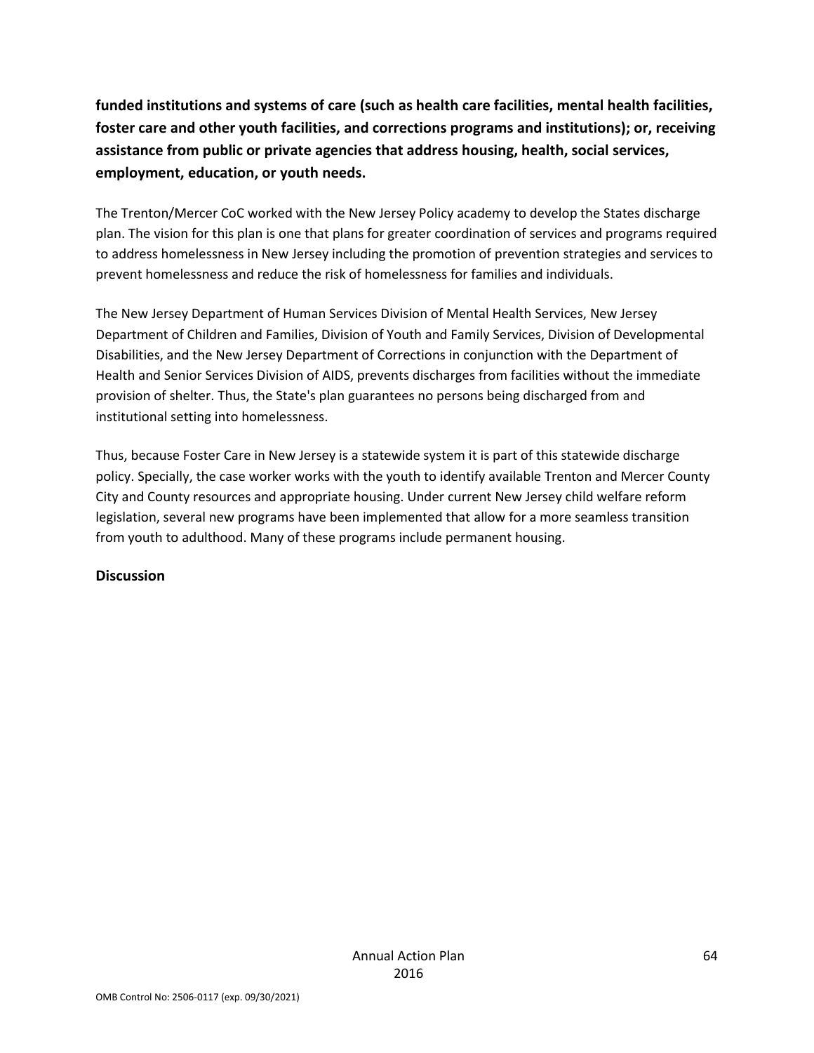**funded institutions and systems of care (such as health care facilities, mental health facilities, foster care and other youth facilities, and corrections programs and institutions); or, receiving assistance from public or private agencies that address housing, health, social services, employment, education, or youth needs.**

The Trenton/Mercer CoC worked with the New Jersey Policy academy to develop the States discharge plan. The vision for this plan is one that plans for greater coordination of services and programs required to address homelessness in New Jersey including the promotion of prevention strategies and services to prevent homelessness and reduce the risk of homelessness for families and individuals.

The New Jersey Department of Human Services Division of Mental Health Services, New Jersey Department of Children and Families, Division of Youth and Family Services, Division of Developmental Disabilities, and the New Jersey Department of Corrections in conjunction with the Department of Health and Senior Services Division of AIDS, prevents discharges from facilities without the immediate provision of shelter. Thus, the State's plan guarantees no persons being discharged from and institutional setting into homelessness.

Thus, because Foster Care in New Jersey is a statewide system it is part of this statewide discharge policy. Specially, the case worker works with the youth to identify available Trenton and Mercer County City and County resources and appropriate housing. Under current New Jersey child welfare reform legislation, several new programs have been implemented that allow for a more seamless transition from youth to adulthood. Many of these programs include permanent housing.

**Discussion**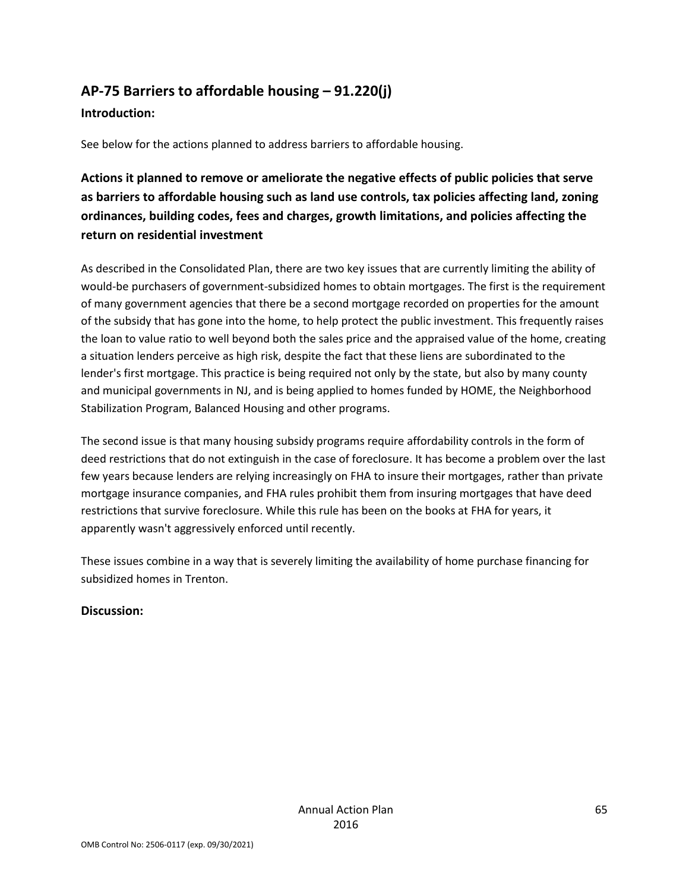## AP-75 Barriers to affordable housing – 91.220(j)

### Introduction:

See below for the actions planned to address barriers to affordable housing.

### Actions it planned to remove or ameliorate the negative effects of public policies that serve as barriers to affordable housing such as land use controls, tax policies affecting land, zoning ordinances, building codes, fees and charges, growth limitations, and policies affecting the return on residential investment

As described in the Consolidated Plan, there are two key issues that are currently limiting the ability of would-be purchasers of government-subsidized homes to obtain mortgages. The first is the requirement of many government agencies that there be a second mortgage recorded on properties for the amount of the subsidy that has gone into the home, to help protect the public investment. This frequently raises the loan to value ratio to well beyond both the sales price and the appraised value of the home, creating a situation lenders perceive as high risk, despite the fact that these liens are subordinated to the lender's first mortgage. This practice is being required not only by the state, but also by many county and municipal governments in NJ, and is being applied to homes funded by HOME, the Neighborhood Stabilization Program, Balanced Housing and other programs.

The second issue is that many housing subsidy programs require affordability controls in the form of deed restrictions that do not extinguish in the case of foreclosure. It has become a problem over the last few years because lenders are relying increasingly on FHA to insure their mortgages, rather than private mortgage insurance companies, and FHA rules prohibit them from insuring mortgages that have deed restrictions that survive foreclosure. While this rule has been on the books at FHA for years, it apparently wasn't aggressively enforced until recently.

These issues combine in a way that is severely limiting the availability of home purchase financing for subsidized homes in Trenton.

### Discussion: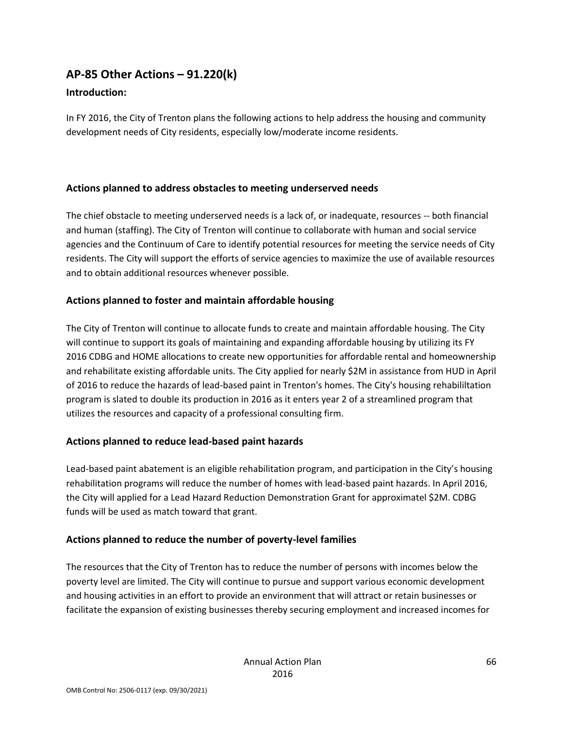## AP-85 Other Actions – 91.220(k)

### Introduction:

In FY 2016, the City of Trenton plans the following actions to help address the housing and community development needs of City residents, especially low/moderate income residents.

### Actions planned to address obstacles to meeting underserved needs

The chief obstacle to meeting underserved needs is a lack of, or inadequate, resources -- both financial and human (staffing). The City of Trenton will continue to collaborate with human and social service agencies and the Continuum of Care to identify potential resources for meeting the service needs of City residents. The City will support the efforts of service agencies to maximize the use of available resources and to obtain additional resources whenever possible.

### Actions planned to foster and maintain affordable housing

The City of Trenton will continue to allocate funds to create and maintain affordable housing. The City will continue to support its goals of maintaining and expanding affordable housing by utilizing its FY 2016 CDBG and HOME allocations to create new opportunities for affordable rental and homeownership and rehabilitate existing affordable units. The City applied for nearly $2M in assistance from HUD in April of 2016 to reduce the hazards of lead-based paint in Trenton's homes. The City's housing rehabililtation program is slated to double its production in 2016 as it enters year 2 of a streamlined program that utilizes the resources and capacity of a professional consulting firm.

### Actions planned to reduce lead-based paint hazards

Lead-based paint abatement is an eligible rehabilitation program, and participation in the City's housing rehabilitation programs will reduce the number of homes with lead-based paint hazards. In April 2016, the City will applied for a Lead Hazard Reduction Demonstration Grant for approximatel $2M. CDBG funds will be used as match toward that grant.

### Actions planned to reduce the number of poverty-level families

The resources that the City of Trenton has to reduce the number of persons with incomes below the poverty level are limited. The City will continue to pursue and support various economic development and housing activities in an effort to provide an environment that will attract or retain businesses or facilitate the expansion of existing businesses thereby securing employment and increased incomes for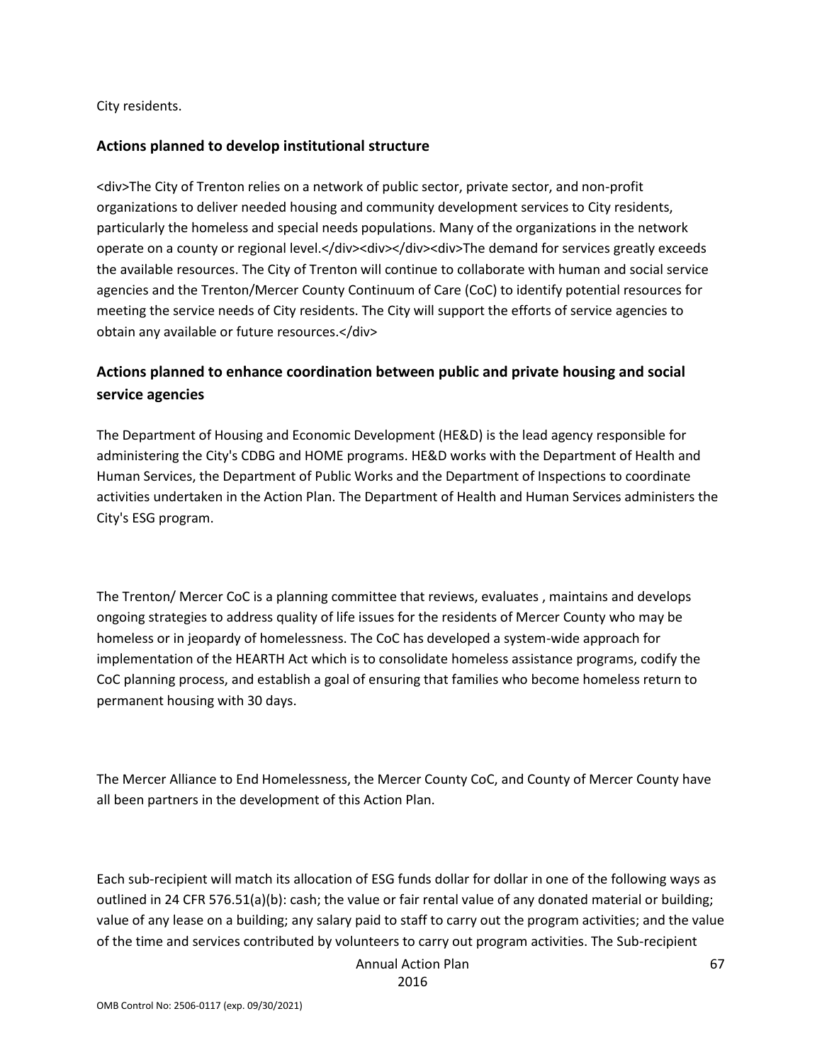City residents.

## Actions planned to develop institutional structure

<div>The City of Trenton relies on a network of public sector, private sector, and non-profit organizations to deliver needed housing and community development services to City residents, particularly the homeless and special needs populations. Many of the organizations in the network operate on a county or regional level.</div><div></div><div>The demand for services greatly exceeds the available resources. The City of Trenton will continue to collaborate with human and social service agencies and the Trenton/Mercer County Continuum of Care (CoC) to identify potential resources for meeting the service needs of City residents. The City will support the efforts of service agencies to obtain any available or future resources.</div>

## Actions planned to enhance coordination between public and private housing and social service agencies

The Department of Housing and Economic Development (HE&D) is the lead agency responsible for administering the City's CDBG and HOME programs. HE&D works with the Department of Health and Human Services, the Department of Public Works and the Department of Inspections to coordinate activities undertaken in the Action Plan. The Department of Health and Human Services administers the City's ESG program.

The Trenton/ Mercer CoC is a planning committee that reviews, evaluates , maintains and develops ongoing strategies to address quality of life issues for the residents of Mercer County who may be homeless or in jeopardy of homelessness. The CoC has developed a system-wide approach for implementation of the HEARTH Act which is to consolidate homeless assistance programs, codify the CoC planning process, and establish a goal of ensuring that families who become homeless return to permanent housing with 30 days.

The Mercer Alliance to End Homelessness, the Mercer County CoC, and County of Mercer County have all been partners in the development of this Action Plan.

Each sub-recipient will match its allocation of ESG funds dollar for dollar in one of the following ways as outlined in 24 CFR 576.51(a)(b): cash; the value or fair rental value of any donated material or building; value of any lease on a building; any salary paid to staff to carry out the program activities; and the value of the time and services contributed by volunteers to carry out program activities. The Sub-recipient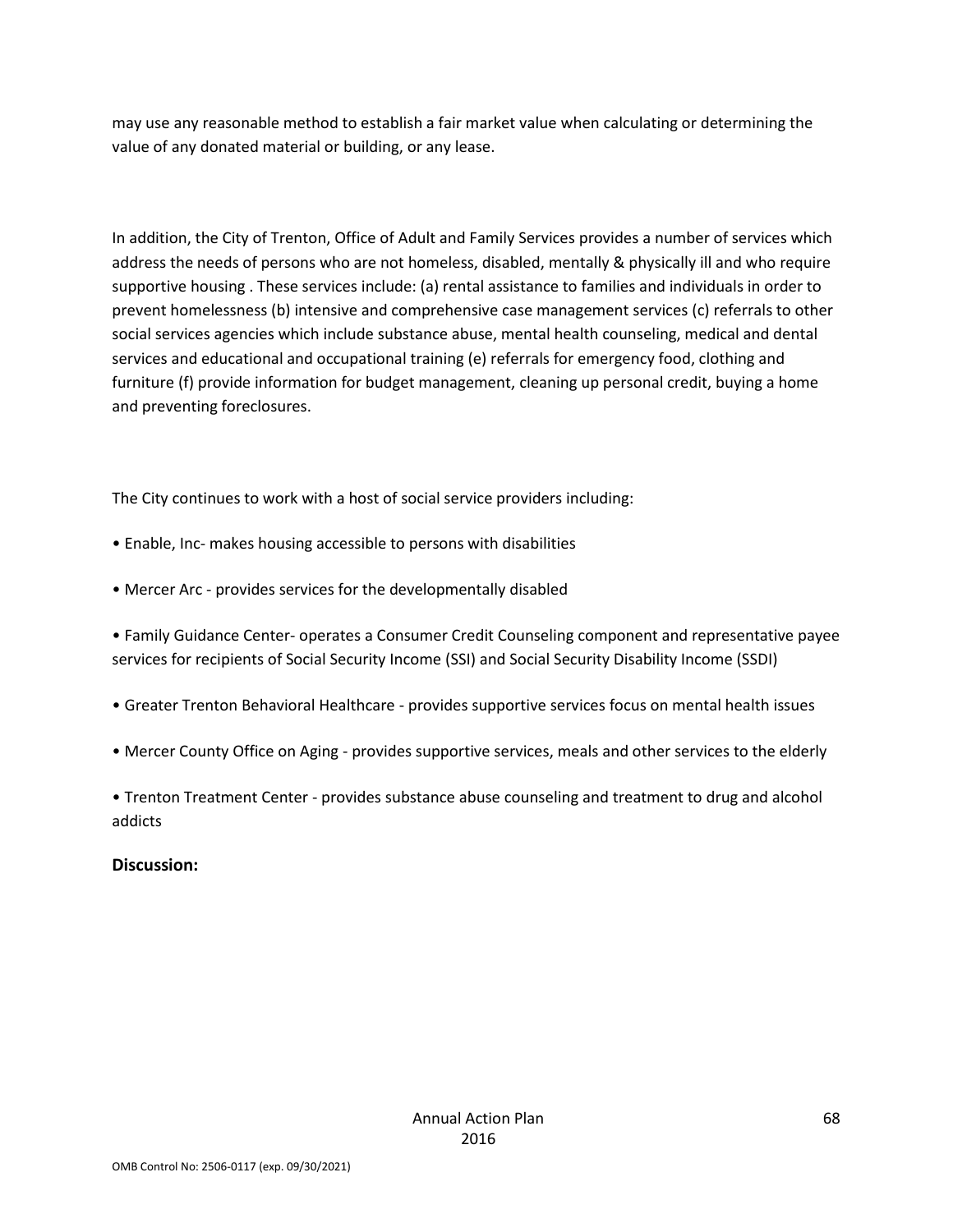may use any reasonable method to establish a fair market value when calculating or determining the value of any donated material or building, or any lease.

In addition, the City of Trenton, Office of Adult and Family Services provides a number of services which address the needs of persons who are not homeless, disabled, mentally & physically ill and who require supportive housing . These services include: (a) rental assistance to families and individuals in order to prevent homelessness (b) intensive and comprehensive case management services (c) referrals to other social services agencies which include substance abuse, mental health counseling, medical and dental services and educational and occupational training (e) referrals for emergency food, clothing and furniture (f) provide information for budget management, cleaning up personal credit, buying a home and preventing foreclosures.

The City continues to work with a host of social service providers including:

• Enable, Inc- makes housing accessible to persons with disabilities

• Mercer Arc - provides services for the developmentally disabled

• Family Guidance Center- operates a Consumer Credit Counseling component and representative payee services for recipients of Social Security Income (SSI) and Social Security Disability Income (SSDI)

• Greater Trenton Behavioral Healthcare - provides supportive services focus on mental health issues

• Mercer County Office on Aging - provides supportive services, meals and other services to the elderly

• Trenton Treatment Center - provides substance abuse counseling and treatment to drug and alcohol addicts

**Discussion:**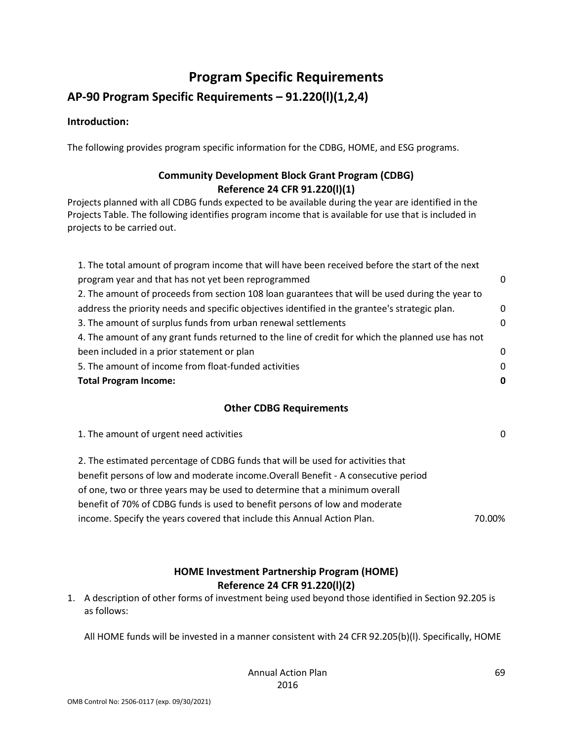# Program Specific Requirements

## AP-90 Program Specific Requirements – 91.220(l)(1,2,4)

**Introduction:**

The following provides program specific information for the CDBG, HOME, and ESG programs.

### Community Development Block Grant Program (CDBG)
### Reference 24 CFR 91.220(l)(1)

Projects planned with all CDBG funds expected to be available during the year are identified in the Projects Table. The following identifies program income that is available for use that is included in projects to be carried out.

| | |
|---|---|
| 1. The total amount of program income that will have been received before the start of the next program year and that has not yet been reprogrammed | 0 |
| 2. The amount of proceeds from section 108 loan guarantees that will be used during the year to address the priority needs and specific objectives identified in the grantee's strategic plan. | 0 |
| 3. The amount of surplus funds from urban renewal settlements | 0 |
| 4. The amount of any grant funds returned to the line of credit for which the planned use has not been included in a prior statement or plan | 0 |
| 5. The amount of income from float-funded activities | 0 |
| **Total Program Income:** | **0** |

### Other CDBG Requirements

| | |
|---|---|
| 1. The amount of urgent need activities | 0 |
| 2. The estimated percentage of CDBG funds that will be used for activities that benefit persons of low and moderate income.Overall Benefit - A consecutive period of one, two or three years may be used to determine that a minimum overall benefit of 70% of CDBG funds is used to benefit persons of low and moderate income. Specify the years covered that include this Annual Action Plan. | 70.00% |

### HOME Investment Partnership Program (HOME)
### Reference 24 CFR 91.220(l)(2)

1. A description of other forms of investment being used beyond those identified in Section 92.205 is as follows:

   All HOME funds will be invested in a manner consistent with 24 CFR 92.205(b)(l). Specifically, HOME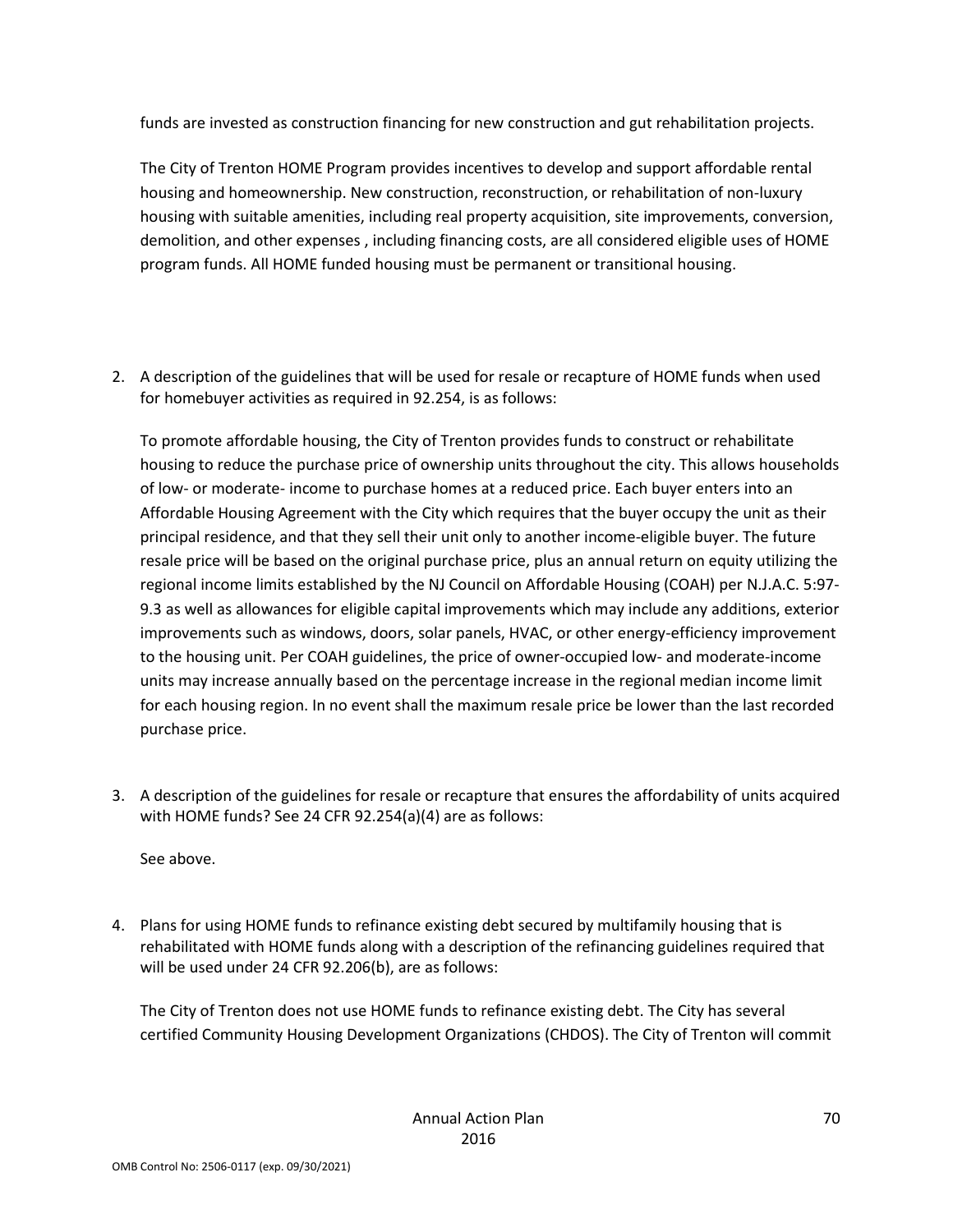funds are invested as construction financing for new construction and gut rehabilitation projects.

The City of Trenton HOME Program provides incentives to develop and support affordable rental housing and homeownership. New construction, reconstruction, or rehabilitation of non-luxury housing with suitable amenities, including real property acquisition, site improvements, conversion, demolition, and other expenses , including financing costs, are all considered eligible uses of HOME program funds. All HOME funded housing must be permanent or transitional housing.

2. A description of the guidelines that will be used for resale or recapture of HOME funds when used for homebuyer activities as required in 92.254, is as follows:

   To promote affordable housing, the City of Trenton provides funds to construct or rehabilitate housing to reduce the purchase price of ownership units throughout the city. This allows households of low- or moderate- income to purchase homes at a reduced price. Each buyer enters into an Affordable Housing Agreement with the City which requires that the buyer occupy the unit as their principal residence, and that they sell their unit only to another income-eligible buyer. The future resale price will be based on the original purchase price, plus an annual return on equity utilizing the regional income limits established by the NJ Council on Affordable Housing (COAH) per N.J.A.C. 5:97-9.3 as well as allowances for eligible capital improvements which may include any additions, exterior improvements such as windows, doors, solar panels, HVAC, or other energy-efficiency improvement to the housing unit. Per COAH guidelines, the price of owner-occupied low- and moderate-income units may increase annually based on the percentage increase in the regional median income limit for each housing region. In no event shall the maximum resale price be lower than the last recorded purchase price.

3. A description of the guidelines for resale or recapture that ensures the affordability of units acquired with HOME funds? See 24 CFR 92.254(a)(4) are as follows:

   See above.

4. Plans for using HOME funds to refinance existing debt secured by multifamily housing that is rehabilitated with HOME funds along with a description of the refinancing guidelines required that will be used under 24 CFR 92.206(b), are as follows:

   The City of Trenton does not use HOME funds to refinance existing debt. The City has several certified Community Housing Development Organizations (CHDOS). The City of Trenton will commit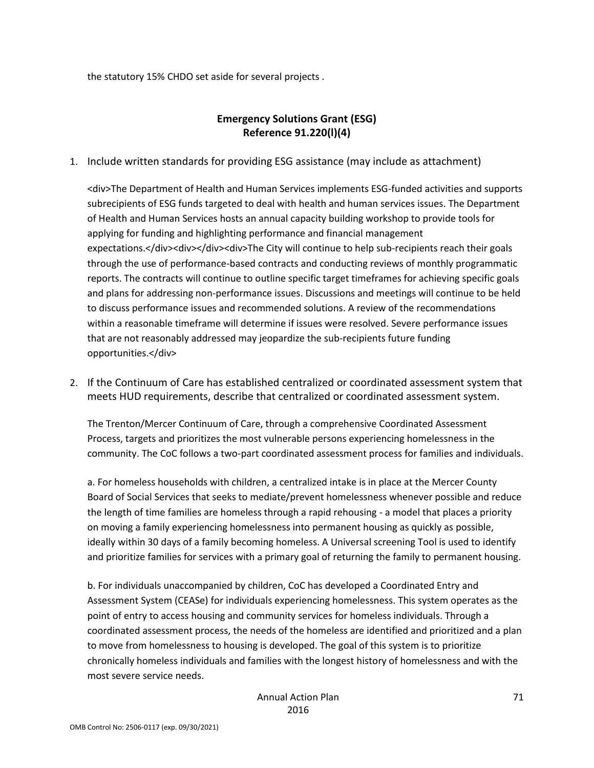the statutory 15% CHDO set aside for several projects .

## Emergency Solutions Grant (ESG)
## Reference 91.220(l)(4)

1. Include written standards for providing ESG assistance (may include as attachment)

   <div>The Department of Health and Human Services implements ESG-funded activities and supports subrecipients of ESG funds targeted to deal with health and human services issues. The Department of Health and Human Services hosts an annual capacity building workshop to provide tools for applying for funding and highlighting performance and financial management expectations.</div><div></div><div>The City will continue to help sub-recipients reach their goals through the use of performance-based contracts and conducting reviews of monthly programmatic reports. The contracts will continue to outline specific target timeframes for achieving specific goals and plans for addressing non-performance issues. Discussions and meetings will continue to be held to discuss performance issues and recommended solutions. A review of the recommendations within a reasonable timeframe will determine if issues were resolved. Severe performance issues that are not reasonably addressed may jeopardize the sub-recipients future funding opportunities.</div>

2. If the Continuum of Care has established centralized or coordinated assessment system that meets HUD requirements, describe that centralized or coordinated assessment system.

   The Trenton/Mercer Continuum of Care, through a comprehensive Coordinated Assessment Process, targets and prioritizes the most vulnerable persons experiencing homelessness in the community. The CoC follows a two-part coordinated assessment process for families and individuals.

   a. For homeless households with children, a centralized intake is in place at the Mercer County Board of Social Services that seeks to mediate/prevent homelessness whenever possible and reduce the length of time families are homeless through a rapid rehousing - a model that places a priority on moving a family experiencing homelessness into permanent housing as quickly as possible, ideally within 30 days of a family becoming homeless. A Universal screening Tool is used to identify and prioritize families for services with a primary goal of returning the family to permanent housing.

   b. For individuals unaccompanied by children, CoC has developed a Coordinated Entry and Assessment System (CEASe) for individuals experiencing homelessness. This system operates as the point of entry to access housing and community services for homeless individuals. Through a coordinated assessment process, the needs of the homeless are identified and prioritized and a plan to move from homelessness to housing is developed. The goal of this system is to prioritize chronically homeless individuals and families with the longest history of homelessness and with the most severe service needs.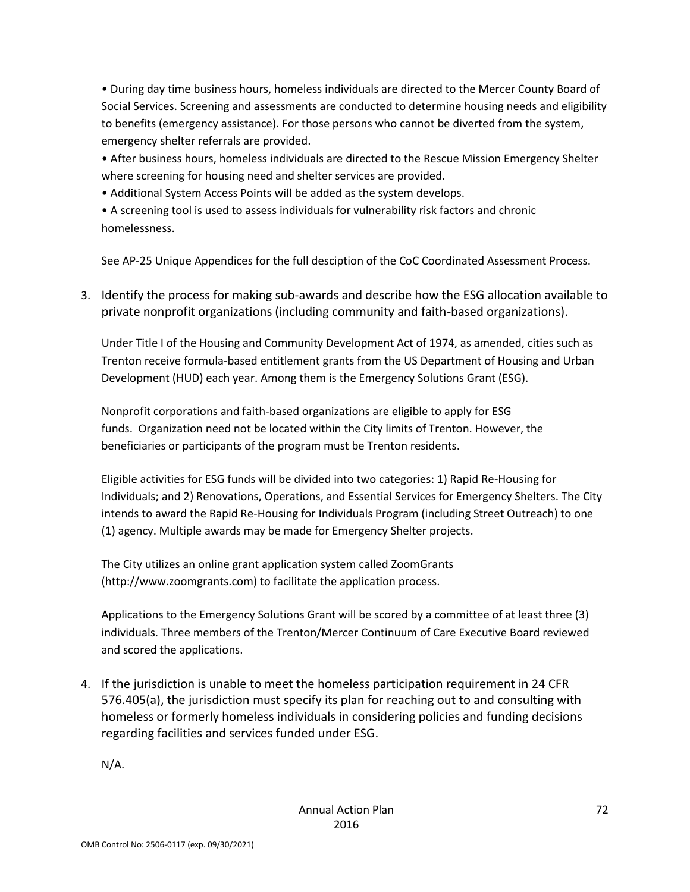- During day time business hours, homeless individuals are directed to the Mercer County Board of Social Services. Screening and assessments are conducted to determine housing needs and eligibility to benefits (emergency assistance). For those persons who cannot be diverted from the system, emergency shelter referrals are provided.
- After business hours, homeless individuals are directed to the Rescue Mission Emergency Shelter where screening for housing need and shelter services are provided.
- Additional System Access Points will be added as the system develops.
- A screening tool is used to assess individuals for vulnerability risk factors and chronic homelessness.

See AP-25 Unique Appendices for the full desciption of the CoC Coordinated Assessment Process.

3. Identify the process for making sub-awards and describe how the ESG allocation available to private nonprofit organizations (including community and faith-based organizations).

Under Title I of the Housing and Community Development Act of 1974, as amended, cities such as Trenton receive formula-based entitlement grants from the US Department of Housing and Urban Development (HUD) each year. Among them is the Emergency Solutions Grant (ESG).

Nonprofit corporations and faith-based organizations are eligible to apply for ESG funds. Organization need not be located within the City limits of Trenton. However, the beneficiaries or participants of the program must be Trenton residents.

Eligible activities for ESG funds will be divided into two categories: 1) Rapid Re-Housing for Individuals; and 2) Renovations, Operations, and Essential Services for Emergency Shelters. The City intends to award the Rapid Re-Housing for Individuals Program (including Street Outreach) to one (1) agency. Multiple awards may be made for Emergency Shelter projects.

The City utilizes an online grant application system called ZoomGrants (http://www.zoomgrants.com) to facilitate the application process.

Applications to the Emergency Solutions Grant will be scored by a committee of at least three (3) individuals. Three members of the Trenton/Mercer Continuum of Care Executive Board reviewed and scored the applications.

4. If the jurisdiction is unable to meet the homeless participation requirement in 24 CFR 576.405(a), the jurisdiction must specify its plan for reaching out to and consulting with homeless or formerly homeless individuals in considering policies and funding decisions regarding facilities and services funded under ESG.

N/A.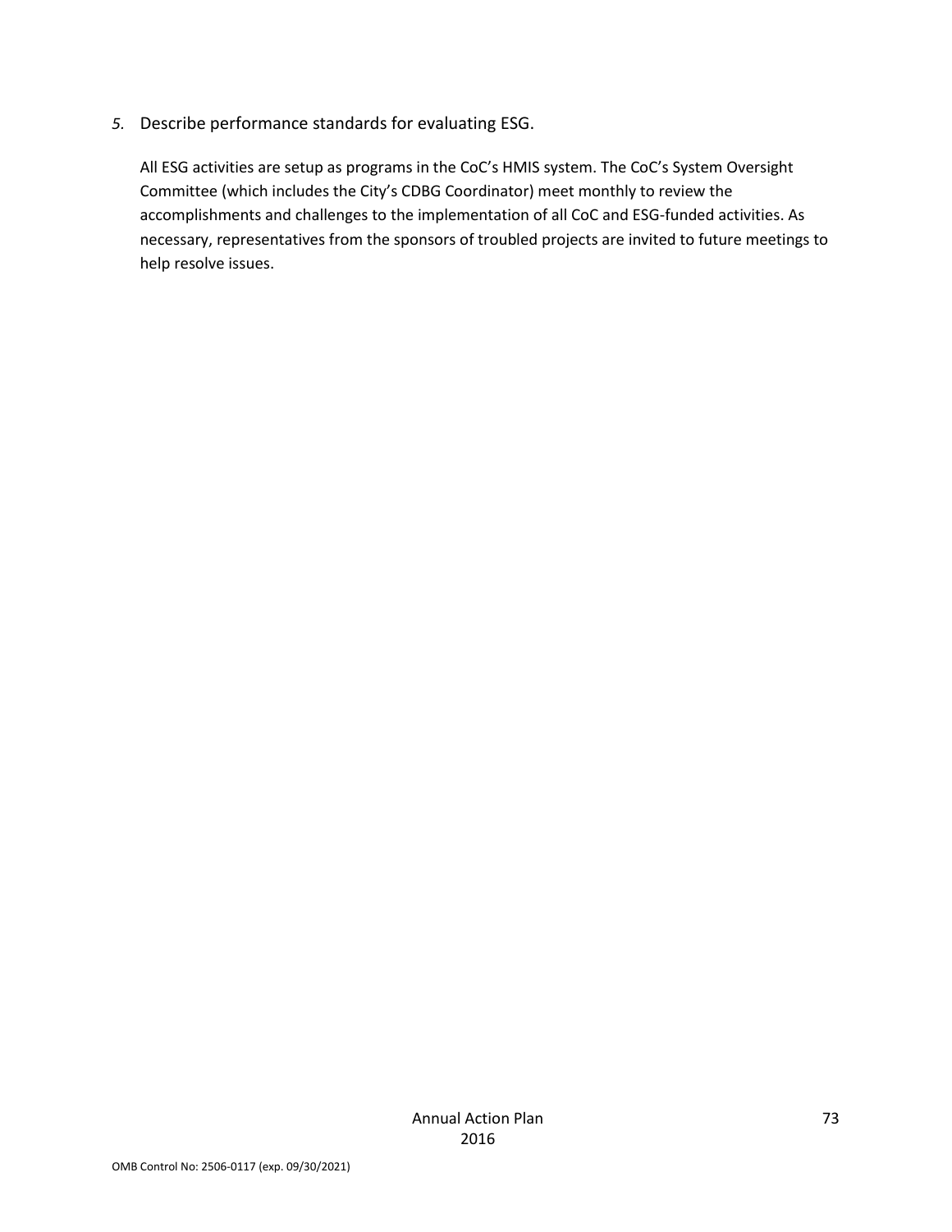*5.* Describe performance standards for evaluating ESG.

All ESG activities are setup as programs in the CoC's HMIS system. The CoC's System Oversight Committee (which includes the City's CDBG Coordinator) meet monthly to review the accomplishments and challenges to the implementation of all CoC and ESG-funded activities. As necessary, representatives from the sponsors of troubled projects are invited to future meetings to help resolve issues.